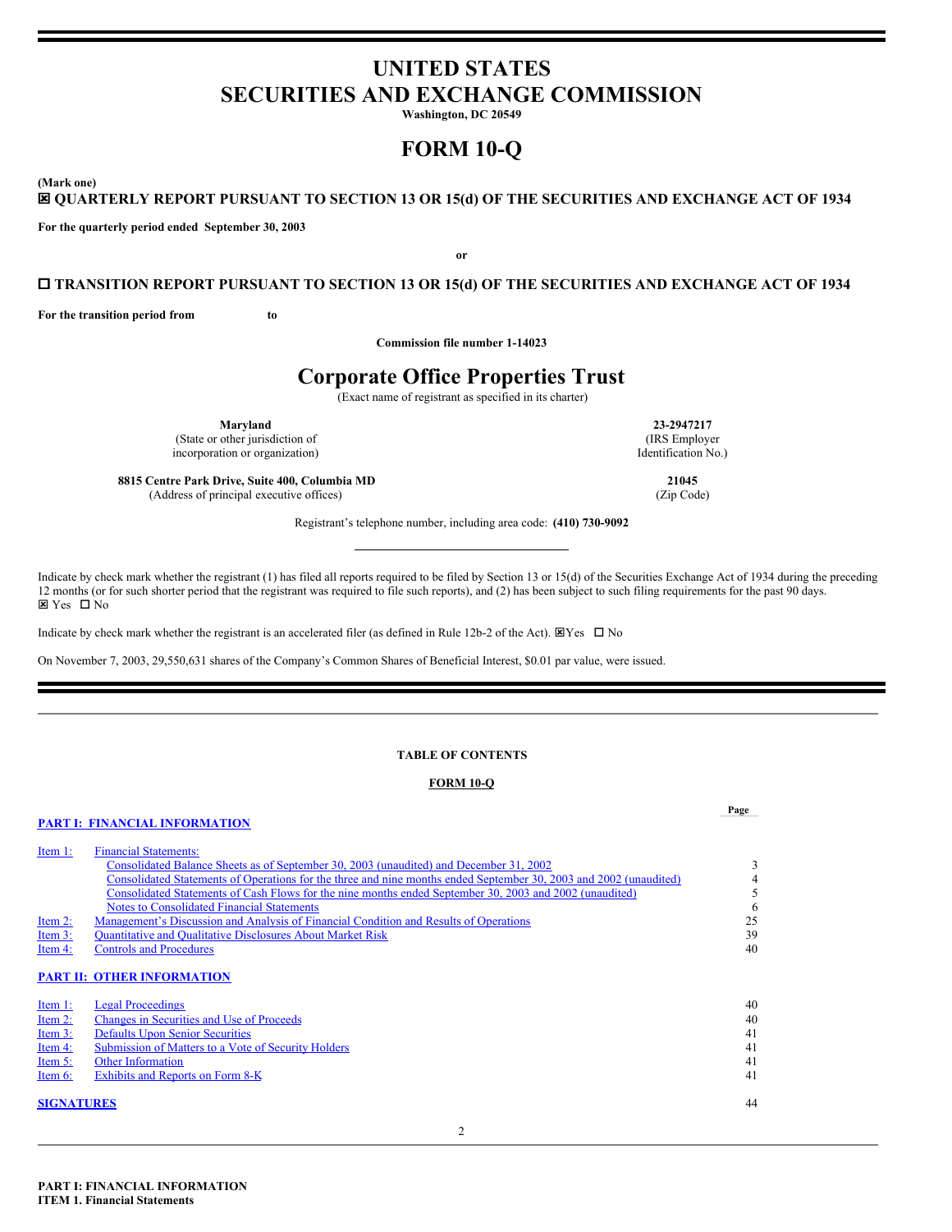# UNITED STATES
# SECURITIES AND EXCHANGE COMMISSION

**Washington, DC 20549**

# FORM 10-Q

**(Mark one)**

☒ **QUARTERLY REPORT PURSUANT TO SECTION 13 OR 15(d) OF THE SECURITIES AND EXCHANGE ACT OF 1934**

**For the quarterly period ended September 30, 2003**

**or**

☐ **TRANSITION REPORT PURSUANT TO SECTION 13 OR 15(d) OF THE SECURITIES AND EXCHANGE ACT OF 1934**

**For the transition period from to**

**Commission file number 1-14023**

# Corporate Office Properties Trust

(Exact name of registrant as specified in its charter)

| | |
|---|---|
| **Maryland**<br>(State or other jurisdiction of incorporation or organization) | **23-2947217**<br>(IRS Employer Identification No.) |
| **8815 Centre Park Drive, Suite 400, Columbia MD**<br>(Address of principal executive offices) | **21045**<br>(Zip Code) |

Registrant's telephone number, including area code: **(410) 730-9092**

Indicate by check mark whether the registrant (1) has filed all reports required to be filed by Section 13 or 15(d) of the Securities Exchange Act of 1934 during the preceding 12 months (or for such shorter period that the registrant was required to file such reports), and (2) has been subject to such filing requirements for the past 90 days. ☒ Yes ☐ No

Indicate by check mark whether the registrant is an accelerated filer (as defined in Rule 12b-2 of the Act). ☒Yes ☐ No

On November 7, 2003, 29,550,631 shares of the Company's Common Shares of Beneficial Interest, $0.01 par value, were issued.

**TABLE OF CONTENTS**

**FORM 10-Q**

| | | Page |
|---|---|---|
| **PART I: FINANCIAL INFORMATION** | | |
| Item 1: | Financial Statements: | |
| | Consolidated Balance Sheets as of September 30, 2003 (unaudited) and December 31, 2002 | 3 |
| | Consolidated Statements of Operations for the three and nine months ended September 30, 2003 and 2002 (unaudited) | 4 |
| | Consolidated Statements of Cash Flows for the nine months ended September 30, 2003 and 2002 (unaudited) | 5 |
| | Notes to Consolidated Financial Statements | 6 |
| Item 2: | Management's Discussion and Analysis of Financial Condition and Results of Operations | 25 |
| Item 3: | Quantitative and Qualitative Disclosures About Market Risk | 39 |
| Item 4: | Controls and Procedures | 40 |
| **PART II: OTHER INFORMATION** | | |
| Item 1: | Legal Proceedings | 40 |
| Item 2: | Changes in Securities and Use of Proceeds | 40 |
| Item 3: | Defaults Upon Senior Securities | 41 |
| Item 4: | Submission of Matters to a Vote of Security Holders | 41 |
| Item 5: | Other Information | 41 |
| Item 6: | Exhibits and Reports on Form 8-K | 41 |
| **SIGNATURES** | | 44 |

**PART I: FINANCIAL INFORMATION**
**ITEM 1. Financial Statements**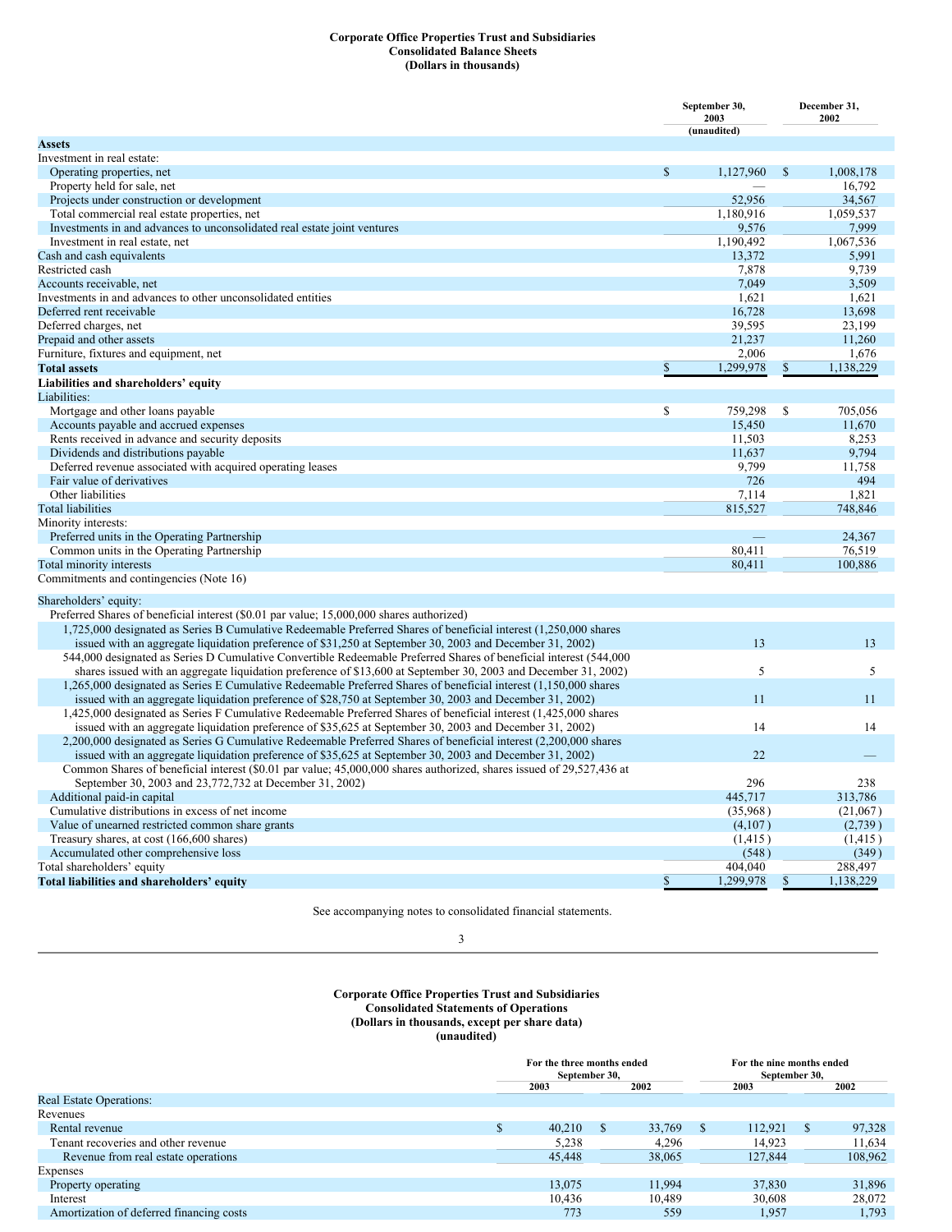**Corporate Office Properties Trust and Subsidiaries**
**Consolidated Balance Sheets**
**(Dollars in thousands)**

| | September 30, 2003 (unaudited) | December 31, 2002 |
|---|---|---|
| **Assets** | | |
| Investment in real estate: | | |
| Operating properties, net | $ 1,127,960 | $ 1,008,178 |
| Property held for sale, net | — | 16,792 |
| Projects under construction or development | 52,956 | 34,567 |
| Total commercial real estate properties, net | 1,180,916 | 1,059,537 |
| Investments in and advances to unconsolidated real estate joint ventures | 9,576 | 7,999 |
| Investment in real estate, net | 1,190,492 | 1,067,536 |
| Cash and cash equivalents | 13,372 | 5,991 |
| Restricted cash | 7,878 | 9,739 |
| Accounts receivable, net | 7,049 | 3,509 |
| Investments in and advances to other unconsolidated entities | 1,621 | 1,621 |
| Deferred rent receivable | 16,728 | 13,698 |
| Deferred charges, net | 39,595 | 23,199 |
| Prepaid and other assets | 21,237 | 11,260 |
| Furniture, fixtures and equipment, net | 2,006 | 1,676 |
| **Total assets** | $ 1,299,978 | $ 1,138,229 |
| **Liabilities and shareholders' equity** | | |
| Liabilities: | | |
| Mortgage and other loans payable | $ 759,298 | $ 705,056 |
| Accounts payable and accrued expenses | 15,450 | 11,670 |
| Rents received in advance and security deposits | 11,503 | 8,253 |
| Dividends and distributions payable | 11,637 | 9,794 |
| Deferred revenue associated with acquired operating leases | 9,799 | 11,758 |
| Fair value of derivatives | 726 | 494 |
| Other liabilities | 7,114 | 1,821 |
| Total liabilities | 815,527 | 748,846 |
| Minority interests: | | |
| Preferred units in the Operating Partnership | — | 24,367 |
| Common units in the Operating Partnership | 80,411 | 76,519 |
| Total minority interests | 80,411 | 100,886 |
| Commitments and contingencies (Note 16) | | |
| Shareholders' equity: | | |
| Preferred Shares of beneficial interest ($0.01 par value; 15,000,000 shares authorized) | | |
| 1,725,000 designated as Series B Cumulative Redeemable Preferred Shares of beneficial interest (1,250,000 shares issued with an aggregate liquidation preference of $31,250 at September 30, 2003 and December 31, 2002) | 13 | 13 |
| 544,000 designated as Series D Cumulative Convertible Redeemable Preferred Shares of beneficial interest (544,000 shares issued with an aggregate liquidation preference of $13,600 at September 30, 2003 and December 31, 2002) | 5 | 5 |
| 1,265,000 designated as Series E Cumulative Redeemable Preferred Shares of beneficial interest (1,150,000 shares issued with an aggregate liquidation preference of $28,750 at September 30, 2003 and December 31, 2002) | 11 | 11 |
| 1,425,000 designated as Series F Cumulative Redeemable Preferred Shares of beneficial interest (1,425,000 shares issued with an aggregate liquidation preference of $35,625 at September 30, 2003 and December 31, 2002) | 14 | 14 |
| 2,200,000 designated as Series G Cumulative Redeemable Preferred Shares of beneficial interest (2,200,000 shares issued with an aggregate liquidation preference of $35,625 at September 30, 2003 and December 31, 2002) | 22 | — |
| Common Shares of beneficial interest ($0.01 par value; 45,000,000 shares authorized, shares issued of 29,527,436 at September 30, 2003 and 23,772,732 at December 31, 2002) | 296 | 238 |
| Additional paid-in capital | 445,717 | 313,786 |
| Cumulative distributions in excess of net income | (35,968) | (21,067) |
| Value of unearned restricted common share grants | (4,107) | (2,739) |
| Treasury shares, at cost (166,600 shares) | (1,415) | (1,415) |
| Accumulated other comprehensive loss | (548) | (349) |
| Total shareholders' equity | 404,040 | 288,497 |
| **Total liabilities and shareholders' equity** | $ 1,299,978 | $ 1,138,229 |

See accompanying notes to consolidated financial statements.

**Corporate Office Properties Trust and Subsidiaries**
**Consolidated Statements of Operations**
**(Dollars in thousands, except per share data)**
**(unaudited)**

| | For the three months ended September 30, | | For the nine months ended September 30, | |
|---|---|---|---|---|
| | 2003 | 2002 | 2003 | 2002 |
| Real Estate Operations: | | | | |
| Revenues | | | | |
| Rental revenue | $ 40,210 | $ 33,769 | $ 112,921 | $ 97,328 |
| Tenant recoveries and other revenue | 5,238 | 4,296 | 14,923 | 11,634 |
| Revenue from real estate operations | 45,448 | 38,065 | 127,844 | 108,962 |
| Expenses | | | | |
| Property operating | 13,075 | 11,994 | 37,830 | 31,896 |
| Interest | 10,436 | 10,489 | 30,608 | 28,072 |
| Amortization of deferred financing costs | 773 | 559 | 1,957 | 1,793 |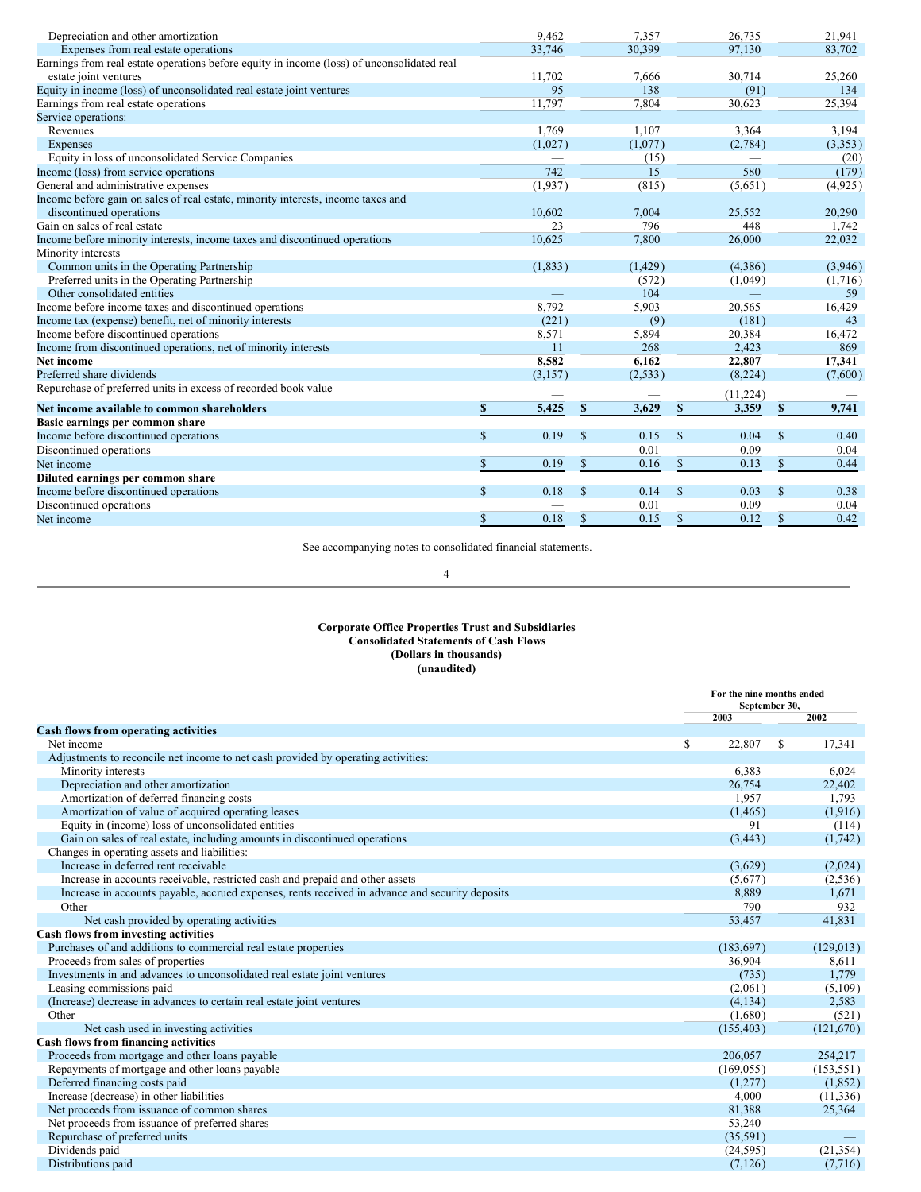| | | | | |
|---|---|---|---|---|
| Depreciation and other amortization | 9,462 | 7,357 | 26,735 | 21,941 |
| Expenses from real estate operations | 33,746 | 30,399 | 97,130 | 83,702 |
| Earnings from real estate operations before equity in income (loss) of unconsolidated real estate joint ventures | 11,702 | 7,666 | 30,714 | 25,260 |
| Equity in income (loss) of unconsolidated real estate joint ventures | 95 | 138 | (91) | 134 |
| Earnings from real estate operations | 11,797 | 7,804 | 30,623 | 25,394 |
| Service operations: | | | | |
| Revenues | 1,769 | 1,107 | 3,364 | 3,194 |
| Expenses | (1,027) | (1,077) | (2,784) | (3,353) |
| Equity in loss of unconsolidated Service Companies | — | (15) | — | (20) |
| Income (loss) from service operations | 742 | 15 | 580 | (179) |
| General and administrative expenses | (1,937) | (815) | (5,651) | (4,925) |
| Income before gain on sales of real estate, minority interests, income taxes and discontinued operations | 10,602 | 7,004 | 25,552 | 20,290 |
| Gain on sales of real estate | 23 | 796 | 448 | 1,742 |
| Income before minority interests, income taxes and discontinued operations | 10,625 | 7,800 | 26,000 | 22,032 |
| Minority interests | | | | |
| Common units in the Operating Partnership | (1,833) | (1,429) | (4,386) | (3,946) |
| Preferred units in the Operating Partnership | — | (572) | (1,049) | (1,716) |
| Other consolidated entities | — | 104 | — | 59 |
| Income before income taxes and discontinued operations | 8,792 | 5,903 | 20,565 | 16,429 |
| Income tax (expense) benefit, net of minority interests | (221) | (9) | (181) | 43 |
| Income before discontinued operations | 8,571 | 5,894 | 20,384 | 16,472 |
| Income from discontinued operations, net of minority interests | 11 | 268 | 2,423 | 869 |
| **Net income** | **8,582** | **6,162** | **22,807** | **17,341** |
| Preferred share dividends | (3,157) | (2,533) | (8,224) | (7,600) |
| Repurchase of preferred units in excess of recorded book value | — | — | (11,224) | — |
| **Net income available to common shareholders** | **$ 5,425** | **$ 3,629** | **$ 3,359** | **$ 9,741** |
| **Basic earnings per common share** | | | | |
| Income before discontinued operations | $ 0.19 | $ 0.15 | $ 0.04 | $ 0.40 |
| Discontinued operations | — | 0.01 | 0.09 | 0.04 |
| Net income | $ 0.19 | $ 0.16 | $ 0.13 | $ 0.44 |
| **Diluted earnings per common share** | | | | |
| Income before discontinued operations | $ 0.18 | $ 0.14 | $ 0.03 | $ 0.38 |
| Discontinued operations | — | 0.01 | 0.09 | 0.04 |
| Net income | $ 0.18 | $ 0.15 | $ 0.12 | $ 0.42 |

See accompanying notes to consolidated financial statements.

**Corporate Office Properties Trust and Subsidiaries**
**Consolidated Statements of Cash Flows**
**(Dollars in thousands)**
**(unaudited)**

| | For the nine months ended September 30, | |
|---|---|---|
| | 2003 | 2002 |
| **Cash flows from operating activities** | | |
| Net income | $ 22,807 | $ 17,341 |
| Adjustments to reconcile net income to net cash provided by operating activities: | | |
| Minority interests | 6,383 | 6,024 |
| Depreciation and other amortization | 26,754 | 22,402 |
| Amortization of deferred financing costs | 1,957 | 1,793 |
| Amortization of value of acquired operating leases | (1,465) | (1,916) |
| Equity in (income) loss of unconsolidated entities | 91 | (114) |
| Gain on sales of real estate, including amounts in discontinued operations | (3,443) | (1,742) |
| Changes in operating assets and liabilities: | | |
| Increase in deferred rent receivable | (3,629) | (2,024) |
| Increase in accounts receivable, restricted cash and prepaid and other assets | (5,677) | (2,536) |
| Increase in accounts payable, accrued expenses, rents received in advance and security deposits | 8,889 | 1,671 |
| Other | 790 | 932 |
| Net cash provided by operating activities | 53,457 | 41,831 |
| **Cash flows from investing activities** | | |
| Purchases of and additions to commercial real estate properties | (183,697) | (129,013) |
| Proceeds from sales of properties | 36,904 | 8,611 |
| Investments in and advances to unconsolidated real estate joint ventures | (735) | 1,779 |
| Leasing commissions paid | (2,061) | (5,109) |
| (Increase) decrease in advances to certain real estate joint ventures | (4,134) | 2,583 |
| Other | (1,680) | (521) |
| Net cash used in investing activities | (155,403) | (121,670) |
| **Cash flows from financing activities** | | |
| Proceeds from mortgage and other loans payable | 206,057 | 254,217 |
| Repayments of mortgage and other loans payable | (169,055) | (153,551) |
| Deferred financing costs paid | (1,277) | (1,852) |
| Increase (decrease) in other liabilities | 4,000 | (11,336) |
| Net proceeds from issuance of common shares | 81,388 | 25,364 |
| Net proceeds from issuance of preferred shares | 53,240 | — |
| Repurchase of preferred units | (35,591) | — |
| Dividends paid | (24,595) | (21,354) |
| Distributions paid | (7,126) | (7,716) |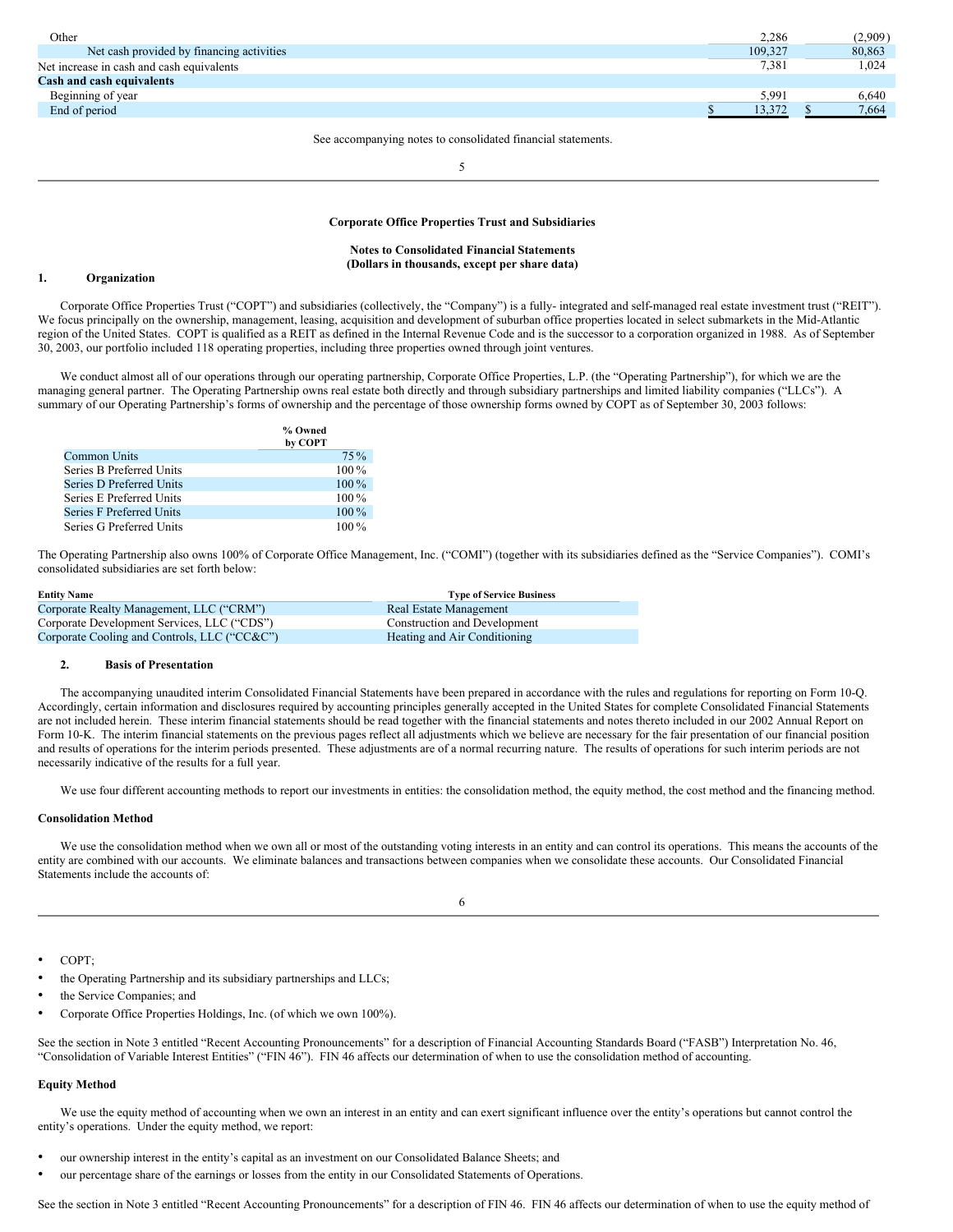| | | |
|---|---|---|
| Other | 2,286 | (2,909) |
| Net cash provided by financing activities | 109,327 | 80,863 |
| Net increase in cash and cash equivalents | 7,381 | 1,024 |
| **Cash and cash equivalents** | | |
| Beginning of year | 5,991 | 6,640 |
| End of period | $ 13,372 | $ 7,664 |

See accompanying notes to consolidated financial statements.

**Corporate Office Properties Trust and Subsidiaries**

**Notes to Consolidated Financial Statements**
**(Dollars in thousands, except per share data)**

## 1. Organization

Corporate Office Properties Trust ("COPT") and subsidiaries (collectively, the "Company") is a fully- integrated and self-managed real estate investment trust ("REIT"). We focus principally on the ownership, management, leasing, acquisition and development of suburban office properties located in select submarkets in the Mid-Atlantic region of the United States. COPT is qualified as a REIT as defined in the Internal Revenue Code and is the successor to a corporation organized in 1988. As of September 30, 2003, our portfolio included 118 operating properties, including three properties owned through joint ventures.

We conduct almost all of our operations through our operating partnership, Corporate Office Properties, L.P. (the "Operating Partnership"), for which we are the managing general partner. The Operating Partnership owns real estate both directly and through subsidiary partnerships and limited liability companies ("LLCs"). A summary of our Operating Partnership's forms of ownership and the percentage of those ownership forms owned by COPT as of September 30, 2003 follows:

| | % Owned by COPT |
|---|---|
| Common Units | 75 % |
| Series B Preferred Units | 100 % |
| Series D Preferred Units | 100 % |
| Series E Preferred Units | 100 % |
| Series F Preferred Units | 100 % |
| Series G Preferred Units | 100 % |

The Operating Partnership also owns 100% of Corporate Office Management, Inc. ("COMI") (together with its subsidiaries defined as the "Service Companies"). COMI's consolidated subsidiaries are set forth below:

| Entity Name | Type of Service Business |
|---|---|
| Corporate Realty Management, LLC ("CRM") | Real Estate Management |
| Corporate Development Services, LLC ("CDS") | Construction and Development |
| Corporate Cooling and Controls, LLC ("CC&C") | Heating and Air Conditioning |

## 2. Basis of Presentation

The accompanying unaudited interim Consolidated Financial Statements have been prepared in accordance with the rules and regulations for reporting on Form 10-Q. Accordingly, certain information and disclosures required by accounting principles generally accepted in the United States for complete Consolidated Financial Statements are not included herein. These interim financial statements should be read together with the financial statements and notes thereto included in our 2002 Annual Report on Form 10-K. The interim financial statements on the previous pages reflect all adjustments which we believe are necessary for the fair presentation of our financial position and results of operations for the interim periods presented. These adjustments are of a normal recurring nature. The results of operations for such interim periods are not necessarily indicative of the results for a full year.

We use four different accounting methods to report our investments in entities: the consolidation method, the equity method, the cost method and the financing method.

### Consolidation Method

We use the consolidation method when we own all or most of the outstanding voting interests in an entity and can control its operations. This means the accounts of the entity are combined with our accounts. We eliminate balances and transactions between companies when we consolidate these accounts. Our Consolidated Financial Statements include the accounts of:

- COPT;
- the Operating Partnership and its subsidiary partnerships and LLCs;
- the Service Companies; and
- Corporate Office Properties Holdings, Inc. (of which we own 100%).

See the section in Note 3 entitled "Recent Accounting Pronouncements" for a description of Financial Accounting Standards Board ("FASB") Interpretation No. 46, "Consolidation of Variable Interest Entities" ("FIN 46"). FIN 46 affects our determination of when to use the consolidation method of accounting.

### Equity Method

We use the equity method of accounting when we own an interest in an entity and can exert significant influence over the entity's operations but cannot control the entity's operations. Under the equity method, we report:

- our ownership interest in the entity's capital as an investment on our Consolidated Balance Sheets; and
- our percentage share of the earnings or losses from the entity in our Consolidated Statements of Operations.

See the section in Note 3 entitled "Recent Accounting Pronouncements" for a description of FIN 46. FIN 46 affects our determination of when to use the equity method of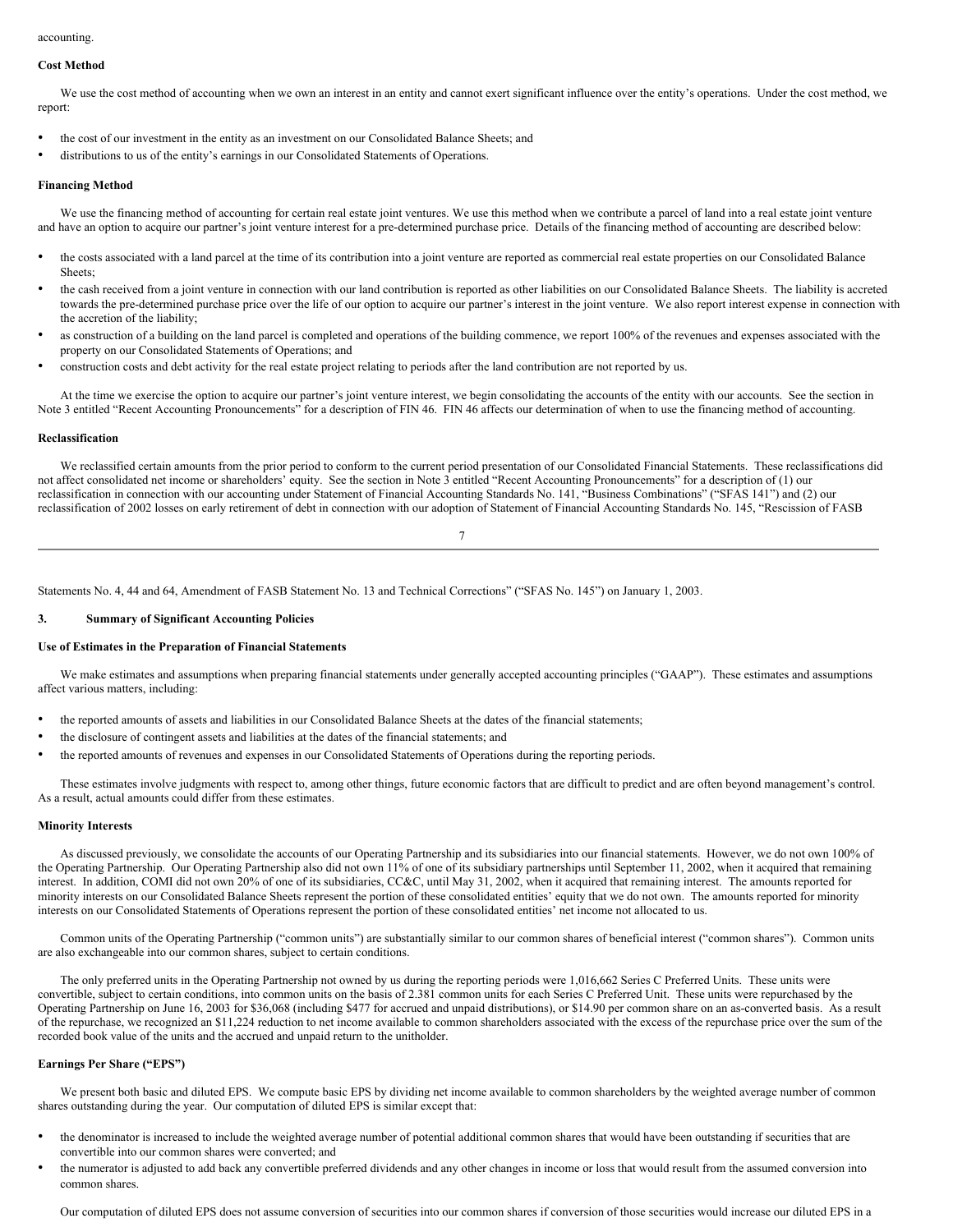accounting.

**Cost Method**

We use the cost method of accounting when we own an interest in an entity and cannot exert significant influence over the entity's operations. Under the cost method, we report:

- the cost of our investment in the entity as an investment on our Consolidated Balance Sheets; and
- distributions to us of the entity's earnings in our Consolidated Statements of Operations.

**Financing Method**

We use the financing method of accounting for certain real estate joint ventures. We use this method when we contribute a parcel of land into a real estate joint venture and have an option to acquire our partner's joint venture interest for a pre-determined purchase price. Details of the financing method of accounting are described below:

- the costs associated with a land parcel at the time of its contribution into a joint venture are reported as commercial real estate properties on our Consolidated Balance Sheets;
- the cash received from a joint venture in connection with our land contribution is reported as other liabilities on our Consolidated Balance Sheets. The liability is accreted towards the pre-determined purchase price over the life of our option to acquire our partner's interest in the joint venture. We also report interest expense in connection with the accretion of the liability;
- as construction of a building on the land parcel is completed and operations of the building commence, we report 100% of the revenues and expenses associated with the property on our Consolidated Statements of Operations; and
- construction costs and debt activity for the real estate project relating to periods after the land contribution are not reported by us.

At the time we exercise the option to acquire our partner's joint venture interest, we begin consolidating the accounts of the entity with our accounts. See the section in Note 3 entitled "Recent Accounting Pronouncements" for a description of FIN 46. FIN 46 affects our determination of when to use the financing method of accounting.

**Reclassification**

We reclassified certain amounts from the prior period to conform to the current period presentation of our Consolidated Financial Statements. These reclassifications did not affect consolidated net income or shareholders' equity. See the section in Note 3 entitled "Recent Accounting Pronouncements" for a description of (1) our reclassification in connection with our accounting under Statement of Financial Accounting Standards No. 141, "Business Combinations" ("SFAS 141") and (2) our reclassification of 2002 losses on early retirement of debt in connection with our adoption of Statement of Financial Accounting Standards No. 145, "Rescission of FASB Statements No. 4, 44 and 64, Amendment of FASB Statement No. 13 and Technical Corrections" ("SFAS No. 145") on January 1, 2003.

## 3. Summary of Significant Accounting Policies

**Use of Estimates in the Preparation of Financial Statements**

We make estimates and assumptions when preparing financial statements under generally accepted accounting principles ("GAAP"). These estimates and assumptions affect various matters, including:

- the reported amounts of assets and liabilities in our Consolidated Balance Sheets at the dates of the financial statements;
- the disclosure of contingent assets and liabilities at the dates of the financial statements; and
- the reported amounts of revenues and expenses in our Consolidated Statements of Operations during the reporting periods.

These estimates involve judgments with respect to, among other things, future economic factors that are difficult to predict and are often beyond management's control. As a result, actual amounts could differ from these estimates.

**Minority Interests**

As discussed previously, we consolidate the accounts of our Operating Partnership and its subsidiaries into our financial statements. However, we do not own 100% of the Operating Partnership. Our Operating Partnership also did not own 11% of one of its subsidiary partnerships until September 11, 2002, when it acquired that remaining interest. In addition, COMI did not own 20% of one of its subsidiaries, CC&C, until May 31, 2002, when it acquired that remaining interest. The amounts reported for minority interests on our Consolidated Balance Sheets represent the portion of these consolidated entities' equity that we do not own. The amounts reported for minority interests on our Consolidated Statements of Operations represent the portion of these consolidated entities' net income not allocated to us.

Common units of the Operating Partnership ("common units") are substantially similar to our common shares of beneficial interest ("common shares"). Common units are also exchangeable into our common shares, subject to certain conditions.

The only preferred units in the Operating Partnership not owned by us during the reporting periods were 1,016,662 Series C Preferred Units. These units were convertible, subject to certain conditions, into common units on the basis of 2.381 common units for each Series C Preferred Unit. These units were repurchased by the Operating Partnership on June 16, 2003 for $36,068 (including $477 for accrued and unpaid distributions), or $14.90 per common share on an as-converted basis. As a result of the repurchase, we recognized an $11,224 reduction to net income available to common shareholders associated with the excess of the repurchase price over the sum of the recorded book value of the units and the accrued and unpaid return to the unitholder.

**Earnings Per Share ("EPS")**

We present both basic and diluted EPS. We compute basic EPS by dividing net income available to common shareholders by the weighted average number of common shares outstanding during the year. Our computation of diluted EPS is similar except that:

- the denominator is increased to include the weighted average number of potential additional common shares that would have been outstanding if securities that are convertible into our common shares were converted; and
- the numerator is adjusted to add back any convertible preferred dividends and any other changes in income or loss that would result from the assumed conversion into common shares.

Our computation of diluted EPS does not assume conversion of securities into our common shares if conversion of those securities would increase our diluted EPS in a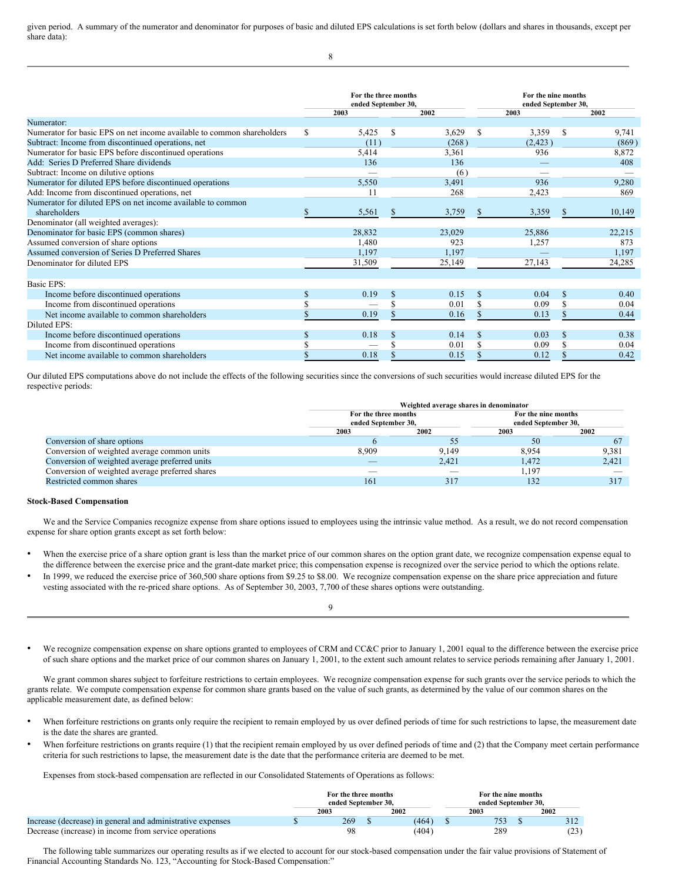given period. A summary of the numerator and denominator for purposes of basic and diluted EPS calculations is set forth below (dollars and shares in thousands, except per share data):

| | For the three months ended September 30, | | For the nine months ended September 30, | |
|---|---|---|---|---|
| | 2003 | 2002 | 2003 | 2002 |
| Numerator: | | | | |
| Numerator for basic EPS on net income available to common shareholders | $ 5,425 | $ 3,629 | $ 3,359 | $ 9,741 |
| Subtract: Income from discontinued operations, net | (11) | (268) | (2,423) | (869) |
| Numerator for basic EPS before discontinued operations | 5,414 | 3,361 | 936 | 8,872 |
| Add: Series D Preferred Share dividends | 136 | 136 | — | 408 |
| Subtract: Income on dilutive options | — | (6) | — | — |
| Numerator for diluted EPS before discontinued operations | 5,550 | 3,491 | 936 | 9,280 |
| Add: Income from discontinued operations, net | 11 | 268 | 2,423 | 869 |
| Numerator for diluted EPS on net income available to common shareholders | $ 5,561 | $ 3,759 | $ 3,359 | $ 10,149 |
| Denominator (all weighted averages): | | | | |
| Denominator for basic EPS (common shares) | 28,832 | 23,029 | 25,886 | 22,215 |
| Assumed conversion of share options | 1,480 | 923 | 1,257 | 873 |
| Assumed conversion of Series D Preferred Shares | 1,197 | 1,197 | — | 1,197 |
| Denominator for diluted EPS | 31,509 | 25,149 | 27,143 | 24,285 |
| | | | | |
| Basic EPS: | | | | |
| Income before discontinued operations | $ 0.19 | $ 0.15 | $ 0.04 | $ 0.40 |
| Income from discontinued operations | $ — | $ 0.01 | $ 0.09 | $ 0.04 |
| Net income available to common shareholders | $ 0.19 | $ 0.16 | $ 0.13 | $ 0.44 |
| Diluted EPS: | | | | |
| Income before discontinued operations | $ 0.18 | $ 0.14 | $ 0.03 | $ 0.38 |
| Income from discontinued operations | $ — | $ 0.01 | $ 0.09 | $ 0.04 |
| Net income available to common shareholders | $ 0.18 | $ 0.15 | $ 0.12 | $ 0.42 |

Our diluted EPS computations above do not include the effects of the following securities since the conversions of such securities would increase diluted EPS for the respective periods:

| | Weighted average shares in denominator | | | |
|---|---|---|---|---|
| | For the three months ended September 30, | | For the nine months ended September 30, | |
| | 2003 | 2002 | 2003 | 2002 |
| Conversion of share options | 6 | 55 | 50 | 67 |
| Conversion of weighted average common units | 8,909 | 9,149 | 8,954 | 9,381 |
| Conversion of weighted average preferred units | — | 2,421 | 1,472 | 2,421 |
| Conversion of weighted average preferred shares | — | — | 1,197 | — |
| Restricted common shares | 161 | 317 | 132 | 317 |

**Stock-Based Compensation**

We and the Service Companies recognize expense from share options issued to employees using the intrinsic value method. As a result, we do not record compensation expense for share option grants except as set forth below:

- When the exercise price of a share option grant is less than the market price of our common shares on the option grant date, we recognize compensation expense equal to the difference between the exercise price and the grant-date market price; this compensation expense is recognized over the service period to which the options relate.
- In 1999, we reduced the exercise price of 360,500 share options from $9.25 to $8.00. We recognize compensation expense on the share price appreciation and future vesting associated with the re-priced share options. As of September 30, 2003, 7,700 of these shares options were outstanding.
- We recognize compensation expense on share options granted to employees of CRM and CC&C prior to January 1, 2001 equal to the difference between the exercise price of such share options and the market price of our common shares on January 1, 2001, to the extent such amount relates to service periods remaining after January 1, 2001.

We grant common shares subject to forfeiture restrictions to certain employees. We recognize compensation expense for such grants over the service periods to which the grants relate. We compute compensation expense for common share grants based on the value of such grants, as determined by the value of our common shares on the applicable measurement date, as defined below:

- When forfeiture restrictions on grants only require the recipient to remain employed by us over defined periods of time for such restrictions to lapse, the measurement date is the date the shares are granted.
- When forfeiture restrictions on grants require (1) that the recipient remain employed by us over defined periods of time and (2) that the Company meet certain performance criteria for such restrictions to lapse, the measurement date is the date that the performance criteria are deemed to be met.

Expenses from stock-based compensation are reflected in our Consolidated Statements of Operations as follows:

| | For the three months ended September 30, | | For the nine months ended September 30, | |
|---|---|---|---|---|
| | 2003 | 2002 | 2003 | 2002 |
| Increase (decrease) in general and administrative expenses | $ 269 | $ (464) | $ 753 | $ 312 |
| Decrease (increase) in income from service operations | 98 | (404) | 289 | (23) |

The following table summarizes our operating results as if we elected to account for our stock-based compensation under the fair value provisions of Statement of Financial Accounting Standards No. 123, "Accounting for Stock-Based Compensation:"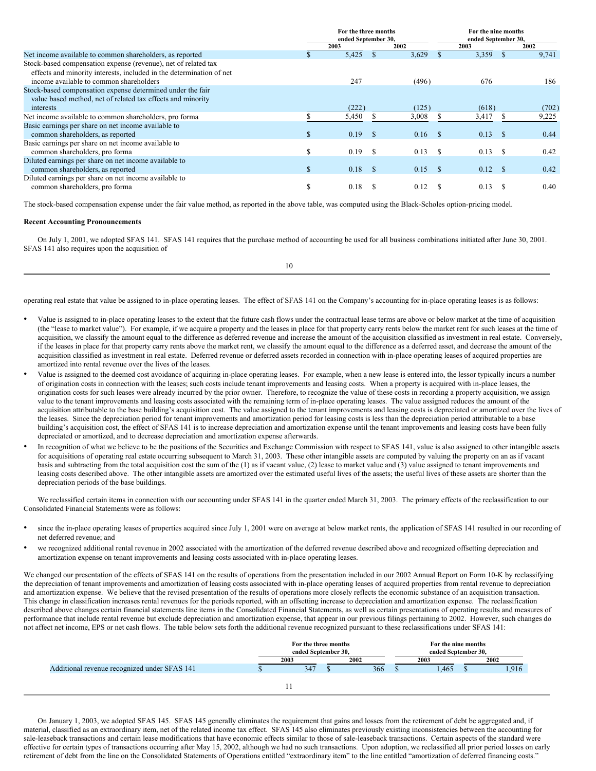| | For the three months ended September 30, | | For the nine months ended September 30, | |
|---|---|---|---|---|
| | 2003 | 2002 | 2003 | 2002 |
| Net income available to common shareholders, as reported | $ 5,425 | $ 3,629 | $ 3,359 | $ 9,741 |
| Stock-based compensation expense (revenue), net of related tax effects and minority interests, included in the determination of net income available to common shareholders | 247 | (496) | 676 | 186 |
| Stock-based compensation expense determined under the fair value based method, net of related tax effects and minority interests | (222) | (125) | (618) | (702) |
| Net income available to common shareholders, pro forma | $ 5,450 | $ 3,008 | $ 3,417 | $ 9,225 |
| Basic earnings per share on net income available to common shareholders, as reported | $ 0.19 | $ 0.16 | $ 0.13 | $ 0.44 |
| Basic earnings per share on net income available to common shareholders, pro forma | $ 0.19 | $ 0.13 | $ 0.13 | $ 0.42 |
| Diluted earnings per share on net income available to common shareholders, as reported | $ 0.18 | $ 0.15 | $ 0.12 | $ 0.42 |
| Diluted earnings per share on net income available to common shareholders, pro forma | $ 0.18 | $ 0.12 | $ 0.13 | $ 0.40 |

The stock-based compensation expense under the fair value method, as reported in the above table, was computed using the Black-Scholes option-pricing model.

**Recent Accounting Pronouncements**

On July 1, 2001, we adopted SFAS 141. SFAS 141 requires that the purchase method of accounting be used for all business combinations initiated after June 30, 2001. SFAS 141 also requires upon the acquisition of operating real estate that value be assigned to in-place operating leases. The effect of SFAS 141 on the Company's accounting for in-place operating leases is as follows:

- Value is assigned to in-place operating leases to the extent that the future cash flows under the contractual lease terms are above or below market at the time of acquisition (the "lease to market value"). For example, if we acquire a property and the leases in place for that property carry rents below the market rent for such leases at the time of acquisition, we classify the amount equal to the difference as deferred revenue and increase the amount of the acquisition classified as investment in real estate. Conversely, if the leases in place for that property carry rents above the market rent, we classify the amount equal to the difference as a deferred asset, and decrease the amount of the acquisition classified as investment in real estate. Deferred revenue or deferred assets recorded in connection with in-place operating leases of acquired properties are amortized into rental revenue over the lives of the leases.
- Value is assigned to the deemed cost avoidance of acquiring in-place operating leases. For example, when a new lease is entered into, the lessor typically incurs a number of origination costs in connection with the leases; such costs include tenant improvements and leasing costs. When a property is acquired with in-place leases, the origination costs for such leases were already incurred by the prior owner. Therefore, to recognize the value of these costs in recording a property acquisition, we assign value to the tenant improvements and leasing costs associated with the remaining term of in-place operating leases. The value assigned reduces the amount of the acquisition attributable to the base building's acquisition cost. The value assigned to the tenant improvements and leasing costs is depreciated or amortized over the lives of the leases. Since the depreciation period for tenant improvements and amortization period for leasing costs is less than the depreciation period attributable to a base building's acquisition cost, the effect of SFAS 141 is to increase depreciation and amortization expense until the tenant improvements and leasing costs have been fully depreciated or amortized, and to decrease depreciation and amortization expense afterwards.
- In recognition of what we believe to be the positions of the Securities and Exchange Commission with respect to SFAS 141, value is also assigned to other intangible assets for acquisitions of operating real estate occurring subsequent to March 31, 2003. These other intangible assets are computed by valuing the property on an as if vacant basis and subtracting from the total acquisition cost the sum of the (1) as if vacant value, (2) lease to market value and (3) value assigned to tenant improvements and leasing costs described above. The other intangible assets are amortized over the estimated useful lives of the assets; the useful lives of these assets are shorter than the depreciation periods of the base buildings.

We reclassified certain items in connection with our accounting under SFAS 141 in the quarter ended March 31, 2003. The primary effects of the reclassification to our Consolidated Financial Statements were as follows:

- since the in-place operating leases of properties acquired since July 1, 2001 were on average at below market rents, the application of SFAS 141 resulted in our recording of net deferred revenue; and
- we recognized additional rental revenue in 2002 associated with the amortization of the deferred revenue described above and recognized offsetting depreciation and amortization expense on tenant improvements and leasing costs associated with in-place operating leases.

We changed our presentation of the effects of SFAS 141 on the results of operations from the presentation included in our 2002 Annual Report on Form 10-K by reclassifying the depreciation of tenant improvements and amortization of leasing costs associated with in-place operating leases of acquired properties from rental revenue to depreciation and amortization expense. We believe that the revised presentation of the results of operations more closely reflects the economic substance of an acquisition transaction. This change in classification increases rental revenues for the periods reported, with an offsetting increase to depreciation and amortization expense. The reclassification described above changes certain financial statements line items in the Consolidated Financial Statements, as well as certain presentations of operating results and measures of performance that include rental revenue but exclude depreciation and amortization expense, that appear in our previous filings pertaining to 2002. However, such changes do not affect net income, EPS or net cash flows. The table below sets forth the additional revenue recognized pursuant to these reclassifications under SFAS 141:

| | For the three months ended September 30, | | For the nine months ended September 30, | |
|---|---|---|---|---|
| | 2003 | 2002 | 2003 | 2002 |
| Additional revenue recognized under SFAS 141 | $ 347 | $ 366 | $ 1,465 | $ 1,916 |

On January 1, 2003, we adopted SFAS 145. SFAS 145 generally eliminates the requirement that gains and losses from the retirement of debt be aggregated and, if material, classified as an extraordinary item, net of the related income tax effect. SFAS 145 also eliminates previously existing inconsistencies between the accounting for sale-leaseback transactions and certain lease modifications that have economic effects similar to those of sale-leaseback transactions. Certain aspects of the standard were effective for certain types of transactions occurring after May 15, 2002, although we had no such transactions. Upon adoption, we reclassified all prior period losses on early retirement of debt from the line on the Consolidated Statements of Operations entitled "extraordinary item" to the line entitled "amortization of deferred financing costs."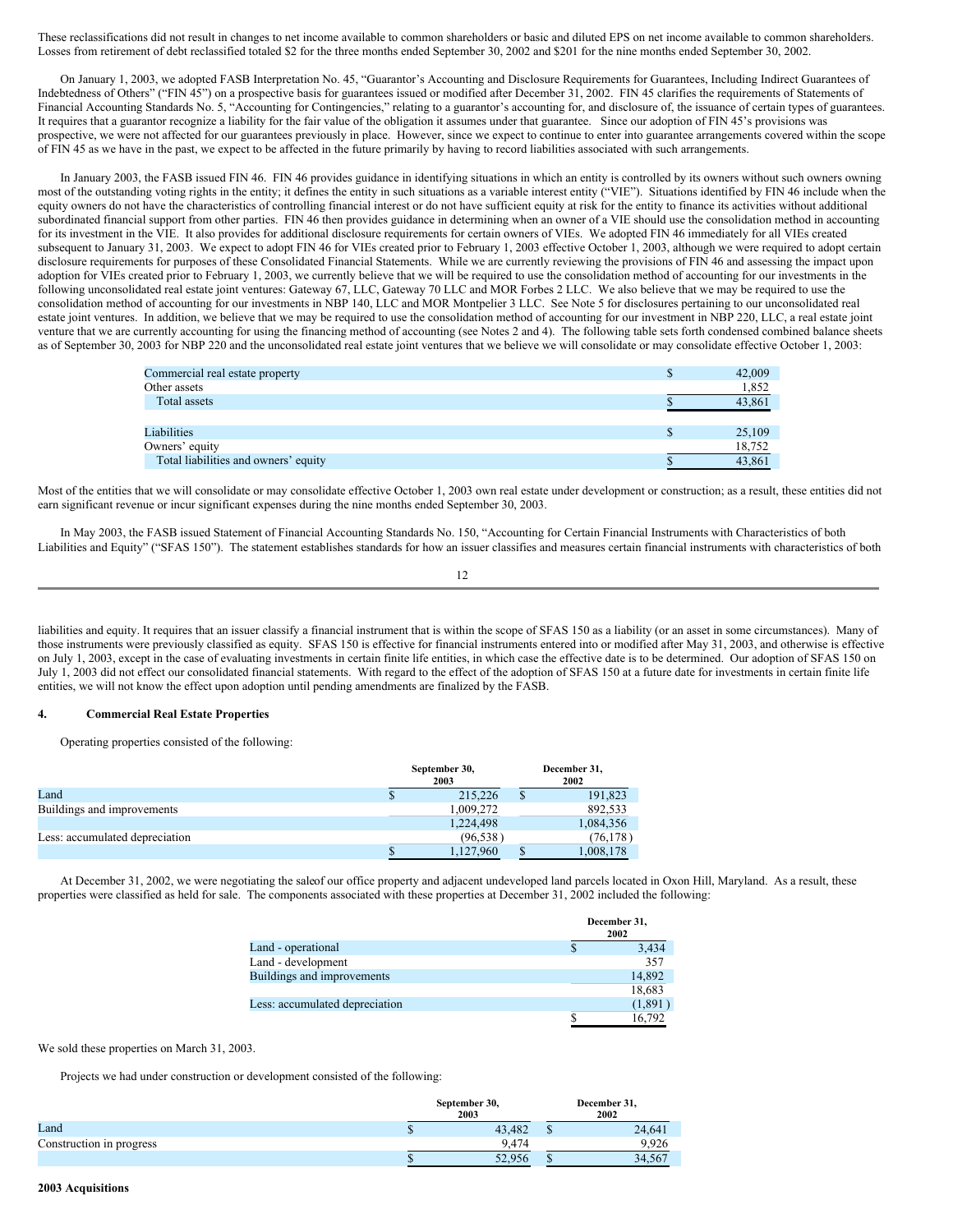These reclassifications did not result in changes to net income available to common shareholders or basic and diluted EPS on net income available to common shareholders. Losses from retirement of debt reclassified totaled $2 for the three months ended September 30, 2002 and $201 for the nine months ended September 30, 2002.

On January 1, 2003, we adopted FASB Interpretation No. 45, "Guarantor's Accounting and Disclosure Requirements for Guarantees, Including Indirect Guarantees of Indebtedness of Others" ("FIN 45") on a prospective basis for guarantees issued or modified after December 31, 2002. FIN 45 clarifies the requirements of Statements of Financial Accounting Standards No. 5, "Accounting for Contingencies," relating to a guarantor's accounting for, and disclosure of, the issuance of certain types of guarantees. It requires that a guarantor recognize a liability for the fair value of the obligation it assumes under that guarantee. Since our adoption of FIN 45's provisions was prospective, we were not affected for our guarantees previously in place. However, since we expect to continue to enter into guarantee arrangements covered within the scope of FIN 45 as we have in the past, we expect to be affected in the future primarily by having to record liabilities associated with such arrangements.

In January 2003, the FASB issued FIN 46. FIN 46 provides guidance in identifying situations in which an entity is controlled by its owners without such owners owning most of the outstanding voting rights in the entity; it defines the entity in such situations as a variable interest entity ("VIE"). Situations identified by FIN 46 include when the equity owners do not have the characteristics of controlling financial interest or do not have sufficient equity at risk for the entity to finance its activities without additional subordinated financial support from other parties. FIN 46 then provides guidance in determining when an owner of a VIE should use the consolidation method in accounting for its investment in the VIE. It also provides for additional disclosure requirements for certain owners of VIEs. We adopted FIN 46 immediately for all VIEs created subsequent to January 31, 2003. We expect to adopt FIN 46 for VIEs created prior to February 1, 2003 effective October 1, 2003, although we were required to adopt certain disclosure requirements for purposes of these Consolidated Financial Statements. While we are currently reviewing the provisions of FIN 46 and assessing the impact upon adoption for VIEs created prior to February 1, 2003, we currently believe that we will be required to use the consolidation method of accounting for our investments in the following unconsolidated real estate joint ventures: Gateway 67, LLC, Gateway 70 LLC and MOR Forbes 2 LLC. We also believe that we may be required to use the consolidation method of accounting for our investments in NBP 140, LLC and MOR Montpelier 3 LLC. See Note 5 for disclosures pertaining to our unconsolidated real estate joint ventures. In addition, we believe that we may be required to use the consolidation method of accounting for our investment in NBP 220, LLC, a real estate joint venture that we are currently accounting for using the financing method of accounting (see Notes 2 and 4). The following table sets forth condensed combined balance sheets as of September 30, 2003 for NBP 220 and the unconsolidated real estate joint ventures that we believe we will consolidate or may consolidate effective October 1, 2003:

| | | |
|---|---|---|
| Commercial real estate property | $ | 42,009 |
| Other assets | | 1,852 |
| Total assets | $ | 43,861 |
| | | |
| Liabilities | $ | 25,109 |
| Owners' equity | | 18,752 |
| Total liabilities and owners' equity | $ | 43,861 |

Most of the entities that we will consolidate or may consolidate effective October 1, 2003 own real estate under development or construction; as a result, these entities did not earn significant revenue or incur significant expenses during the nine months ended September 30, 2003.

In May 2003, the FASB issued Statement of Financial Accounting Standards No. 150, "Accounting for Certain Financial Instruments with Characteristics of both Liabilities and Equity" ("SFAS 150"). The statement establishes standards for how an issuer classifies and measures certain financial instruments with characteristics of both liabilities and equity. It requires that an issuer classify a financial instrument that is within the scope of SFAS 150 as a liability (or an asset in some circumstances). Many of those instruments were previously classified as equity. SFAS 150 is effective for financial instruments entered into or modified after May 31, 2003, and otherwise is effective on July 1, 2003, except in the case of evaluating investments in certain finite life entities, in which case the effective date is to be determined. Our adoption of SFAS 150 on July 1, 2003 did not effect our consolidated financial statements. With regard to the effect of the adoption of SFAS 150 at a future date for investments in certain finite life entities, we will not know the effect upon adoption until pending amendments are finalized by the FASB.

## 4. Commercial Real Estate Properties

Operating properties consisted of the following:

| | September 30, 2003 | | December 31, 2002 | |
|---|---|---|---|---|
| Land | $ | 215,226 | $ | 191,823 |
| Buildings and improvements | | 1,009,272 | | 892,533 |
| | | 1,224,498 | | 1,084,356 |
| Less: accumulated depreciation | | (96,538) | | (76,178) |
| | $ | 1,127,960 | $ | 1,008,178 |

At December 31, 2002, we were negotiating the saleof our office property and adjacent undeveloped land parcels located in Oxon Hill, Maryland. As a result, these properties were classified as held for sale. The components associated with these properties at December 31, 2002 included the following:

| | December 31, 2002 | |
|---|---|---|
| Land - operational | $ | 3,434 |
| Land - development | | 357 |
| Buildings and improvements | | 14,892 |
| | | 18,683 |
| Less: accumulated depreciation | | (1,891) |
| | $ | 16,792 |

We sold these properties on March 31, 2003.

Projects we had under construction or development consisted of the following:

| | September 30, 2003 | | December 31, 2002 | |
|---|---|---|---|---|
| Land | $ | 43,482 | $ | 24,641 |
| Construction in progress | | 9,474 | | 9,926 |
| | $ | 52,956 | $ | 34,567 |

**2003 Acquisitions**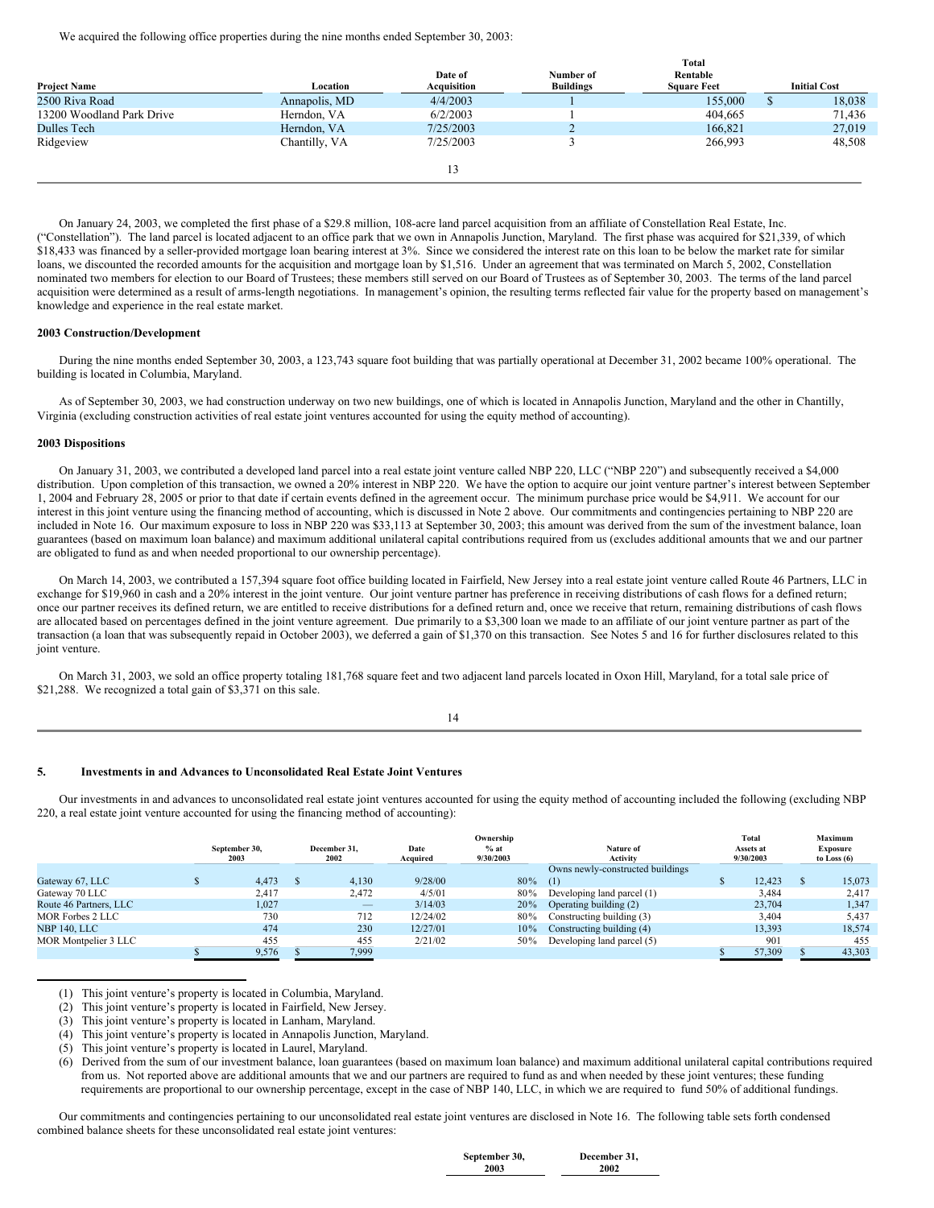We acquired the following office properties during the nine months ended September 30, 2003:

| Project Name | Location | Date of Acquisition | Number of Buildings | Total Rentable Square Feet | Initial Cost |
|---|---|---|---|---|---|
| 2500 Riva Road | Annapolis, MD | 4/4/2003 | 1 | 155,000 | $ 18,038 |
| 13200 Woodland Park Drive | Herndon, VA | 6/2/2003 | 1 | 404,665 | 71,436 |
| Dulles Tech | Herndon, VA | 7/25/2003 | 2 | 166,821 | 27,019 |
| Ridgeview | Chantilly, VA | 7/25/2003 | 3 | 266,993 | 48,508 |

On January 24, 2003, we completed the first phase of a $29.8 million, 108-acre land parcel acquisition from an affiliate of Constellation Real Estate, Inc. ("Constellation"). The land parcel is located adjacent to an office park that we own in Annapolis Junction, Maryland. The first phase was acquired for $21,339, of which $18,433 was financed by a seller-provided mortgage loan bearing interest at 3%. Since we considered the interest rate on this loan to be below the market rate for similar loans, we discounted the recorded amounts for the acquisition and mortgage loan by $1,516. Under an agreement that was terminated on March 5, 2002, Constellation nominated two members for election to our Board of Trustees; these members still served on our Board of Trustees as of September 30, 2003. The terms of the land parcel acquisition were determined as a result of arms-length negotiations. In management's opinion, the resulting terms reflected fair value for the property based on management's knowledge and experience in the real estate market.

**2003 Construction/Development**

During the nine months ended September 30, 2003, a 123,743 square foot building that was partially operational at December 31, 2002 became 100% operational. The building is located in Columbia, Maryland.

As of September 30, 2003, we had construction underway on two new buildings, one of which is located in Annapolis Junction, Maryland and the other in Chantilly, Virginia (excluding construction activities of real estate joint ventures accounted for using the equity method of accounting).

**2003 Dispositions**

On January 31, 2003, we contributed a developed land parcel into a real estate joint venture called NBP 220, LLC ("NBP 220") and subsequently received a $4,000 distribution. Upon completion of this transaction, we owned a 20% interest in NBP 220. We have the option to acquire our joint venture partner's interest between September 1, 2004 and February 28, 2005 or prior to that date if certain events defined in the agreement occur. The minimum purchase price would be $4,911. We account for our interest in this joint venture using the financing method of accounting, which is discussed in Note 2 above. Our commitments and contingencies pertaining to NBP 220 are included in Note 16. Our maximum exposure to loss in NBP 220 was $33,113 at September 30, 2003; this amount was derived from the sum of the investment balance, loan guarantees (based on maximum loan balance) and maximum additional unilateral capital contributions required from us (excludes additional amounts that we and our partner are obligated to fund as and when needed proportional to our ownership percentage).

On March 14, 2003, we contributed a 157,394 square foot office building located in Fairfield, New Jersey into a real estate joint venture called Route 46 Partners, LLC in exchange for $19,960 in cash and a 20% interest in the joint venture. Our joint venture partner has preference in receiving distributions of cash flows for a defined return; once our partner receives its defined return, we are entitled to receive distributions for a defined return and, once we receive that return, remaining distributions of cash flows are allocated based on percentages defined in the joint venture agreement. Due primarily to a $3,300 loan we made to an affiliate of our joint venture partner as part of the transaction (a loan that was subsequently repaid in October 2003), we deferred a gain of $1,370 on this transaction. See Notes 5 and 16 for further disclosures related to this joint venture.

On March 31, 2003, we sold an office property totaling 181,768 square feet and two adjacent land parcels located in Oxon Hill, Maryland, for a total sale price of $21,288. We recognized a total gain of $3,371 on this sale.

## 5. Investments in and Advances to Unconsolidated Real Estate Joint Ventures

Our investments in and advances to unconsolidated real estate joint ventures accounted for using the equity method of accounting included the following (excluding NBP 220, a real estate joint venture accounted for using the financing method of accounting):

| | September 30, 2003 | December 31, 2002 | Date Acquired | Ownership % at 9/30/2003 | Nature of Activity | Total Assets at 9/30/2003 | Maximum Exposure to Loss (6) |
|---|---|---|---|---|---|---|---|
| Gateway 67, LLC | $ 4,473 | $ 4,130 | 9/28/00 | 80% | Owns newly-constructed buildings (1) | $ 12,423 | $ 15,073 |
| Gateway 70 LLC | 2,417 | 2,472 | 4/5/01 | 80% | Developing land parcel (1) | 3,484 | 2,417 |
| Route 46 Partners, LLC | 1,027 | — | 3/14/03 | 20% | Operating building (2) | 23,704 | 1,347 |
| MOR Forbes 2 LLC | 730 | 712 | 12/24/02 | 80% | Constructing building (3) | 3,404 | 5,437 |
| NBP 140, LLC | 474 | 230 | 12/27/01 | 10% | Constructing building (4) | 13,393 | 18,574 |
| MOR Montpelier 3 LLC | 455 | 455 | 2/21/02 | 50% | Developing land parcel (5) | 901 | 455 |
| | $ 9,576 | $ 7,999 | | | | $ 57,309 | $ 43,303 |

(1) This joint venture's property is located in Columbia, Maryland.
(2) This joint venture's property is located in Fairfield, New Jersey.
(3) This joint venture's property is located in Lanham, Maryland.
(4) This joint venture's property is located in Annapolis Junction, Maryland.
(5) This joint venture's property is located in Laurel, Maryland.
(6) Derived from the sum of our investment balance, loan guarantees (based on maximum loan balance) and maximum additional unilateral capital contributions required from us. Not reported above are additional amounts that we and our partners are required to fund as and when needed by these joint ventures; these funding requirements are proportional to our ownership percentage, except in the case of NBP 140, LLC, in which we are required to fund 50% of additional fundings.

Our commitments and contingencies pertaining to our unconsolidated real estate joint ventures are disclosed in Note 16. The following table sets forth condensed combined balance sheets for these unconsolidated real estate joint ventures:

| | September 30, 2003 | December 31, 2002 |
|---|---|---|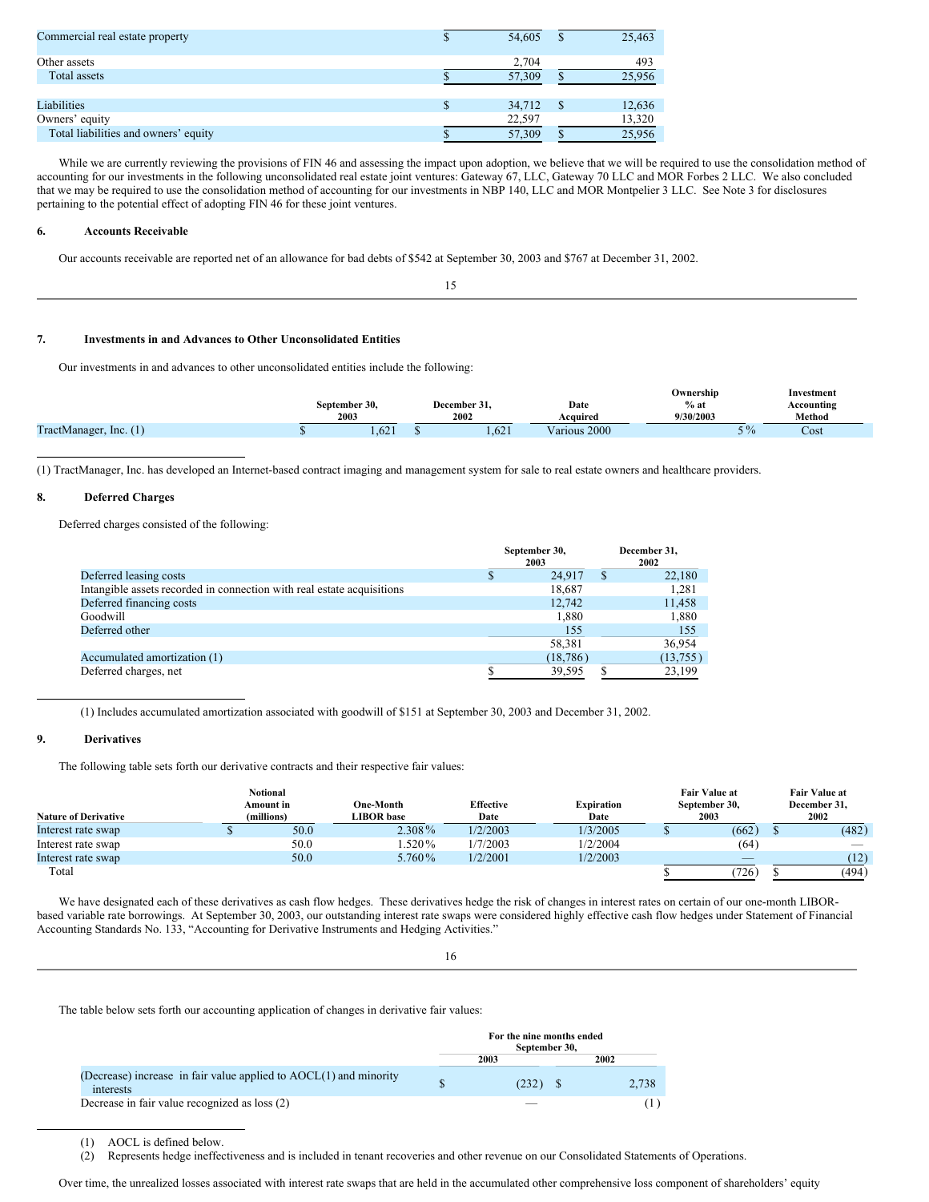| | | |
|---|---|---|
| Commercial real estate property | $ 54,605 | $ 25,463 |
| Other assets | 2,704 | 493 |
| Total assets | $ 57,309 | $ 25,956 |
| Liabilities | $ 34,712 | $ 12,636 |
| Owners' equity | 22,597 | 13,320 |
| Total liabilities and owners' equity | $ 57,309 | $ 25,956 |

While we are currently reviewing the provisions of FIN 46 and assessing the impact upon adoption, we believe that we will be required to use the consolidation method of accounting for our investments in the following unconsolidated real estate joint ventures: Gateway 67, LLC, Gateway 70 LLC and MOR Forbes 2 LLC. We also concluded that we may be required to use the consolidation method of accounting for our investments in NBP 140, LLC and MOR Montpelier 3 LLC. See Note 3 for disclosures pertaining to the potential effect of adopting FIN 46 for these joint ventures.

## 6. Accounts Receivable

Our accounts receivable are reported net of an allowance for bad debts of $542 at September 30, 2003 and $767 at December 31, 2002.

## 7. Investments in and Advances to Other Unconsolidated Entities

Our investments in and advances to other unconsolidated entities include the following:

| | September 30, 2003 | December 31, 2002 | Date Acquired | Ownership % at 9/30/2003 | Investment Accounting Method |
|---|---|---|---|---|---|
| TractManager, Inc. (1) | $ 1,621 | $ 1,621 | Various 2000 | 5% | Cost |

(1) TractManager, Inc. has developed an Internet-based contract imaging and management system for sale to real estate owners and healthcare providers.

## 8. Deferred Charges

Deferred charges consisted of the following:

| | September 30, 2003 | December 31, 2002 |
|---|---|---|
| Deferred leasing costs | $ 24,917 | $ 22,180 |
| Intangible assets recorded in connection with real estate acquisitions | 18,687 | 1,281 |
| Deferred financing costs | 12,742 | 11,458 |
| Goodwill | 1,880 | 1,880 |
| Deferred other | 155 | 155 |
| | 58,381 | 36,954 |
| Accumulated amortization (1) | (18,786) | (13,755) |
| Deferred charges, net | $ 39,595 | $ 23,199 |

(1) Includes accumulated amortization associated with goodwill of $151 at September 30, 2003 and December 31, 2002.

## 9. Derivatives

The following table sets forth our derivative contracts and their respective fair values:

| Nature of Derivative | Notional Amount in (millions) | One-Month LIBOR base | Effective Date | Expiration Date | Fair Value at September 30, 2003 | Fair Value at December 31, 2002 |
|---|---|---|---|---|---|---|
| Interest rate swap | $ 50.0 | 2.308% | 1/2/2003 | 1/3/2005 | $ (662) | $ (482) |
| Interest rate swap | 50.0 | 1.520% | 1/7/2003 | 1/2/2004 | (64) | — |
| Interest rate swap | 50.0 | 5.760% | 1/2/2001 | 1/2/2003 | — | (12) |
| Total | | | | | $ (726) | $ (494) |

We have designated each of these derivatives as cash flow hedges. These derivatives hedge the risk of changes in interest rates on certain of our one-month LIBOR-based variable rate borrowings. At September 30, 2003, our outstanding interest rate swaps were considered highly effective cash flow hedges under Statement of Financial Accounting Standards No. 133, "Accounting for Derivative Instruments and Hedging Activities."

The table below sets forth our accounting application of changes in derivative fair values:

| | For the nine months ended September 30, 2003 | 2002 |
|---|---|---|
| (Decrease) increase in fair value applied to AOCL(1) and minority interests | $ (232) | $ 2,738 |
| Decrease in fair value recognized as loss (2) | — | (1) |

(1) AOCL is defined below.
(2) Represents hedge ineffectiveness and is included in tenant recoveries and other revenue on our Consolidated Statements of Operations.

Over time, the unrealized losses associated with interest rate swaps that are held in the accumulated other comprehensive loss component of shareholders' equity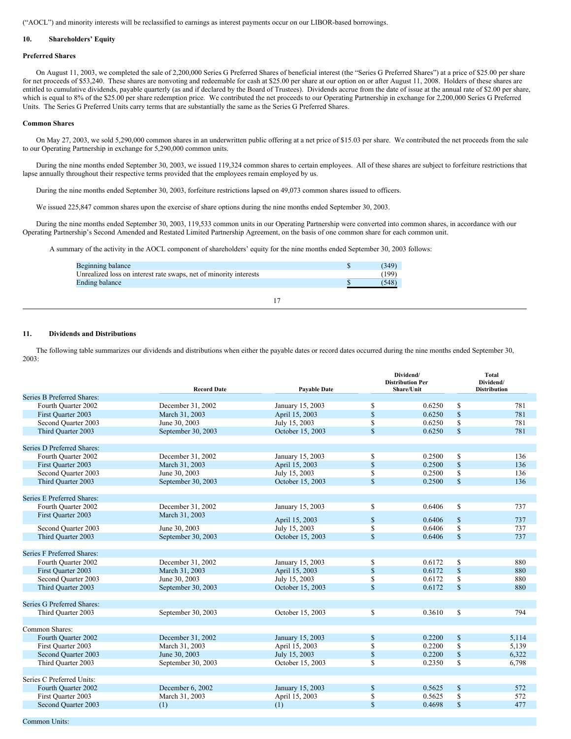("AOCL") and minority interests will be reclassified to earnings as interest payments occur on our LIBOR-based borrowings.

## 10. Shareholders' Equity

### Preferred Shares

On August 11, 2003, we completed the sale of 2,200,000 Series G Preferred Shares of beneficial interest (the "Series G Preferred Shares") at a price of $25.00 per share for net proceeds of $53,240. These shares are nonvoting and redeemable for cash at $25.00 per share at our option on or after August 11, 2008. Holders of these shares are entitled to cumulative dividends, payable quarterly (as and if declared by the Board of Trustees). Dividends accrue from the date of issue at the annual rate of $2.00 per share, which is equal to 8% of the $25.00 per share redemption price. We contributed the net proceeds to our Operating Partnership in exchange for 2,200,000 Series G Preferred Units. The Series G Preferred Units carry terms that are substantially the same as the Series G Preferred Shares.

### Common Shares

On May 27, 2003, we sold 5,290,000 common shares in an underwritten public offering at a net price of $15.03 per share. We contributed the net proceeds from the sale to our Operating Partnership in exchange for 5,290,000 common units.

During the nine months ended September 30, 2003, we issued 119,324 common shares to certain employees. All of these shares are subject to forfeiture restrictions that lapse annually throughout their respective terms provided that the employees remain employed by us.

During the nine months ended September 30, 2003, forfeiture restrictions lapsed on 49,073 common shares issued to officers.

We issued 225,847 common shares upon the exercise of share options during the nine months ended September 30, 2003.

During the nine months ended September 30, 2003, 119,533 common units in our Operating Partnership were converted into common shares, in accordance with our Operating Partnership's Second Amended and Restated Limited Partnership Agreement, on the basis of one common share for each common unit.

A summary of the activity in the AOCL component of shareholders' equity for the nine months ended September 30, 2003 follows:

| | | |
|---|---|---|
| Beginning balance | $ | (349) |
| Unrealized loss on interest rate swaps, net of minority interests | | (199) |
| Ending balance | $ | (548) |

## 11. Dividends and Distributions

The following table summarizes our dividends and distributions when either the payable dates or record dates occurred during the nine months ended September 30, 2003:

| | Record Date | Payable Date | Dividend/ Distribution Per Share/Unit | | Total Dividend/ Distribution | |
|---|---|---|---|---|---|---|
| Series B Preferred Shares: | | | | | | |
| Fourth Quarter 2002 | December 31, 2002 | January 15, 2003 | $ | 0.6250 | $ | 781 |
| First Quarter 2003 | March 31, 2003 | April 15, 2003 | $ | 0.6250 | $ | 781 |
| Second Quarter 2003 | June 30, 2003 | July 15, 2003 | $ | 0.6250 | $ | 781 |
| Third Quarter 2003 | September 30, 2003 | October 15, 2003 | $ | 0.6250 | $ | 781 |
| | | | | | | |
| Series D Preferred Shares: | | | | | | |
| Fourth Quarter 2002 | December 31, 2002 | January 15, 2003 | $ | 0.2500 | $ | 136 |
| First Quarter 2003 | March 31, 2003 | April 15, 2003 | $ | 0.2500 | $ | 136 |
| Second Quarter 2003 | June 30, 2003 | July 15, 2003 | $ | 0.2500 | $ | 136 |
| Third Quarter 2003 | September 30, 2003 | October 15, 2003 | $ | 0.2500 | $ | 136 |
| | | | | | | |
| Series E Preferred Shares: | | | | | | |
| Fourth Quarter 2002 | December 31, 2002 | January 15, 2003 | $ | 0.6406 | $ | 737 |
| First Quarter 2003 | March 31, 2003 | April 15, 2003 | $ | 0.6406 | $ | 737 |
| Second Quarter 2003 | June 30, 2003 | July 15, 2003 | $ | 0.6406 | $ | 737 |
| Third Quarter 2003 | September 30, 2003 | October 15, 2003 | $ | 0.6406 | $ | 737 |
| | | | | | | |
| Series F Preferred Shares: | | | | | | |
| Fourth Quarter 2002 | December 31, 2002 | January 15, 2003 | $ | 0.6172 | $ | 880 |
| First Quarter 2003 | March 31, 2003 | April 15, 2003 | $ | 0.6172 | $ | 880 |
| Second Quarter 2003 | June 30, 2003 | July 15, 2003 | $ | 0.6172 | $ | 880 |
| Third Quarter 2003 | September 30, 2003 | October 15, 2003 | $ | 0.6172 | $ | 880 |
| | | | | | | |
| Series G Preferred Shares: | | | | | | |
| Third Quarter 2003 | September 30, 2003 | October 15, 2003 | $ | 0.3610 | $ | 794 |
| | | | | | | |
| Common Shares: | | | | | | |
| Fourth Quarter 2002 | December 31, 2002 | January 15, 2003 | $ | 0.2200 | $ | 5,114 |
| First Quarter 2003 | March 31, 2003 | April 15, 2003 | $ | 0.2200 | $ | 5,139 |
| Second Quarter 2003 | June 30, 2003 | July 15, 2003 | $ | 0.2200 | $ | 6,322 |
| Third Quarter 2003 | September 30, 2003 | October 15, 2003 | $ | 0.2350 | $ | 6,798 |
| | | | | | | |
| Series C Preferred Units: | | | | | | |
| Fourth Quarter 2002 | December 6, 2002 | January 15, 2003 | $ | 0.5625 | $ | 572 |
| First Quarter 2003 | March 31, 2003 | April 15, 2003 | $ | 0.5625 | $ | 572 |
| Second Quarter 2003 | (1) | (1) | $ | 0.4698 | $ | 477 |
| | | | | | | |
| Common Units: | | | | | | |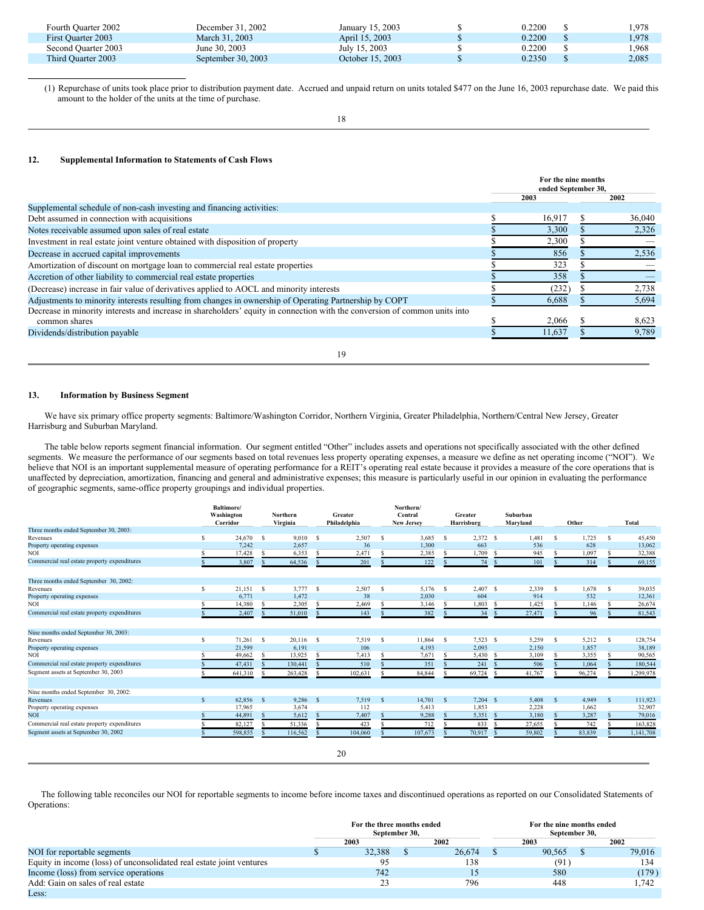| | | | | |
|---|---|---|---|---|
| Fourth Quarter 2002 | December 31, 2002 | January 15, 2003 | $ 0.2200 | $ 1,978 |
| First Quarter 2003 | March 31, 2003 | April 15, 2003 | $ 0.2200 | $ 1,978 |
| Second Quarter 2003 | June 30, 2003 | July 15, 2003 | $ 0.2200 | $ 1,968 |
| Third Quarter 2003 | September 30, 2003 | October 15, 2003 | $ 0.2350 | $ 2,085 |

(1) Repurchase of units took place prior to distribution payment date. Accrued and unpaid return on units totaled $477 on the June 16, 2003 repurchase date. We paid this amount to the holder of the units at the time of purchase.

## 12. Supplemental Information to Statements of Cash Flows

| | For the nine months ended September 30, 2003 | 2002 |
|---|---|---|
| Supplemental schedule of non-cash investing and financing activities: | | |
| Debt assumed in connection with acquisitions | $ 16,917 | $ 36,040 |
| Notes receivable assumed upon sales of real estate | $ 3,300 | $ 2,326 |
| Investment in real estate joint venture obtained with disposition of property | $ 2,300 | $ — |
| Decrease in accrued capital improvements | $ 856 | $ 2,536 |
| Amortization of discount on mortgage loan to commercial real estate properties | $ 323 | $ — |
| Accretion of other liability to commercial real estate properties | $ 358 | $ — |
| (Decrease) increase in fair value of derivatives applied to AOCL and minority interests | $ (232) | $ 2,738 |
| Adjustments to minority interests resulting from changes in ownership of Operating Partnership by COPT | $ 6,688 | $ 5,694 |
| Decrease in minority interests and increase in shareholders' equity in connection with the conversion of common units into common shares | $ 2,066 | $ 8,623 |
| Dividends/distribution payable | $ 11,637 | $ 9,789 |

## 13. Information by Business Segment

We have six primary office property segments: Baltimore/Washington Corridor, Northern Virginia, Greater Philadelphia, Northern/Central New Jersey, Greater Harrisburg and Suburban Maryland.

The table below reports segment financial information. Our segment entitled "Other" includes assets and operations not specifically associated with the other defined segments. We measure the performance of our segments based on total revenues less property operating expenses, a measure we define as net operating income ("NOI"). We believe that NOI is an important supplemental measure of operating performance for a REIT's operating real estate because it provides a measure of the core operations that is unaffected by depreciation, amortization, financing and general and administrative expenses; this measure is particularly useful in our opinion in evaluating the performance of geographic segments, same-office property groupings and individual properties.

| | Baltimore/ Washington Corridor | Northern Virginia | Greater Philadelphia | Northern/ Central New Jersey | Greater Harrisburg | Suburban Maryland | Other | Total |
|---|---|---|---|---|---|---|---|---|
| Three months ended September 30, 2003: | | | | | | | | |
| Revenues | $ 24,670 | $ 9,010 | $ 2,507 | $ 3,685 | $ 2,372 | $ 1,481 | $ 1,725 | $ 45,450 |
| Property operating expenses | 7,242 | 2,657 | 36 | 1,300 | 663 | 536 | 628 | 13,062 |
| NOI | $ 17,428 | $ 6,353 | $ 2,471 | $ 2,385 | $ 1,709 | $ 945 | $ 1,097 | $ 32,388 |
| Commercial real estate property expenditures | $ 3,807 | $ 64,536 | $ 201 | $ 122 | $ 74 | $ 101 | $ 314 | $ 69,155 |
| Three months ended September 30, 2002: | | | | | | | | |
| Revenues | $ 21,151 | $ 3,777 | $ 2,507 | $ 5,176 | $ 2,407 | $ 2,339 | $ 1,678 | $ 39,035 |
| Property operating expenses | 6,771 | 1,472 | 38 | 2,030 | 604 | 914 | 532 | 12,361 |
| NOI | $ 14,380 | $ 2,305 | $ 2,469 | $ 3,146 | $ 1,803 | $ 1,425 | $ 1,146 | $ 26,674 |
| Commercial real estate property expenditures | $ 2,407 | $ 51,010 | $ 143 | $ 382 | $ 34 | $ 27,471 | $ 96 | $ 81,543 |
| Nine months ended September 30, 2003: | | | | | | | | |
| Revenues | $ 71,261 | $ 20,116 | $ 7,519 | $ 11,864 | $ 7,523 | $ 5,259 | $ 5,212 | $ 128,754 |
| Property operating expenses | 21,599 | 6,191 | 106 | 4,193 | 2,093 | 2,150 | 1,857 | 38,189 |
| NOI | $ 49,662 | $ 13,925 | $ 7,413 | $ 7,671 | $ 5,430 | $ 3,109 | $ 3,355 | $ 90,565 |
| Commercial real estate property expenditures | $ 47,431 | $ 130,441 | $ 510 | $ 351 | $ 241 | $ 506 | $ 1,064 | $ 180,544 |
| Segment assets at September 30, 2003 | $ 641,310 | $ 263,428 | $ 102,631 | $ 84,844 | $ 69,724 | $ 41,767 | $ 96,274 | $ 1,299,978 |
| Nine months ended September 30, 2002: | | | | | | | | |
| Revenues | $ 62,856 | $ 9,286 | $ 7,519 | $ 14,701 | $ 7,204 | $ 5,408 | $ 4,949 | $ 111,923 |
| Property operating expenses | 17,965 | 3,674 | 112 | 5,413 | 1,853 | 2,228 | 1,662 | 32,907 |
| NOI | $ 44,891 | $ 5,612 | $ 7,407 | $ 9,288 | $ 5,351 | $ 3,180 | $ 3,287 | $ 79,016 |
| Commercial real estate property expenditures | $ 82,127 | $ 51,336 | $ 423 | $ 712 | $ 833 | $ 27,655 | $ 742 | $ 163,828 |
| Segment assets at September 30, 2002 | $ 598,855 | $ 116,562 | $ 104,060 | $ 107,673 | $ 70,917 | $ 59,802 | $ 83,839 | $ 1,141,708 |

The following table reconciles our NOI for reportable segments to income before income taxes and discontinued operations as reported on our Consolidated Statements of Operations:

| | For the three months ended September 30, 2003 | 2002 | For the nine months ended September 30, 2003 | 2002 |
|---|---|---|---|---|
| NOI for reportable segments | $ 32,388 | $ 26,674 | $ 90,565 | $ 79,016 |
| Equity in income (loss) of unconsolidated real estate joint ventures | 95 | 138 | (91) | 134 |
| Income (loss) from service operations | 742 | 15 | 580 | (179) |
| Add: Gain on sales of real estate | 23 | 796 | 448 | 1,742 |
| Less: | | | | |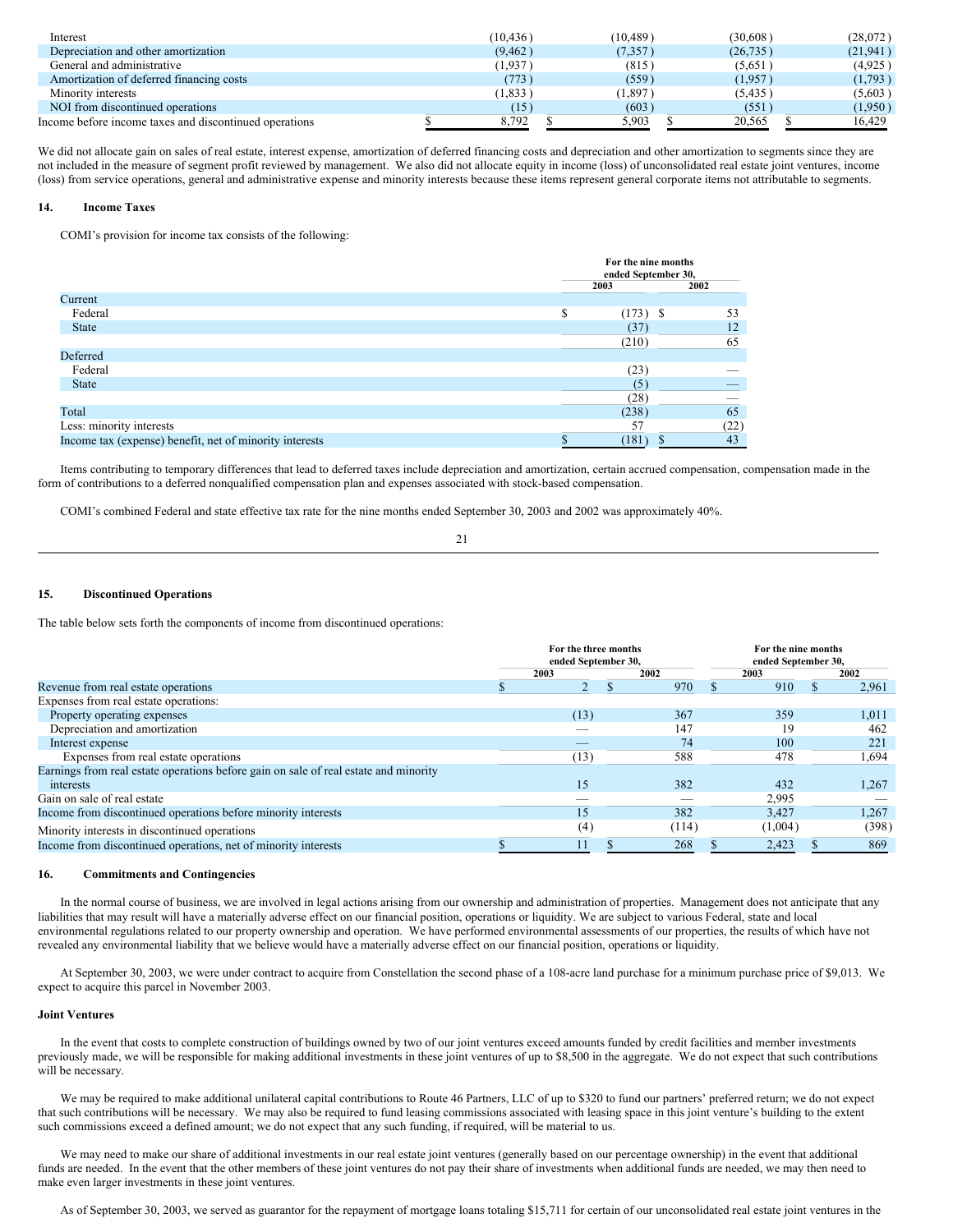| | | | | |
|---|---|---|---|---|
| Interest | (10,436) | (10,489) | (30,608) | (28,072) |
| Depreciation and other amortization | (9,462) | (7,357) | (26,735) | (21,941) |
| General and administrative | (1,937) | (815) | (5,651) | (4,925) |
| Amortization of deferred financing costs | (773) | (559) | (1,957) | (1,793) |
| Minority interests | (1,833) | (1,897) | (5,435) | (5,603) |
| NOI from discontinued operations | (15) | (603) | (551) | (1,950) |
| Income before income taxes and discontinued operations | $ 8,792 | $ 5,903 | $ 20,565 | $ 16,429 |

We did not allocate gain on sales of real estate, interest expense, amortization of deferred financing costs and depreciation and other amortization to segments since they are not included in the measure of segment profit reviewed by management. We also did not allocate equity in income (loss) of unconsolidated real estate joint ventures, income (loss) from service operations, general and administrative expense and minority interests because these items represent general corporate items not attributable to segments.

## 14. Income Taxes

COMI's provision for income tax consists of the following:

| | For the nine months ended September 30, | |
|---|---|---|
| | 2003 | 2002 |
| Current | | |
| Federal | $ (173) | $ 53 |
| State | (37) | 12 |
| | (210) | 65 |
| Deferred | | |
| Federal | (23) | — |
| State | (5) | — |
| | (28) | — |
| Total | (238) | 65 |
| Less: minority interests | 57 | (22) |
| Income tax (expense) benefit, net of minority interests | $ (181) | $ 43 |

Items contributing to temporary differences that lead to deferred taxes include depreciation and amortization, certain accrued compensation, compensation made in the form of contributions to a deferred nonqualified compensation plan and expenses associated with stock-based compensation.

COMI's combined Federal and state effective tax rate for the nine months ended September 30, 2003 and 2002 was approximately 40%.

## 15. Discontinued Operations

The table below sets forth the components of income from discontinued operations:

| | For the three months ended September 30, | | For the nine months ended September 30, | |
|---|---|---|---|---|
| | 2003 | 2002 | 2003 | 2002 |
| Revenue from real estate operations | $ 2 | $ 970 | $ 910 | $ 2,961 |
| Expenses from real estate operations: | | | | |
| Property operating expenses | (13) | 367 | 359 | 1,011 |
| Depreciation and amortization | — | 147 | 19 | 462 |
| Interest expense | — | 74 | 100 | 221 |
| Expenses from real estate operations | (13) | 588 | 478 | 1,694 |
| Earnings from real estate operations before gain on sale of real estate and minority interests | 15 | 382 | 432 | 1,267 |
| Gain on sale of real estate | — | — | 2,995 | — |
| Income from discontinued operations before minority interests | 15 | 382 | 3,427 | 1,267 |
| Minority interests in discontinued operations | (4) | (114) | (1,004) | (398) |
| Income from discontinued operations, net of minority interests | $ 11 | $ 268 | $ 2,423 | $ 869 |

## 16. Commitments and Contingencies

In the normal course of business, we are involved in legal actions arising from our ownership and administration of properties. Management does not anticipate that any liabilities that may result will have a materially adverse effect on our financial position, operations or liquidity. We are subject to various Federal, state and local environmental regulations related to our property ownership and operation. We have performed environmental assessments of our properties, the results of which have not revealed any environmental liability that we believe would have a materially adverse effect on our financial position, operations or liquidity.

At September 30, 2003, we were under contract to acquire from Constellation the second phase of a 108-acre land purchase for a minimum purchase price of $9,013. We expect to acquire this parcel in November 2003.

### Joint Ventures

In the event that costs to complete construction of buildings owned by two of our joint ventures exceed amounts funded by credit facilities and member investments previously made, we will be responsible for making additional investments in these joint ventures of up to $8,500 in the aggregate. We do not expect that such contributions will be necessary.

We may be required to make additional unilateral capital contributions to Route 46 Partners, LLC of up to $320 to fund our partners' preferred return; we do not expect that such contributions will be necessary. We may also be required to fund leasing commissions associated with leasing space in this joint venture's building to the extent such commissions exceed a defined amount; we do not expect that any such funding, if required, will be material to us.

We may need to make our share of additional investments in our real estate joint ventures (generally based on our percentage ownership) in the event that additional funds are needed. In the event that the other members of these joint ventures do not pay their share of investments when additional funds are needed, we may then need to make even larger investments in these joint ventures.

As of September 30, 2003, we served as guarantor for the repayment of mortgage loans totaling $15,711 for certain of our unconsolidated real estate joint ventures in the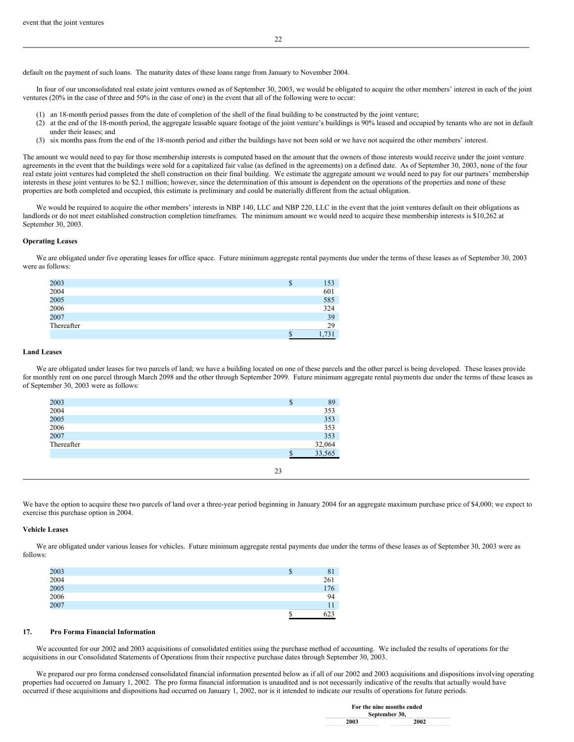event that the joint ventures

default on the payment of such loans. The maturity dates of these loans range from January to November 2004.

In four of our unconsolidated real estate joint ventures owned as of September 30, 2003, we would be obligated to acquire the other members' interest in each of the joint ventures (20% in the case of three and 50% in the case of one) in the event that all of the following were to occur:

(1) an 18-month period passes from the date of completion of the shell of the final building to be constructed by the joint venture;
(2) at the end of the 18-month period, the aggregate leasable square footage of the joint venture's buildings is 90% leased and occupied by tenants who are not in default under their leases; and
(3) six months pass from the end of the 18-month period and either the buildings have not been sold or we have not acquired the other members' interest.

The amount we would need to pay for those membership interests is computed based on the amount that the owners of those interests would receive under the joint venture agreements in the event that the buildings were sold for a capitalized fair value (as defined in the agreements) on a defined date. As of September 30, 2003, none of the four real estate joint ventures had completed the shell construction on their final building. We estimate the aggregate amount we would need to pay for our partners' membership interests in these joint ventures to be $2.1 million; however, since the determination of this amount is dependent on the operations of the properties and none of these properties are both completed and occupied, this estimate is preliminary and could be materially different from the actual obligation.

We would be required to acquire the other members' interests in NBP 140, LLC and NBP 220, LLC in the event that the joint ventures default on their obligations as landlords or do not meet established construction completion timeframes. The minimum amount we would need to acquire these membership interests is $10,262 at September 30, 2003.

**Operating Leases**

We are obligated under five operating leases for office space. Future minimum aggregate rental payments due under the terms of these leases as of September 30, 2003 were as follows:

| | |
|---|---|
| 2003 | $ 153 |
| 2004 | 601 |
| 2005 | 585 |
| 2006 | 324 |
| 2007 | 39 |
| Thereafter | 29 |
| | $ 1,731 |

**Land Leases**

We are obligated under leases for two parcels of land; we have a building located on one of these parcels and the other parcel is being developed. These leases provide for monthly rent on one parcel through March 2098 and the other through September 2099. Future minimum aggregate rental payments due under the terms of these leases as of September 30, 2003 were as follows:

| | |
|---|---|
| 2003 | $ 89 |
| 2004 | 353 |
| 2005 | 353 |
| 2006 | 353 |
| 2007 | 353 |
| Thereafter | 32,064 |
| | $ 33,565 |

We have the option to acquire these two parcels of land over a three-year period beginning in January 2004 for an aggregate maximum purchase price of $4,000; we expect to exercise this purchase option in 2004.

**Vehicle Leases**

We are obligated under various leases for vehicles. Future minimum aggregate rental payments due under the terms of these leases as of September 30, 2003 were as follows:

| | |
|---|---|
| 2003 | $ 81 |
| 2004 | 261 |
| 2005 | 176 |
| 2006 | 94 |
| 2007 | 11 |
| | $ 623 |

## 17. Pro Forma Financial Information

We accounted for our 2002 and 2003 acquisitions of consolidated entities using the purchase method of accounting. We included the results of operations for the acquisitions in our Consolidated Statements of Operations from their respective purchase dates through September 30, 2003.

We prepared our pro forma condensed consolidated financial information presented below as if all of our 2002 and 2003 acquisitions and dispositions involving operating properties had occurred on January 1, 2002. The pro forma financial information is unaudited and is not necessarily indicative of the results that actually would have occurred if these acquisitions and dispositions had occurred on January 1, 2002, nor is it intended to indicate our results of operations for future periods.

| | For the nine months ended September 30, | |
|---|---|---|
| | 2003 | 2002 |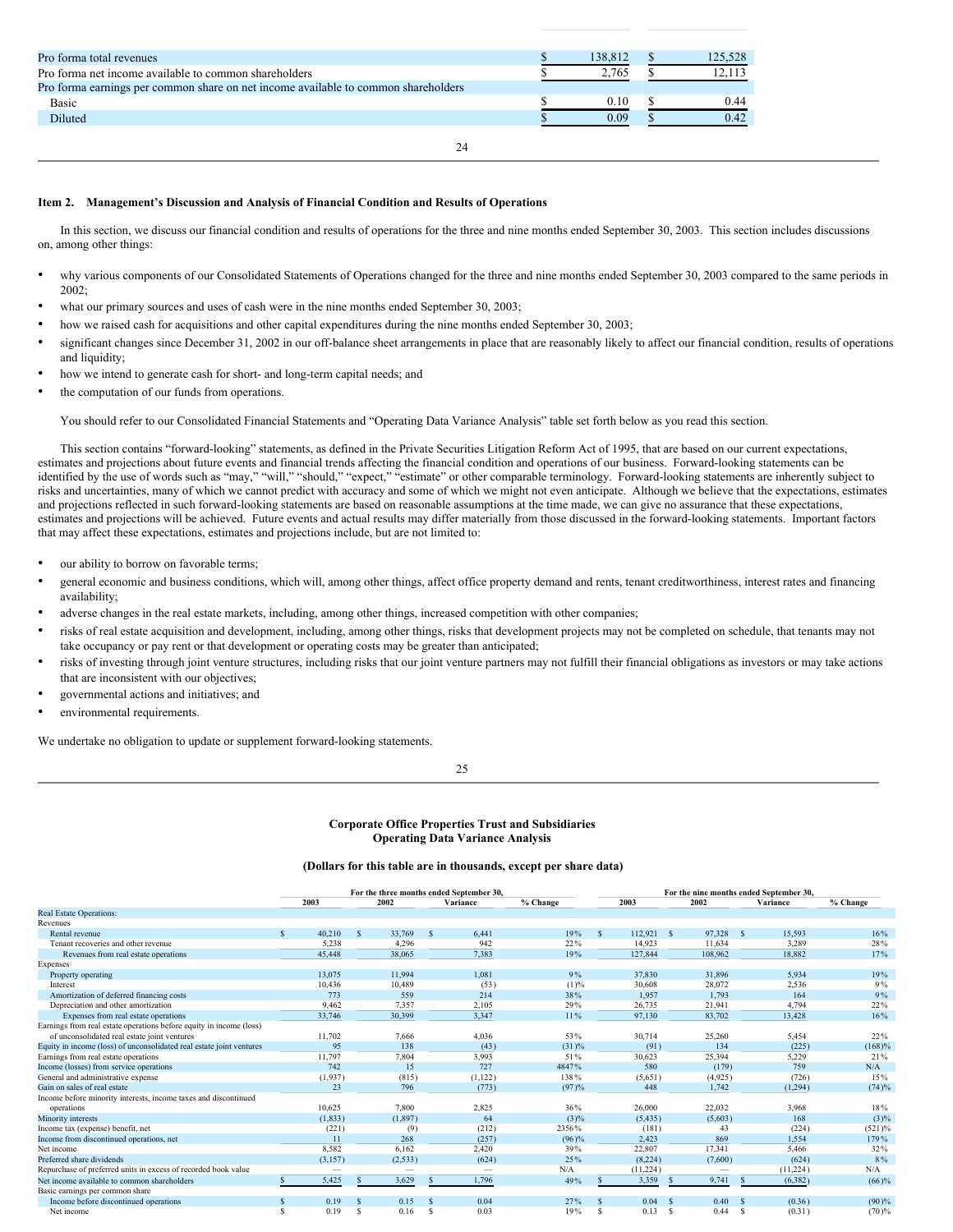| | | |
|---|---|---|
| Pro forma total revenues | $ 138,812 | $ 125,528 |
| Pro forma net income available to common shareholders | $ 2,765 | $ 12,113 |
| Pro forma earnings per common share on net income available to common shareholders | | |
| Basic | $ 0.10 | $ 0.44 |
| Diluted | $ 0.09 | $ 0.42 |

### Item 2. Management's Discussion and Analysis of Financial Condition and Results of Operations

In this section, we discuss our financial condition and results of operations for the three and nine months ended September 30, 2003. This section includes discussions on, among other things:

- why various components of our Consolidated Statements of Operations changed for the three and nine months ended September 30, 2003 compared to the same periods in 2002;
- what our primary sources and uses of cash were in the nine months ended September 30, 2003;
- how we raised cash for acquisitions and other capital expenditures during the nine months ended September 30, 2003;
- significant changes since December 31, 2002 in our off-balance sheet arrangements in place that are reasonably likely to affect our financial condition, results of operations and liquidity;
- how we intend to generate cash for short- and long-term capital needs; and
- the computation of our funds from operations.

You should refer to our Consolidated Financial Statements and "Operating Data Variance Analysis" table set forth below as you read this section.

This section contains "forward-looking" statements, as defined in the Private Securities Litigation Reform Act of 1995, that are based on our current expectations, estimates and projections about future events and financial trends affecting the financial condition and operations of our business. Forward-looking statements can be identified by the use of words such as "may," "will," "should," "expect," "estimate" or other comparable terminology. Forward-looking statements are inherently subject to risks and uncertainties, many of which we cannot predict with accuracy and some of which we might not even anticipate. Although we believe that the expectations, estimates and projections reflected in such forward-looking statements are based on reasonable assumptions at the time made, we can give no assurance that these expectations, estimates and projections will be achieved. Future events and actual results may differ materially from those discussed in the forward-looking statements. Important factors that may affect these expectations, estimates and projections include, but are not limited to:

- our ability to borrow on favorable terms;
- general economic and business conditions, which will, among other things, affect office property demand and rents, tenant creditworthiness, interest rates and financing availability;
- adverse changes in the real estate markets, including, among other things, increased competition with other companies;
- risks of real estate acquisition and development, including, among other things, risks that development projects may not be completed on schedule, that tenants may not take occupancy or pay rent or that development or operating costs may be greater than anticipated;
- risks of investing through joint venture structures, including risks that our joint venture partners may not fulfill their financial obligations as investors or may take actions that are inconsistent with our objectives;
- governmental actions and initiatives; and
- environmental requirements.

We undertake no obligation to update or supplement forward-looking statements.

## Corporate Office Properties Trust and Subsidiaries
## Operating Data Variance Analysis

**(Dollars for this table are in thousands, except per share data)**

| | For the three months ended September 30, | | | | For the nine months ended September 30, | | | |
|---|---|---|---|---|---|---|---|---|
| | 2003 | 2002 | Variance | % Change | 2003 | 2002 | Variance | % Change |
| Real Estate Operations: | | | | | | | | |
| Revenues | | | | | | | | |
| Rental revenue | $ 40,210 | $ 33,769 | $ 6,441 | 19% | $ 112,921 | $ 97,328 | $ 15,593 | 16% |
| Tenant recoveries and other revenue | 5,238 | 4,296 | 942 | 22% | 14,923 | 11,634 | 3,289 | 28% |
| Revenues from real estate operations | 45,448 | 38,065 | 7,383 | 19% | 127,844 | 108,962 | 18,882 | 17% |
| Expenses | | | | | | | | |
| Property operating | 13,075 | 11,994 | 1,081 | 9% | 37,830 | 31,896 | 5,934 | 19% |
| Interest | 10,436 | 10,489 | (53) | (1)% | 30,608 | 28,072 | 2,536 | 9% |
| Amortization of deferred financing costs | 773 | 559 | 214 | 38% | 1,957 | 1,793 | 164 | 9% |
| Depreciation and other amortization | 9,462 | 7,357 | 2,105 | 29% | 26,735 | 21,941 | 4,794 | 22% |
| Expenses from real estate operations | 33,746 | 30,399 | 3,347 | 11% | 97,130 | 83,702 | 13,428 | 16% |
| Earnings from real estate operations before equity in income (loss) of unconsolidated real estate joint ventures | 11,702 | 7,666 | 4,036 | 53% | 30,714 | 25,260 | 5,454 | 22% |
| Equity in income (loss) of unconsolidated real estate joint ventures | 95 | 138 | (43) | (31)% | (91) | 134 | (225) | (168)% |
| Earnings from real estate operations | 11,797 | 7,804 | 3,993 | 51% | 30,623 | 25,394 | 5,229 | 21% |
| Income (losses) from service operations | 742 | 15 | 727 | 4847% | 580 | (179) | 759 | N/A |
| General and administrative expense | (1,937) | (815) | (1,122) | 138% | (5,651) | (4,925) | (726) | 15% |
| Gain on sales of real estate | 23 | 796 | (773) | (97)% | 448 | 1,742 | (1,294) | (74)% |
| Income before minority interests, income taxes and discontinued operations | 10,625 | 7,800 | 2,825 | 36% | 26,000 | 22,032 | 3,968 | 18% |
| Minority interests | (1,833) | (1,897) | 64 | (3)% | (5,435) | (5,603) | 168 | (3)% |
| Income tax (expense) benefit, net | (221) | (9) | (212) | 2356% | (181) | 43 | (224) | (521)% |
| Income from discontinued operations, net | 11 | 268 | (257) | (96)% | 2,423 | 869 | 1,554 | 179% |
| Net income | 8,582 | 6,162 | 2,420 | 39% | 22,807 | 17,341 | 5,466 | 32% |
| Preferred share dividends | (3,157) | (2,533) | (624) | 25% | (8,224) | (7,600) | (624) | 8% |
| Repurchase of preferred units in excess of recorded book value | — | — | — | N/A | (11,224) | — | (11,224) | N/A |
| Net income available to common shareholders | $ 5,425 | $ 3,629 | $ 1,796 | 49% | $ 3,359 | $ 9,741 | $ (6,382) | (66)% |
| Basic earnings per common share | | | | | | | | |
| Income before discontinued operations | $ 0.19 | $ 0.15 | $ 0.04 | 27% | $ 0.04 | $ 0.40 | $ (0.36) | (90)% |
| Net income | $ 0.19 | $ 0.16 | $ 0.03 | 19% | $ 0.13 | $ 0.44 | $ (0.31) | (70)% |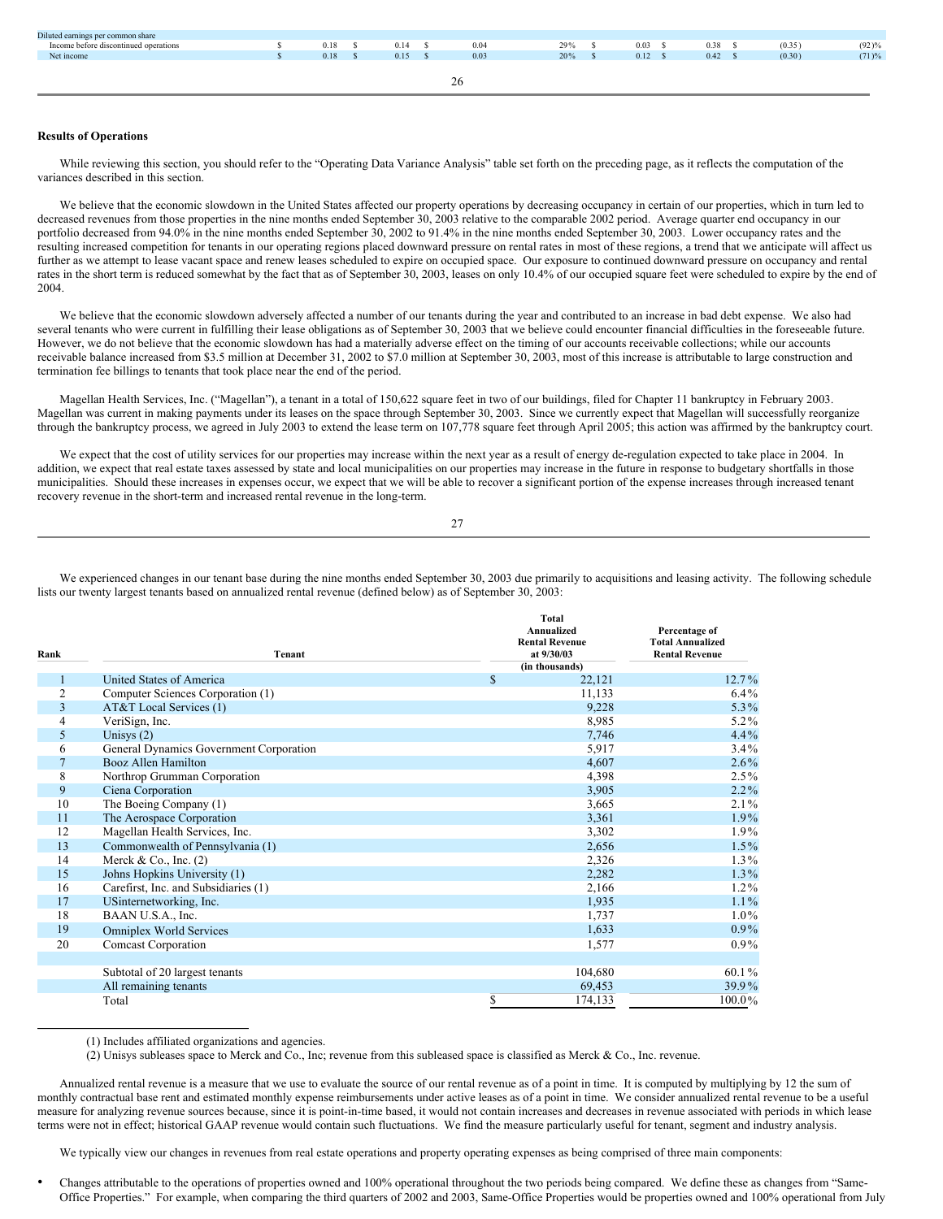| | | | | | | | |
|---|---|---|---|---|---|---|---|
| Diluted earnings per common share | | | | | | | |
| Income before discontinued operations | $ 0.18 | $ 0.14 | $ 0.04 | 29% | $ 0.03 | $ 0.38 | $ (0.35) | (92)% |
| Net income | $ 0.18 | $ 0.15 | $ 0.03 | 20% | $ 0.12 | $ 0.42 | $ (0.30) | (71)% |

## Results of Operations

While reviewing this section, you should refer to the "Operating Data Variance Analysis" table set forth on the preceding page, as it reflects the computation of the variances described in this section.

We believe that the economic slowdown in the United States affected our property operations by decreasing occupancy in certain of our properties, which in turn led to decreased revenues from those properties in the nine months ended September 30, 2003 relative to the comparable 2002 period. Average quarter end occupancy in our portfolio decreased from 94.0% in the nine months ended September 30, 2002 to 91.4% in the nine months ended September 30, 2003. Lower occupancy rates and the resulting increased competition for tenants in our operating regions placed downward pressure on rental rates in most of these regions, a trend that we anticipate will affect us further as we attempt to lease vacant space and renew leases scheduled to expire on occupied space. Our exposure to continued downward pressure on occupancy and rental rates in the short term is reduced somewhat by the fact that as of September 30, 2003, leases on only 10.4% of our occupied square feet were scheduled to expire by the end of 2004.

We believe that the economic slowdown adversely affected a number of our tenants during the year and contributed to an increase in bad debt expense. We also had several tenants who were current in fulfilling their lease obligations as of September 30, 2003 that we believe could encounter financial difficulties in the foreseeable future. However, we do not believe that the economic slowdown has had a materially adverse effect on the timing of our accounts receivable collections; while our accounts receivable balance increased from $3.5 million at December 31, 2002 to $7.0 million at September 30, 2003, most of this increase is attributable to large construction and termination fee billings to tenants that took place near the end of the period.

Magellan Health Services, Inc. ("Magellan"), a tenant in a total of 150,622 square feet in two of our buildings, filed for Chapter 11 bankruptcy in February 2003. Magellan was current in making payments under its leases on the space through September 30, 2003. Since we currently expect that Magellan will successfully reorganize through the bankruptcy process, we agreed in July 2003 to extend the lease term on 107,778 square feet through April 2005; this action was affirmed by the bankruptcy court.

We expect that the cost of utility services for our properties may increase within the next year as a result of energy de-regulation expected to take place in 2004. In addition, we expect that real estate taxes assessed by state and local municipalities on our properties may increase in the future in response to budgetary shortfalls in those municipalities. Should these increases in expenses occur, we expect that we will be able to recover a significant portion of the expense increases through increased tenant recovery revenue in the short-term and increased rental revenue in the long-term.

We experienced changes in our tenant base during the nine months ended September 30, 2003 due primarily to acquisitions and leasing activity. The following schedule lists our twenty largest tenants based on annualized rental revenue (defined below) as of September 30, 2003:

| Rank | Tenant | Total Annualized Rental Revenue at 9/30/03 (in thousands) | Percentage of Total Annualized Rental Revenue |
|---|---|---|---|
| 1 | United States of America | $ 22,121 | 12.7% |
| 2 | Computer Sciences Corporation (1) | 11,133 | 6.4% |
| 3 | AT&T Local Services (1) | 9,228 | 5.3% |
| 4 | VeriSign, Inc. | 8,985 | 5.2% |
| 5 | Unisys (2) | 7,746 | 4.4% |
| 6 | General Dynamics Government Corporation | 5,917 | 3.4% |
| 7 | Booz Allen Hamilton | 4,607 | 2.6% |
| 8 | Northrop Grumman Corporation | 4,398 | 2.5% |
| 9 | Ciena Corporation | 3,905 | 2.2% |
| 10 | The Boeing Company (1) | 3,665 | 2.1% |
| 11 | The Aerospace Corporation | 3,361 | 1.9% |
| 12 | Magellan Health Services, Inc. | 3,302 | 1.9% |
| 13 | Commonwealth of Pennsylvania (1) | 2,656 | 1.5% |
| 14 | Merck & Co., Inc. (2) | 2,326 | 1.3% |
| 15 | Johns Hopkins University (1) | 2,282 | 1.3% |
| 16 | Carefirst, Inc. and Subsidiaries (1) | 2,166 | 1.2% |
| 17 | USinternetworking, Inc. | 1,935 | 1.1% |
| 18 | BAAN U.S.A., Inc. | 1,737 | 1.0% |
| 19 | Omniplex World Services | 1,633 | 0.9% |
| 20 | Comcast Corporation | 1,577 | 0.9% |
| | Subtotal of 20 largest tenants | 104,680 | 60.1% |
| | All remaining tenants | 69,453 | 39.9% |
| | Total | $ 174,133 | 100.0% |

(1) Includes affiliated organizations and agencies.

(2) Unisys subleases space to Merck and Co., Inc; revenue from this subleased space is classified as Merck & Co., Inc. revenue.

Annualized rental revenue is a measure that we use to evaluate the source of our rental revenue as of a point in time. It is computed by multiplying by 12 the sum of monthly contractual base rent and estimated monthly expense reimbursements under active leases as of a point in time. We consider annualized rental revenue to be a useful measure for analyzing revenue sources because, since it is point-in-time based, it would not contain increases and decreases in revenue associated with periods in which lease terms were not in effect; historical GAAP revenue would contain such fluctuations. We find the measure particularly useful for tenant, segment and industry analysis.

We typically view our changes in revenues from real estate operations and property operating expenses as being comprised of three main components:

- Changes attributable to the operations of properties owned and 100% operational throughout the two periods being compared. We define these as changes from "Same-Office Properties." For example, when comparing the third quarters of 2002 and 2003, Same-Office Properties would be properties owned and 100% operational from July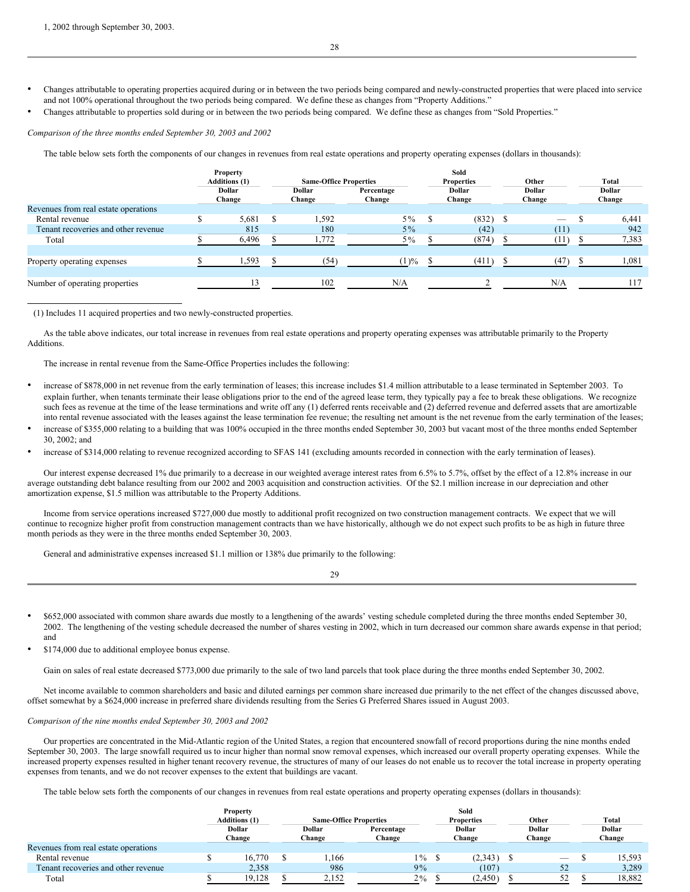1, 2002 through September 30, 2003.

- Changes attributable to operating properties acquired during or in between the two periods being compared and newly-constructed properties that were placed into service and not 100% operational throughout the two periods being compared. We define these as changes from "Property Additions."
- Changes attributable to properties sold during or in between the two periods being compared. We define these as changes from "Sold Properties."

*Comparison of the three months ended September 30, 2003 and 2002*

The table below sets forth the components of our changes in revenues from real estate operations and property operating expenses (dollars in thousands):

| | Property Additions (1) | Same-Office Properties | | Sold Properties | Other | Total |
|---|---|---|---|---|---|---|
| | Dollar Change | Dollar Change | Percentage Change | Dollar Change | Dollar Change | Dollar Change |
| Revenues from real estate operations | | | | | | |
| Rental revenue | $ 5,681 | $ 1,592 | 5% | $ (832) | $ — | $ 6,441 |
| Tenant recoveries and other revenue | 815 | 180 | 5% | (42) | (11) | 942 |
| Total | $ 6,496 | $ 1,772 | 5% | $ (874) | $ (11) | $ 7,383 |
| Property operating expenses | $ 1,593 | $ (54) | (1)% | $ (411) | $ (47) | $ 1,081 |
| Number of operating properties | 13 | 102 | N/A | 2 | N/A | 117 |

(1) Includes 11 acquired properties and two newly-constructed properties.

As the table above indicates, our total increase in revenues from real estate operations and property operating expenses was attributable primarily to the Property Additions.

The increase in rental revenue from the Same-Office Properties includes the following:

- increase of $878,000 in net revenue from the early termination of leases; this increase includes $1.4 million attributable to a lease terminated in September 2003. To explain further, when tenants terminate their lease obligations prior to the end of the agreed lease term, they typically pay a fee to break these obligations. We recognize such fees as revenue at the time of the lease terminations and write off any (1) deferred rents receivable and (2) deferred revenue and deferred assets that are amortizable into rental revenue associated with the leases against the lease termination fee revenue; the resulting net amount is the net revenue from the early termination of the leases;
- increase of $355,000 relating to a building that was 100% occupied in the three months ended September 30, 2003 but vacant most of the three months ended September 30, 2002; and
- increase of $314,000 relating to revenue recognized according to SFAS 141 (excluding amounts recorded in connection with the early termination of leases).

Our interest expense decreased 1% due primarily to a decrease in our weighted average interest rates from 6.5% to 5.7%, offset by the effect of a 12.8% increase in our average outstanding debt balance resulting from our 2002 and 2003 acquisition and construction activities. Of the $2.1 million increase in our depreciation and other amortization expense, $1.5 million was attributable to the Property Additions.

Income from service operations increased $727,000 due mostly to additional profit recognized on two construction management contracts. We expect that we will continue to recognize higher profit from construction management contracts than we have historically, although we do not expect such profits to be as high in future three month periods as they were in the three months ended September 30, 2003.

General and administrative expenses increased $1.1 million or 138% due primarily to the following:

- $652,000 associated with common share awards due mostly to a lengthening of the awards' vesting schedule completed during the three months ended September 30, 2002. The lengthening of the vesting schedule decreased the number of shares vesting in 2002, which in turn decreased our common share awards expense in that period; and
- $174,000 due to additional employee bonus expense.

Gain on sales of real estate decreased $773,000 due primarily to the sale of two land parcels that took place during the three months ended September 30, 2002.

Net income available to common shareholders and basic and diluted earnings per common share increased due primarily to the net effect of the changes discussed above, offset somewhat by a $624,000 increase in preferred share dividends resulting from the Series G Preferred Shares issued in August 2003.

*Comparison of the nine months ended September 30, 2003 and 2002*

Our properties are concentrated in the Mid-Atlantic region of the United States, a region that encountered snowfall of record proportions during the nine months ended September 30, 2003. The large snowfall required us to incur higher than normal snow removal expenses, which increased our overall property operating expenses. While the increased property expenses resulted in higher tenant recovery revenue, the structures of many of our leases do not enable us to recover the total increase in property operating expenses from tenants, and we do not recover expenses to the extent that buildings are vacant.

The table below sets forth the components of our changes in revenues from real estate operations and property operating expenses (dollars in thousands):

| | Property Additions (1) | Same-Office Properties | | Sold Properties | Other | Total |
|---|---|---|---|---|---|---|
| | Dollar Change | Dollar Change | Percentage Change | Dollar Change | Dollar Change | Dollar Change |
| Revenues from real estate operations | | | | | | |
| Rental revenue | $ 16,770 | $ 1,166 | 1% | $ (2,343) | $ — | $ 15,593 |
| Tenant recoveries and other revenue | 2,358 | 986 | 9% | (107) | 52 | 3,289 |
| Total | $ 19,128 | $ 2,152 | 2% | $ (2,450) | $ 52 | $ 18,882 |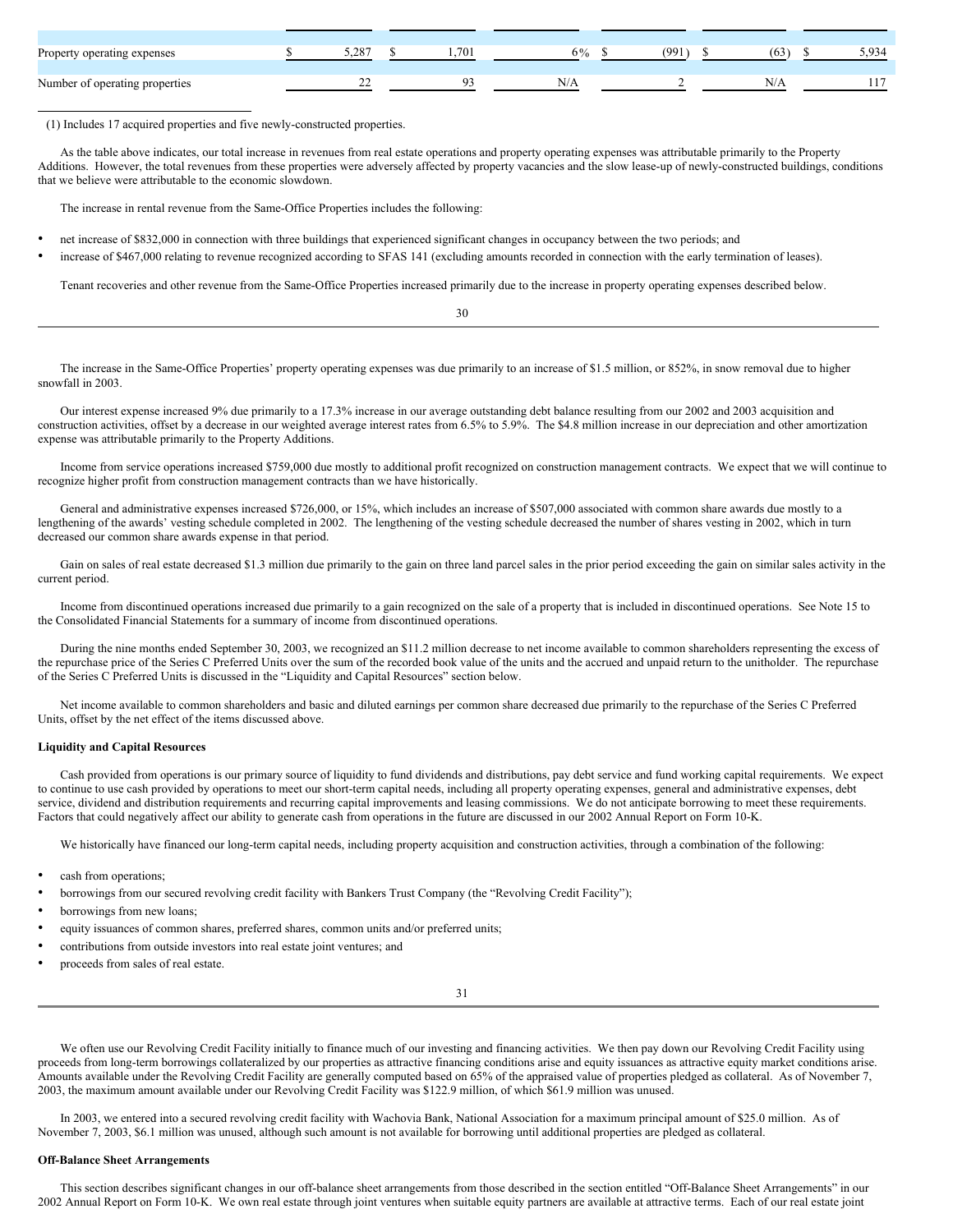| | | | | | | |
|---|---|---|---|---|---|---|
| Property operating expenses | $ 5,287 | $ 1,701 | 6% | $ (991) | $ (63) | $ 5,934 |
| Number of operating properties | 22 | 93 | N/A | 2 | N/A | 117 |

(1) Includes 17 acquired properties and five newly-constructed properties.

As the table above indicates, our total increase in revenues from real estate operations and property operating expenses was attributable primarily to the Property Additions. However, the total revenues from these properties were adversely affected by property vacancies and the slow lease-up of newly-constructed buildings, conditions that we believe were attributable to the economic slowdown.

The increase in rental revenue from the Same-Office Properties includes the following:

- net increase of $832,000 in connection with three buildings that experienced significant changes in occupancy between the two periods; and
- increase of $467,000 relating to revenue recognized according to SFAS 141 (excluding amounts recorded in connection with the early termination of leases).

Tenant recoveries and other revenue from the Same-Office Properties increased primarily due to the increase in property operating expenses described below.

The increase in the Same-Office Properties' property operating expenses was due primarily to an increase of $1.5 million, or 852%, in snow removal due to higher snowfall in 2003.

Our interest expense increased 9% due primarily to a 17.3% increase in our average outstanding debt balance resulting from our 2002 and 2003 acquisition and construction activities, offset by a decrease in our weighted average interest rates from 6.5% to 5.9%. The $4.8 million increase in our depreciation and other amortization expense was attributable primarily to the Property Additions.

Income from service operations increased $759,000 due mostly to additional profit recognized on construction management contracts. We expect that we will continue to recognize higher profit from construction management contracts than we have historically.

General and administrative expenses increased $726,000, or 15%, which includes an increase of $507,000 associated with common share awards due mostly to a lengthening of the awards' vesting schedule completed in 2002. The lengthening of the vesting schedule decreased the number of shares vesting in 2002, which in turn decreased our common share awards expense in that period.

Gain on sales of real estate decreased $1.3 million due primarily to the gain on three land parcel sales in the prior period exceeding the gain on similar sales activity in the current period.

Income from discontinued operations increased due primarily to a gain recognized on the sale of a property that is included in discontinued operations. See Note 15 to the Consolidated Financial Statements for a summary of income from discontinued operations.

During the nine months ended September 30, 2003, we recognized an $11.2 million decrease to net income available to common shareholders representing the excess of the repurchase price of the Series C Preferred Units over the sum of the recorded book value of the units and the accrued and unpaid return to the unitholder. The repurchase of the Series C Preferred Units is discussed in the "Liquidity and Capital Resources" section below.

Net income available to common shareholders and basic and diluted earnings per common share decreased due primarily to the repurchase of the Series C Preferred Units, offset by the net effect of the items discussed above.

**Liquidity and Capital Resources**

Cash provided from operations is our primary source of liquidity to fund dividends and distributions, pay debt service and fund working capital requirements. We expect to continue to use cash provided by operations to meet our short-term capital needs, including all property operating expenses, general and administrative expenses, debt service, dividend and distribution requirements and recurring capital improvements and leasing commissions. We do not anticipate borrowing to meet these requirements. Factors that could negatively affect our ability to generate cash from operations in the future are discussed in our 2002 Annual Report on Form 10-K.

We historically have financed our long-term capital needs, including property acquisition and construction activities, through a combination of the following:

- cash from operations;
- borrowings from our secured revolving credit facility with Bankers Trust Company (the "Revolving Credit Facility");
- borrowings from new loans;
- equity issuances of common shares, preferred shares, common units and/or preferred units;
- contributions from outside investors into real estate joint ventures; and
- proceeds from sales of real estate.

We often use our Revolving Credit Facility initially to finance much of our investing and financing activities. We then pay down our Revolving Credit Facility using proceeds from long-term borrowings collateralized by our properties as attractive financing conditions arise and equity issuances as attractive equity market conditions arise. Amounts available under the Revolving Credit Facility are generally computed based on 65% of the appraised value of properties pledged as collateral. As of November 7, 2003, the maximum amount available under our Revolving Credit Facility was $122.9 million, of which $61.9 million was unused.

In 2003, we entered into a secured revolving credit facility with Wachovia Bank, National Association for a maximum principal amount of $25.0 million. As of November 7, 2003, $6.1 million was unused, although such amount is not available for borrowing until additional properties are pledged as collateral.

**Off-Balance Sheet Arrangements**

This section describes significant changes in our off-balance sheet arrangements from those described in the section entitled "Off-Balance Sheet Arrangements" in our 2002 Annual Report on Form 10-K. We own real estate through joint ventures when suitable equity partners are available at attractive terms. Each of our real estate joint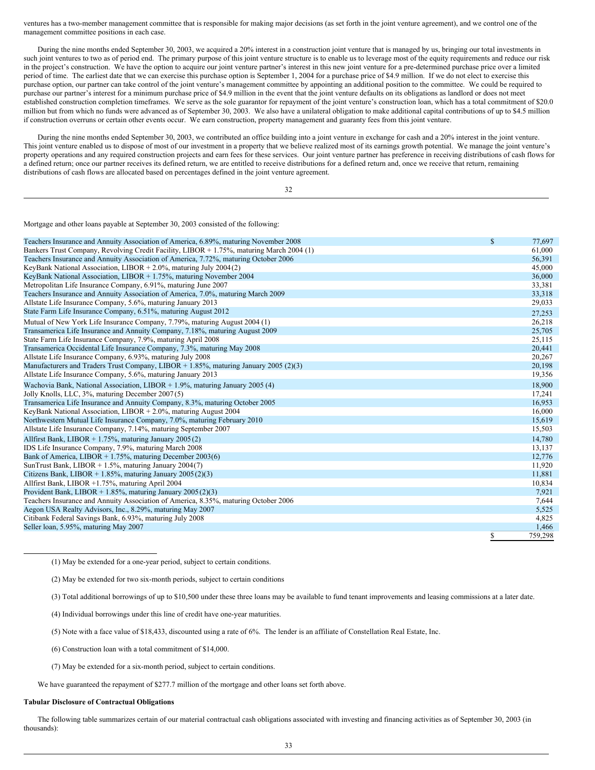ventures has a two-member management committee that is responsible for making major decisions (as set forth in the joint venture agreement), and we control one of the management committee positions in each case.

During the nine months ended September 30, 2003, we acquired a 20% interest in a construction joint venture that is managed by us, bringing our total investments in such joint ventures to two as of period end. The primary purpose of this joint venture structure is to enable us to leverage most of the equity requirements and reduce our risk in the project's construction. We have the option to acquire our joint venture partner's interest in this new joint venture for a pre-determined purchase price over a limited period of time. The earliest date that we can exercise this purchase option is September 1, 2004 for a purchase price of $4.9 million. If we do not elect to exercise this purchase option, our partner can take control of the joint venture's management committee by appointing an additional position to the committee. We could be required to purchase our partner's interest for a minimum purchase price of $4.9 million in the event that the joint venture defaults on its obligations as landlord or does not meet established construction completion timeframes. We serve as the sole guarantor for repayment of the joint venture's construction loan, which has a total commitment of $20.0 million but from which no funds were advanced as of September 30, 2003. We also have a unilateral obligation to make additional capital contributions of up to $4.5 million if construction overruns or certain other events occur. We earn construction, property management and guaranty fees from this joint venture.

During the nine months ended September 30, 2003, we contributed an office building into a joint venture in exchange for cash and a 20% interest in the joint venture. This joint venture enabled us to dispose of most of our investment in a property that we believe realized most of its earnings growth potential. We manage the joint venture's property operations and any required construction projects and earn fees for these services. Our joint venture partner has preference in receiving distributions of cash flows for a defined return; once our partner receives its defined return, we are entitled to receive distributions for a defined return and, once we receive that return, remaining distributions of cash flows are allocated based on percentages defined in the joint venture agreement.

Mortgage and other loans payable at September 30, 2003 consisted of the following:

| | | |
|---|---|---|
| Teachers Insurance and Annuity Association of America, 6.89%, maturing November 2008 | $ | 77,697 |
| Bankers Trust Company, Revolving Credit Facility, LIBOR + 1.75%, maturing March 2004 (1) | | 61,000 |
| Teachers Insurance and Annuity Association of America, 7.72%, maturing October 2006 | | 56,391 |
| KeyBank National Association, LIBOR + 2.0%, maturing July 2004 (2) | | 45,000 |
| KeyBank National Association, LIBOR + 1.75%, maturing November 2004 | | 36,000 |
| Metropolitan Life Insurance Company, 6.91%, maturing June 2007 | | 33,381 |
| Teachers Insurance and Annuity Association of America, 7.0%, maturing March 2009 | | 33,318 |
| Allstate Life Insurance Company, 5.6%, maturing January 2013 | | 29,033 |
| State Farm Life Insurance Company, 6.51%, maturing August 2012 | | 27,253 |
| Mutual of New York Life Insurance Company, 7.79%, maturing August 2004 (1) | | 26,218 |
| Transamerica Life Insurance and Annuity Company, 7.18%, maturing August 2009 | | 25,705 |
| State Farm Life Insurance Company, 7.9%, maturing April 2008 | | 25,115 |
| Transamerica Occidental Life Insurance Company, 7.3%, maturing May 2008 | | 20,441 |
| Allstate Life Insurance Company, 6.93%, maturing July 2008 | | 20,267 |
| Manufacturers and Traders Trust Company, LIBOR + 1.85%, maturing January 2005 (2)(3) | | 20,198 |
| Allstate Life Insurance Company, 5.6%, maturing January 2013 | | 19,356 |
| Wachovia Bank, National Association, LIBOR + 1.9%, maturing January 2005 (4) | | 18,900 |
| Jolly Knolls, LLC, 3%, maturing December 2007 (5) | | 17,241 |
| Transamerica Life Insurance and Annuity Company, 8.3%, maturing October 2005 | | 16,953 |
| KeyBank National Association, LIBOR + 2.0%, maturing August 2004 | | 16,000 |
| Northwestern Mutual Life Insurance Company, 7.0%, maturing February 2010 | | 15,619 |
| Allstate Life Insurance Company, 7.14%, maturing September 2007 | | 15,503 |
| Allfirst Bank, LIBOR + 1.75%, maturing January 2005 (2) | | 14,780 |
| IDS Life Insurance Company, 7.9%, maturing March 2008 | | 13,137 |
| Bank of America, LIBOR + 1.75%, maturing December 2003 (6) | | 12,776 |
| SunTrust Bank, LIBOR + 1.5%, maturing January 2004 (7) | | 11,920 |
| Citizens Bank, LIBOR + 1.85%, maturing January 2005 (2)(3) | | 11,881 |
| Allfirst Bank, LIBOR +1.75%, maturing April 2004 | | 10,834 |
| Provident Bank, LIBOR + 1.85%, maturing January 2005 (2)(3) | | 7,921 |
| Teachers Insurance and Annuity Association of America, 8.35%, maturing October 2006 | | 7,644 |
| Aegon USA Realty Advisors, Inc., 8.29%, maturing May 2007 | | 5,525 |
| Citibank Federal Savings Bank, 6.93%, maturing July 2008 | | 4,825 |
| Seller loan, 5.95%, maturing May 2007 | | 1,466 |
| | $ | 759,298 |

(1) May be extended for a one-year period, subject to certain conditions.

(2) May be extended for two six-month periods, subject to certain conditions

(3) Total additional borrowings of up to $10,500 under these three loans may be available to fund tenant improvements and leasing commissions at a later date.

(4) Individual borrowings under this line of credit have one-year maturities.

(5) Note with a face value of $18,433, discounted using a rate of 6%. The lender is an affiliate of Constellation Real Estate, Inc.

(6) Construction loan with a total commitment of $14,000.

(7) May be extended for a six-month period, subject to certain conditions.

We have guaranteed the repayment of $277.7 million of the mortgage and other loans set forth above.

**Tabular Disclosure of Contractual Obligations**

The following table summarizes certain of our material contractual cash obligations associated with investing and financing activities as of September 30, 2003 (in thousands):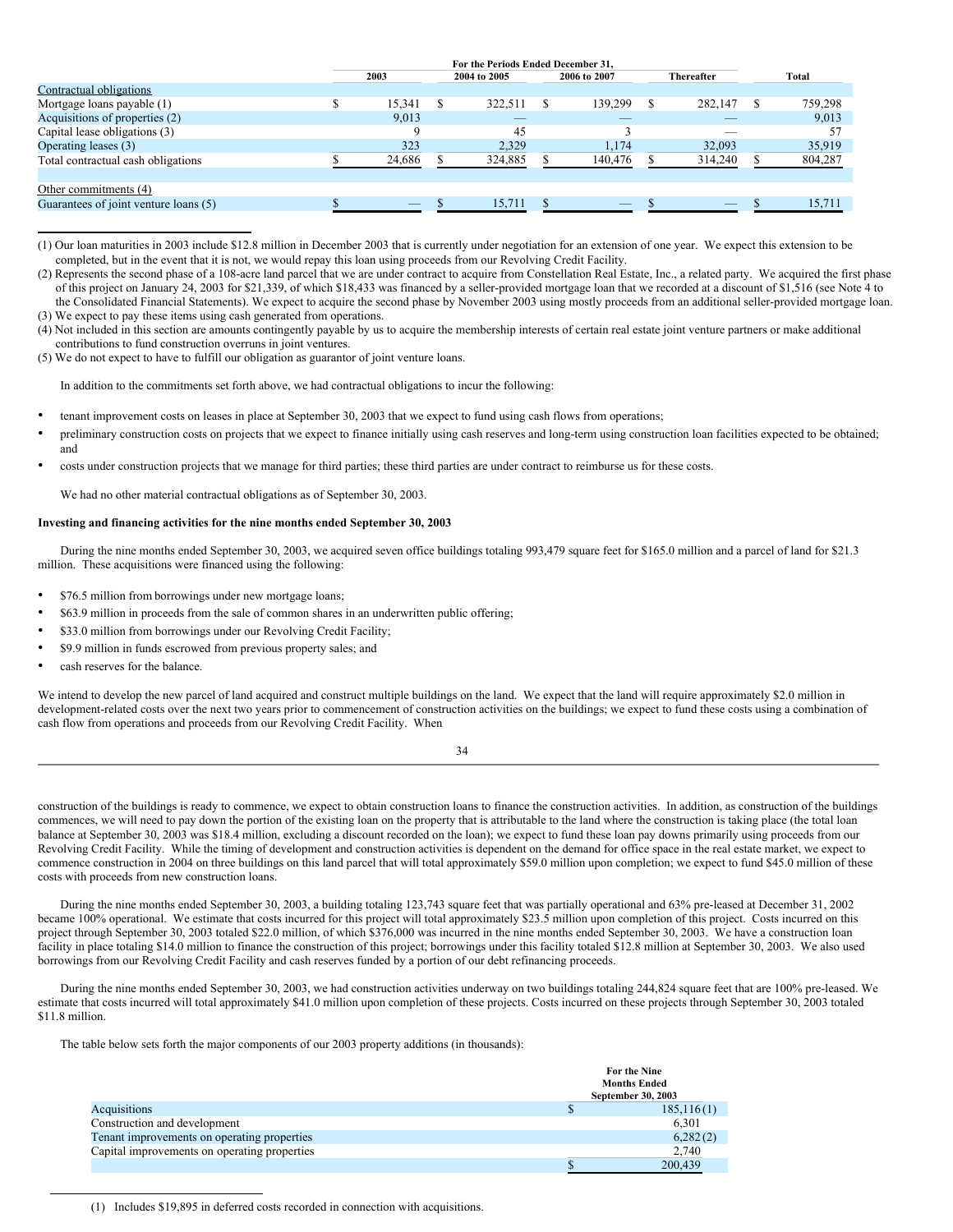| | For the Periods Ended December 31, | | | | |
|---|---|---|---|---|---|
| | 2003 | 2004 to 2005 | 2006 to 2007 | Thereafter | Total |
| Contractual obligations | | | | | |
| Mortgage loans payable (1) | $ 15,341 | $ 322,511 | $ 139,299 | $ 282,147 | $ 759,298 |
| Acquisitions of properties (2) | 9,013 | — | — | — | 9,013 |
| Capital lease obligations (3) | 9 | 45 | 3 | — | 57 |
| Operating leases (3) | 323 | 2,329 | 1,174 | 32,093 | 35,919 |
| Total contractual cash obligations | $ 24,686 | $ 324,885 | $ 140,476 | $ 314,240 | $ 804,287 |
| | | | | | |
| Other commitments (4) | | | | | |
| Guarantees of joint venture loans (5) | $ — | $ 15,711 | $ — | $ — | $ 15,711 |

(1) Our loan maturities in 2003 include $12.8 million in December 2003 that is currently under negotiation for an extension of one year. We expect this extension to be completed, but in the event that it is not, we would repay this loan using proceeds from our Revolving Credit Facility.

(2) Represents the second phase of a 108-acre land parcel that we are under contract to acquire from Constellation Real Estate, Inc., a related party. We acquired the first phase of this project on January 24, 2003 for $21,339, of which $18,433 was financed by a seller-provided mortgage loan that we recorded at a discount of $1,516 (see Note 4 to the Consolidated Financial Statements). We expect to acquire the second phase by November 2003 using mostly proceeds from an additional seller-provided mortgage loan.

(3) We expect to pay these items using cash generated from operations.

(4) Not included in this section are amounts contingently payable by us to acquire the membership interests of certain real estate joint venture partners or make additional contributions to fund construction overruns in joint ventures.

(5) We do not expect to have to fulfill our obligation as guarantor of joint venture loans.

In addition to the commitments set forth above, we had contractual obligations to incur the following:

- tenant improvement costs on leases in place at September 30, 2003 that we expect to fund using cash flows from operations;
- preliminary construction costs on projects that we expect to finance initially using cash reserves and long-term using construction loan facilities expected to be obtained; and
- costs under construction projects that we manage for third parties; these third parties are under contract to reimburse us for these costs.

We had no other material contractual obligations as of September 30, 2003.

**Investing and financing activities for the nine months ended September 30, 2003**

During the nine months ended September 30, 2003, we acquired seven office buildings totaling 993,479 square feet for $165.0 million and a parcel of land for $21.3 million. These acquisitions were financed using the following:

- $76.5 million from borrowings under new mortgage loans;
- $63.9 million in proceeds from the sale of common shares in an underwritten public offering;
- $33.0 million from borrowings under our Revolving Credit Facility;
- $9.9 million in funds escrowed from previous property sales; and
- cash reserves for the balance.

We intend to develop the new parcel of land acquired and construct multiple buildings on the land. We expect that the land will require approximately $2.0 million in development-related costs over the next two years prior to commencement of construction activities on the buildings; we expect to fund these costs using a combination of cash flow from operations and proceeds from our Revolving Credit Facility. When construction of the buildings is ready to commence, we expect to obtain construction loans to finance the construction activities. In addition, as construction of the buildings commences, we will need to pay down the portion of the existing loan on the property that is attributable to the land where the construction is taking place (the total loan balance at September 30, 2003 was $18.4 million, excluding a discount recorded on the loan); we expect to fund these loan pay downs primarily using proceeds from our Revolving Credit Facility. While the timing of development and construction activities is dependent on the demand for office space in the real estate market, we expect to commence construction in 2004 on three buildings on this land parcel that will total approximately $59.0 million upon completion; we expect to fund $45.0 million of these costs with proceeds from new construction loans.

During the nine months ended September 30, 2003, a building totaling 123,743 square feet that was partially operational and 63% pre-leased at December 31, 2002 became 100% operational. We estimate that costs incurred for this project will total approximately $23.5 million upon completion of this project. Costs incurred on this project through September 30, 2003 totaled $22.0 million, of which $376,000 was incurred in the nine months ended September 30, 2003. We have a construction loan facility in place totaling $14.0 million to finance the construction of this project; borrowings under this facility totaled $12.8 million at September 30, 2003. We also used borrowings from our Revolving Credit Facility and cash reserves funded by a portion of our debt refinancing proceeds.

During the nine months ended September 30, 2003, we had construction activities underway on two buildings totaling 244,824 square feet that are 100% pre-leased. We estimate that costs incurred will total approximately $41.0 million upon completion of these projects. Costs incurred on these projects through September 30, 2003 totaled $11.8 million.

The table below sets forth the major components of our 2003 property additions (in thousands):

| | For the Nine Months Ended September 30, 2003 |
|---|---|
| Acquisitions | $ 185,116(1) |
| Construction and development | 6,301 |
| Tenant improvements on operating properties | 6,282(2) |
| Capital improvements on operating properties | 2,740 |
| | $ 200,439 |

(1) Includes $19,895 in deferred costs recorded in connection with acquisitions.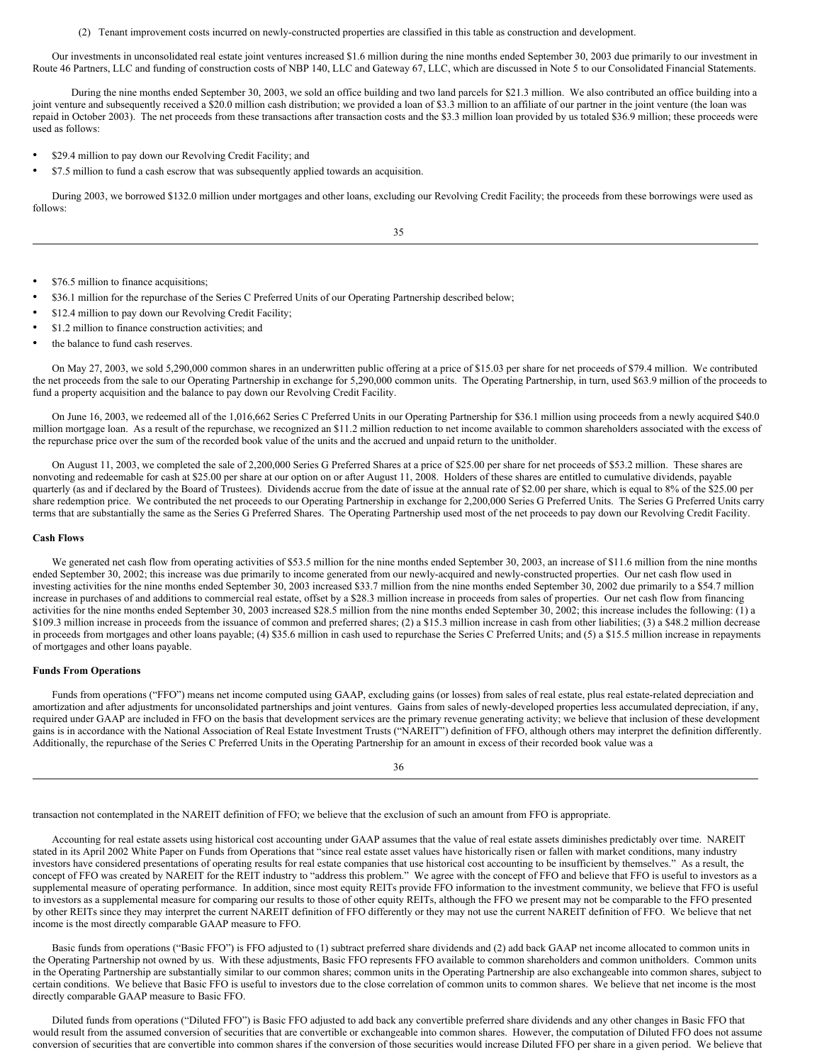(2) Tenant improvement costs incurred on newly-constructed properties are classified in this table as construction and development.

Our investments in unconsolidated real estate joint ventures increased $1.6 million during the nine months ended September 30, 2003 due primarily to our investment in Route 46 Partners, LLC and funding of construction costs of NBP 140, LLC and Gateway 67, LLC, which are discussed in Note 5 to our Consolidated Financial Statements.

During the nine months ended September 30, 2003, we sold an office building and two land parcels for $21.3 million. We also contributed an office building into a joint venture and subsequently received a $20.0 million cash distribution; we provided a loan of $3.3 million to an affiliate of our partner in the joint venture (the loan was repaid in October 2003). The net proceeds from these transactions after transaction costs and the $3.3 million loan provided by us totaled $36.9 million; these proceeds were used as follows:

- $29.4 million to pay down our Revolving Credit Facility; and
- $7.5 million to fund a cash escrow that was subsequently applied towards an acquisition.

During 2003, we borrowed $132.0 million under mortgages and other loans, excluding our Revolving Credit Facility; the proceeds from these borrowings were used as follows:

- $76.5 million to finance acquisitions;
- $36.1 million for the repurchase of the Series C Preferred Units of our Operating Partnership described below;
- $12.4 million to pay down our Revolving Credit Facility;
- $1.2 million to finance construction activities; and
- the balance to fund cash reserves.

On May 27, 2003, we sold 5,290,000 common shares in an underwritten public offering at a price of $15.03 per share for net proceeds of $79.4 million. We contributed the net proceeds from the sale to our Operating Partnership in exchange for 5,290,000 common units. The Operating Partnership, in turn, used $63.9 million of the proceeds to fund a property acquisition and the balance to pay down our Revolving Credit Facility.

On June 16, 2003, we redeemed all of the 1,016,662 Series C Preferred Units in our Operating Partnership for $36.1 million using proceeds from a newly acquired $40.0 million mortgage loan. As a result of the repurchase, we recognized an $11.2 million reduction to net income available to common shareholders associated with the excess of the repurchase price over the sum of the recorded book value of the units and the accrued and unpaid return to the unitholder.

On August 11, 2003, we completed the sale of 2,200,000 Series G Preferred Shares at a price of $25.00 per share for net proceeds of $53.2 million. These shares are nonvoting and redeemable for cash at $25.00 per share at our option on or after August 11, 2008. Holders of these shares are entitled to cumulative dividends, payable quarterly (as and if declared by the Board of Trustees). Dividends accrue from the date of issue at the annual rate of $2.00 per share, which is equal to 8% of the $25.00 per share redemption price. We contributed the net proceeds to our Operating Partnership in exchange for 2,200,000 Series G Preferred Units. The Series G Preferred Units carry terms that are substantially the same as the Series G Preferred Shares. The Operating Partnership used most of the net proceeds to pay down our Revolving Credit Facility.

**Cash Flows**

We generated net cash flow from operating activities of $53.5 million for the nine months ended September 30, 2003, an increase of $11.6 million from the nine months ended September 30, 2002; this increase was due primarily to income generated from our newly-acquired and newly-constructed properties. Our net cash flow used in investing activities for the nine months ended September 30, 2003 increased $33.7 million from the nine months ended September 30, 2002 due primarily to a $54.7 million increase in purchases of and additions to commercial real estate, offset by a $28.3 million increase in proceeds from sales of properties. Our net cash flow from financing activities for the nine months ended September 30, 2003 increased $28.5 million from the nine months ended September 30, 2002; this increase includes the following: (1) a $109.3 million increase in proceeds from the issuance of common and preferred shares; (2) a $15.3 million increase in cash from other liabilities; (3) a $48.2 million decrease in proceeds from mortgages and other loans payable; (4) $35.6 million in cash used to repurchase the Series C Preferred Units; and (5) a $15.5 million increase in repayments of mortgages and other loans payable.

**Funds From Operations**

Funds from operations ("FFO") means net income computed using GAAP, excluding gains (or losses) from sales of real estate, plus real estate-related depreciation and amortization and after adjustments for unconsolidated partnerships and joint ventures. Gains from sales of newly-developed properties less accumulated depreciation, if any, required under GAAP are included in FFO on the basis that development services are the primary revenue generating activity; we believe that inclusion of these development gains is in accordance with the National Association of Real Estate Investment Trusts ("NAREIT") definition of FFO, although others may interpret the definition differently. Additionally, the repurchase of the Series C Preferred Units in the Operating Partnership for an amount in excess of their recorded book value was a transaction not contemplated in the NAREIT definition of FFO; we believe that the exclusion of such an amount from FFO is appropriate.

Accounting for real estate assets using historical cost accounting under GAAP assumes that the value of real estate assets diminishes predictably over time. NAREIT stated in its April 2002 White Paper on Funds from Operations that "since real estate asset values have historically risen or fallen with market conditions, many industry investors have considered presentations of operating results for real estate companies that use historical cost accounting to be insufficient by themselves." As a result, the concept of FFO was created by NAREIT for the REIT industry to "address this problem." We agree with the concept of FFO and believe that FFO is useful to investors as a supplemental measure of operating performance. In addition, since most equity REITs provide FFO information to the investment community, we believe that FFO is useful to investors as a supplemental measure for comparing our results to those of other equity REITs, although the FFO we present may not be comparable to the FFO presented by other REITs since they may interpret the current NAREIT definition of FFO differently or they may not use the current NAREIT definition of FFO. We believe that net income is the most directly comparable GAAP measure to FFO.

Basic funds from operations ("Basic FFO") is FFO adjusted to (1) subtract preferred share dividends and (2) add back GAAP net income allocated to common units in the Operating Partnership not owned by us. With these adjustments, Basic FFO represents FFO available to common shareholders and common unitholders. Common units in the Operating Partnership are substantially similar to our common shares; common units in the Operating Partnership are also exchangeable into common shares, subject to certain conditions. We believe that Basic FFO is useful to investors due to the close correlation of common units to common shares. We believe that net income is the most directly comparable GAAP measure to Basic FFO.

Diluted funds from operations ("Diluted FFO") is Basic FFO adjusted to add back any convertible preferred share dividends and any other changes in Basic FFO that would result from the assumed conversion of securities that are convertible or exchangeable into common shares. However, the computation of Diluted FFO does not assume conversion of securities that are convertible into common shares if the conversion of those securities would increase Diluted FFO per share in a given period. We believe that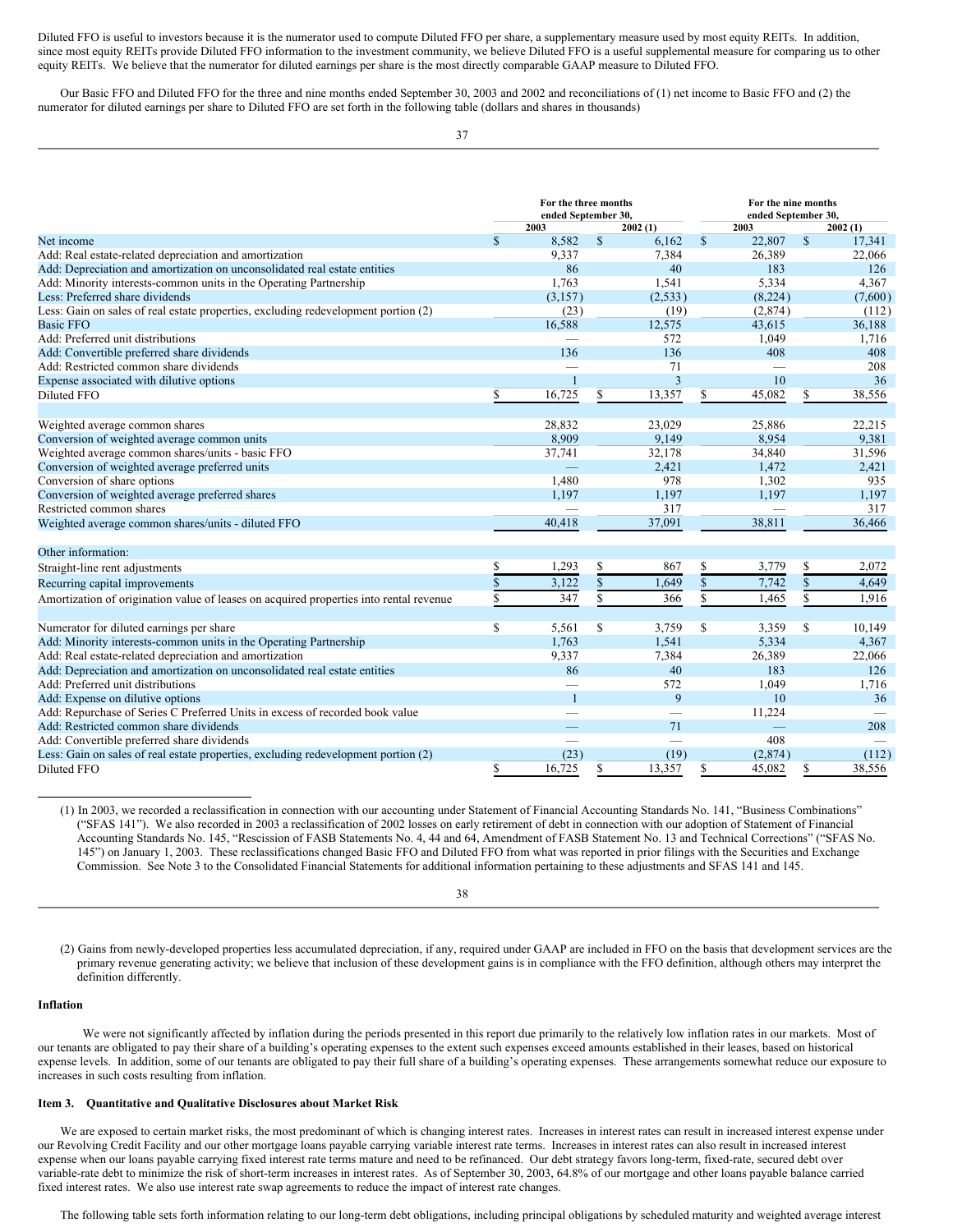Diluted FFO is useful to investors because it is the numerator used to compute Diluted FFO per share, a supplementary measure used by most equity REITs.  In addition, since most equity REITs provide Diluted FFO information to the investment community, we believe Diluted FFO is a useful supplemental measure for comparing us to other equity REITs.  We believe that the numerator for diluted earnings per share is the most directly comparable GAAP measure to Diluted FFO.

Our Basic FFO and Diluted FFO for the three and nine months ended September 30, 2003 and 2002 and reconciliations of (1) net income to Basic FFO and (2) the numerator for diluted earnings per share to Diluted FFO are set forth in the following table (dollars and shares in thousands)

| | For the three months ended September 30, | | For the nine months ended September 30, | |
|---|---|---|---|---|
| | 2003 | 2002 (1) | 2003 | 2002 (1) |
| Net income | $ 8,582 | $ 6,162 | $ 22,807 | $ 17,341 |
| Add: Real estate-related depreciation and amortization | 9,337 | 7,384 | 26,389 | 22,066 |
| Add: Depreciation and amortization on unconsolidated real estate entities | 86 | 40 | 183 | 126 |
| Add: Minority interests-common units in the Operating Partnership | 1,763 | 1,541 | 5,334 | 4,367 |
| Less: Preferred share dividends | (3,157) | (2,533) | (8,224) | (7,600) |
| Less: Gain on sales of real estate properties, excluding redevelopment portion (2) | (23) | (19) | (2,874) | (112) |
| Basic FFO | 16,588 | 12,575 | 43,615 | 36,188 |
| Add: Preferred unit distributions | — | 572 | 1,049 | 1,716 |
| Add: Convertible preferred share dividends | 136 | 136 | 408 | 408 |
| Add: Restricted common share dividends | — | 71 | — | 208 |
| Expense associated with dilutive options | 1 | 3 | 10 | 36 |
| Diluted FFO | $ 16,725 | $ 13,357 | $ 45,082 | $ 38,556 |
| | | | | |
| Weighted average common shares | 28,832 | 23,029 | 25,886 | 22,215 |
| Conversion of weighted average common units | 8,909 | 9,149 | 8,954 | 9,381 |
| Weighted average common shares/units - basic FFO | 37,741 | 32,178 | 34,840 | 31,596 |
| Conversion of weighted average preferred units | — | 2,421 | 1,472 | 2,421 |
| Conversion of share options | 1,480 | 978 | 1,302 | 935 |
| Conversion of weighted average preferred shares | 1,197 | 1,197 | 1,197 | 1,197 |
| Restricted common shares | — | 317 | — | 317 |
| Weighted average common shares/units - diluted FFO | 40,418 | 37,091 | 38,811 | 36,466 |
| | | | | |
| Other information: | | | | |
| Straight-line rent adjustments | $ 1,293 | $ 867 | $ 3,779 | $ 2,072 |
| Recurring capital improvements | $ 3,122 | $ 1,649 | $ 7,742 | $ 4,649 |
| Amortization of origination value of leases on acquired properties into rental revenue | $ 347 | $ 366 | $ 1,465 | $ 1,916 |
| | | | | |
| Numerator for diluted earnings per share | $ 5,561 | $ 3,759 | $ 3,359 | $ 10,149 |
| Add: Minority interests-common units in the Operating Partnership | 1,763 | 1,541 | 5,334 | 4,367 |
| Add: Real estate-related depreciation and amortization | 9,337 | 7,384 | 26,389 | 22,066 |
| Add: Depreciation and amortization on unconsolidated real estate entities | 86 | 40 | 183 | 126 |
| Add: Preferred unit distributions | — | 572 | 1,049 | 1,716 |
| Add: Expense on dilutive options | 1 | 9 | 10 | 36 |
| Add: Repurchase of Series C Preferred Units in excess of recorded book value | — | — | 11,224 | — |
| Add: Restricted common share dividends | — | 71 | — | 208 |
| Add: Convertible preferred share dividends | — | — | 408 | — |
| Less: Gain on sales of real estate properties, excluding redevelopment portion (2) | (23) | (19) | (2,874) | (112) |
| Diluted FFO | $ 16,725 | $ 13,357 | $ 45,082 | $ 38,556 |

(1) In 2003, we recorded a reclassification in connection with our accounting under Statement of Financial Accounting Standards No. 141, "Business Combinations" ("SFAS 141"). We also recorded in 2003 a reclassification of 2002 losses on early retirement of debt in connection with our adoption of Statement of Financial Accounting Standards No. 145, "Rescission of FASB Statements No. 4, 44 and 64, Amendment of FASB Statement No. 13 and Technical Corrections" ("SFAS No. 145") on January 1, 2003. These reclassifications changed Basic FFO and Diluted FFO from what was reported in prior filings with the Securities and Exchange Commission. See Note 3 to the Consolidated Financial Statements for additional information pertaining to these adjustments and SFAS 141 and 145.

(2) Gains from newly-developed properties less accumulated depreciation, if any, required under GAAP are included in FFO on the basis that development services are the primary revenue generating activity; we believe that inclusion of these development gains is in compliance with the FFO definition, although others may interpret the definition differently.

**Inflation**

We were not significantly affected by inflation during the periods presented in this report due primarily to the relatively low inflation rates in our markets. Most of our tenants are obligated to pay their share of a building's operating expenses to the extent such expenses exceed amounts established in their leases, based on historical expense levels. In addition, some of our tenants are obligated to pay their full share of a building's operating expenses. These arrangements somewhat reduce our exposure to increases in such costs resulting from inflation.

**Item 3. Quantitative and Qualitative Disclosures about Market Risk**

We are exposed to certain market risks, the most predominant of which is changing interest rates. Increases in interest rates can result in increased interest expense under our Revolving Credit Facility and our other mortgage loans payable carrying variable interest rate terms. Increases in interest rates can also result in increased interest expense when our loans payable carrying fixed interest rate terms mature and need to be refinanced. Our debt strategy favors long-term, fixed-rate, secured debt over variable-rate debt to minimize the risk of short-term increases in interest rates. As of September 30, 2003, 64.8% of our mortgage and other loans payable balance carried fixed interest rates. We also use interest rate swap agreements to reduce the impact of interest rate changes.

The following table sets forth information relating to our long-term debt obligations, including principal obligations by scheduled maturity and weighted average interest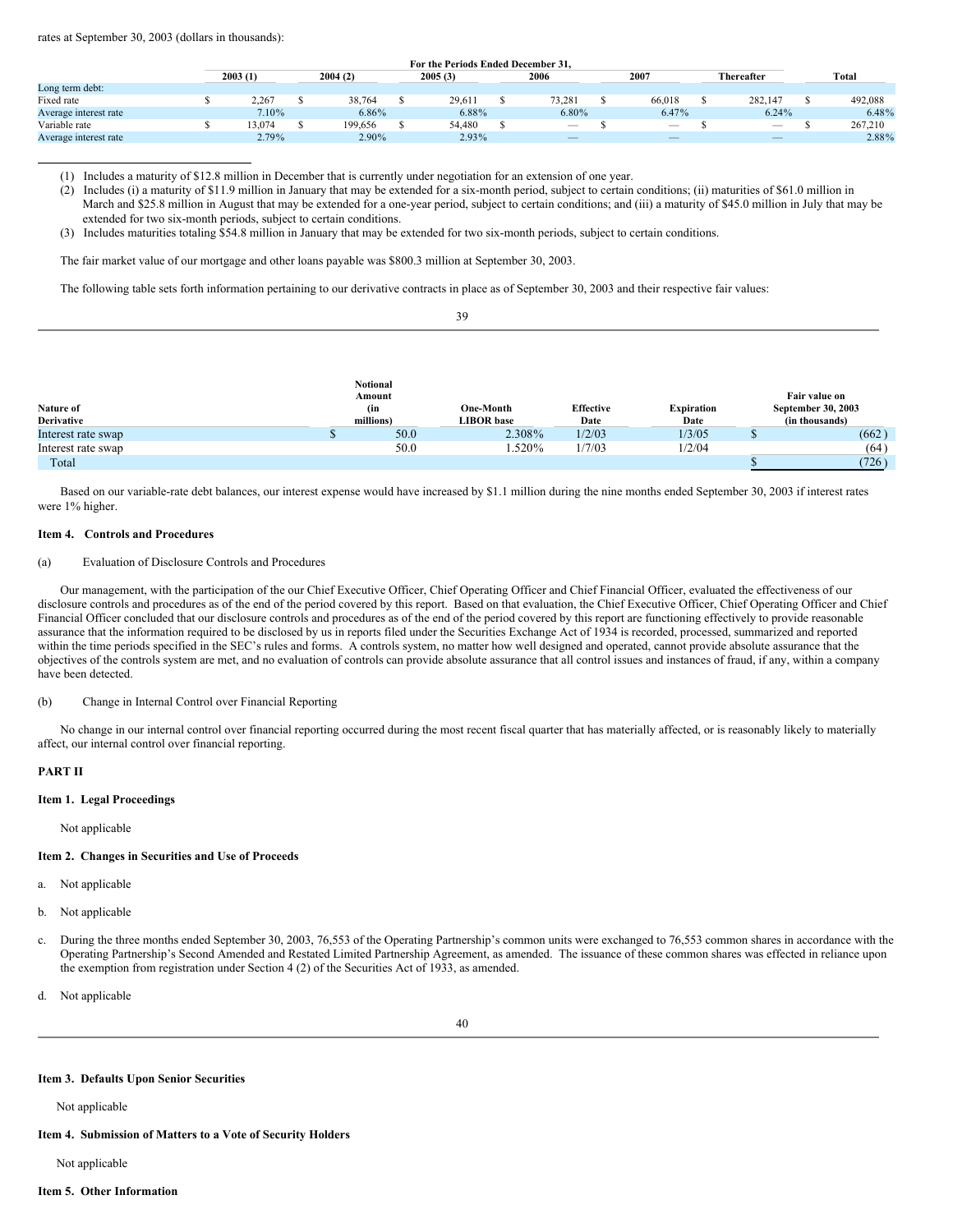rates at September 30, 2003 (dollars in thousands):

| | For the Periods Ended December 31, | | | | | | |
|---|---|---|---|---|---|---|---|
| | 2003 (1) | 2004 (2) | 2005 (3) | 2006 | 2007 | Thereafter | Total |
| Long term debt: | | | | | | | |
| Fixed rate | $ 2,267 | $ 38,764 | $ 29,611 | $ 73,281 | $ 66,018 | $ 282,147 | $ 492,088 |
| Average interest rate | 7.10% | 6.86% | 6.88% | 6.80% | 6.47% | 6.24% | 6.48% |
| Variable rate | $ 13,074 | $ 199,656 | $ 54,480 | $ — | $ — | $ — | $ 267,210 |
| Average interest rate | 2.79% | 2.90% | 2.93% | — | — | — | 2.88% |

(1) Includes a maturity of $12.8 million in December that is currently under negotiation for an extension of one year.

(2) Includes (i) a maturity of $11.9 million in January that may be extended for a six-month period, subject to certain conditions; (ii) maturities of $61.0 million in March and $25.8 million in August that may be extended for a one-year period, subject to certain conditions; and (iii) a maturity of $45.0 million in July that may be extended for two six-month periods, subject to certain conditions.

(3) Includes maturities totaling $54.8 million in January that may be extended for two six-month periods, subject to certain conditions.

The fair market value of our mortgage and other loans payable was $800.3 million at September 30, 2003.

The following table sets forth information pertaining to our derivative contracts in place as of September 30, 2003 and their respective fair values:

| Nature of Derivative | Notional Amount (in millions) | One-Month LIBOR base | Effective Date | Expiration Date | Fair value on September 30, 2003 (in thousands) |
|---|---|---|---|---|---|
| Interest rate swap | $ 50.0 | 2.308% | 1/2/03 | 1/3/05 | $ (662) |
| Interest rate swap | 50.0 | 1.520% | 1/7/03 | 1/2/04 | (64) |
| Total | | | | | $ (726) |

Based on our variable-rate debt balances, our interest expense would have increased by $1.1 million during the nine months ended September 30, 2003 if interest rates were 1% higher.

**Item 4. Controls and Procedures**

(a) Evaluation of Disclosure Controls and Procedures

Our management, with the participation of the our Chief Executive Officer, Chief Operating Officer and Chief Financial Officer, evaluated the effectiveness of our disclosure controls and procedures as of the end of the period covered by this report. Based on that evaluation, the Chief Executive Officer, Chief Operating Officer and Chief Financial Officer concluded that our disclosure controls and procedures as of the end of the period covered by this report are functioning effectively to provide reasonable assurance that the information required to be disclosed by us in reports filed under the Securities Exchange Act of 1934 is recorded, processed, summarized and reported within the time periods specified in the SEC's rules and forms. A controls system, no matter how well designed and operated, cannot provide absolute assurance that the objectives of the controls system are met, and no evaluation of controls can provide absolute assurance that all control issues and instances of fraud, if any, within a company have been detected.

(b) Change in Internal Control over Financial Reporting

No change in our internal control over financial reporting occurred during the most recent fiscal quarter that has materially affected, or is reasonably likely to materially affect, our internal control over financial reporting.

**PART II**

**Item 1. Legal Proceedings**

Not applicable

**Item 2. Changes in Securities and Use of Proceeds**

a. Not applicable

b. Not applicable

c. During the three months ended September 30, 2003, 76,553 of the Operating Partnership's common units were exchanged to 76,553 common shares in accordance with the Operating Partnership's Second Amended and Restated Limited Partnership Agreement, as amended. The issuance of these common shares was effected in reliance upon the exemption from registration under Section 4 (2) of the Securities Act of 1933, as amended.

d. Not applicable

**Item 3. Defaults Upon Senior Securities**

Not applicable

**Item 4. Submission of Matters to a Vote of Security Holders**

Not applicable

**Item 5. Other Information**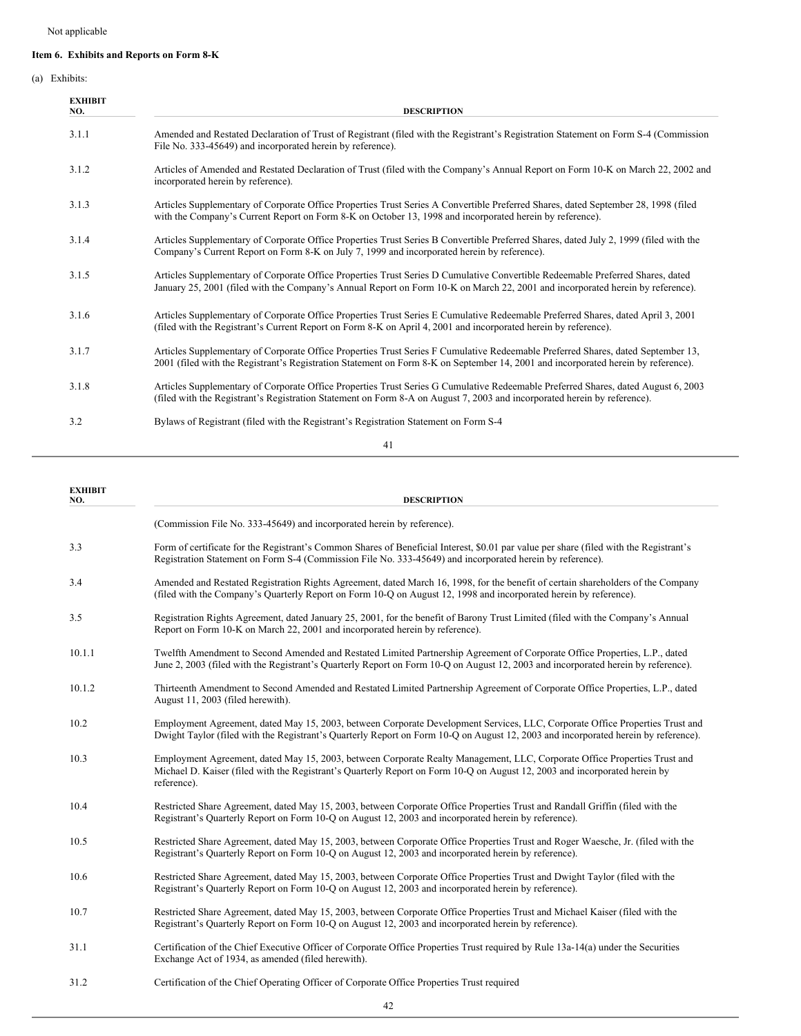Not applicable

**Item 6. Exhibits and Reports on Form 8-K**

(a) Exhibits:

| EXHIBIT NO. | DESCRIPTION |
|---|---|
| 3.1.1 | Amended and Restated Declaration of Trust of Registrant (filed with the Registrant's Registration Statement on Form S-4 (Commission File No. 333-45649) and incorporated herein by reference). |
| 3.1.2 | Articles of Amended and Restated Declaration of Trust (filed with the Company's Annual Report on Form 10-K on March 22, 2002 and incorporated herein by reference). |
| 3.1.3 | Articles Supplementary of Corporate Office Properties Trust Series A Convertible Preferred Shares, dated September 28, 1998 (filed with the Company's Current Report on Form 8-K on October 13, 1998 and incorporated herein by reference). |
| 3.1.4 | Articles Supplementary of Corporate Office Properties Trust Series B Convertible Preferred Shares, dated July 2, 1999 (filed with the Company's Current Report on Form 8-K on July 7, 1999 and incorporated herein by reference). |
| 3.1.5 | Articles Supplementary of Corporate Office Properties Trust Series D Cumulative Convertible Redeemable Preferred Shares, dated January 25, 2001 (filed with the Company's Annual Report on Form 10-K on March 22, 2001 and incorporated herein by reference). |
| 3.1.6 | Articles Supplementary of Corporate Office Properties Trust Series E Cumulative Redeemable Preferred Shares, dated April 3, 2001 (filed with the Registrant's Current Report on Form 8-K on April 4, 2001 and incorporated herein by reference). |
| 3.1.7 | Articles Supplementary of Corporate Office Properties Trust Series F Cumulative Redeemable Preferred Shares, dated September 13, 2001 (filed with the Registrant's Registration Statement on Form 8-K on September 14, 2001 and incorporated herein by reference). |
| 3.1.8 | Articles Supplementary of Corporate Office Properties Trust Series G Cumulative Redeemable Preferred Shares, dated August 6, 2003 (filed with the Registrant's Registration Statement on Form 8-A on August 7, 2003 and incorporated herein by reference). |
| 3.2 | Bylaws of Registrant (filed with the Registrant's Registration Statement on Form S-4 (Commission File No. 333-45649) and incorporated herein by reference). |
| 3.3 | Form of certificate for the Registrant's Common Shares of Beneficial Interest, $0.01 par value per share (filed with the Registrant's Registration Statement on Form S-4 (Commission File No. 333-45649) and incorporated herein by reference). |
| 3.4 | Amended and Restated Registration Rights Agreement, dated March 16, 1998, for the benefit of certain shareholders of the Company (filed with the Company's Quarterly Report on Form 10-Q on August 12, 1998 and incorporated herein by reference). |
| 3.5 | Registration Rights Agreement, dated January 25, 2001, for the benefit of Barony Trust Limited (filed with the Company's Annual Report on Form 10-K on March 22, 2001 and incorporated herein by reference). |
| 10.1.1 | Twelfth Amendment to Second Amended and Restated Limited Partnership Agreement of Corporate Office Properties, L.P., dated June 2, 2003 (filed with the Registrant's Quarterly Report on Form 10-Q on August 12, 2003 and incorporated herein by reference). |
| 10.1.2 | Thirteenth Amendment to Second Amended and Restated Limited Partnership Agreement of Corporate Office Properties, L.P., dated August 11, 2003 (filed herewith). |
| 10.2 | Employment Agreement, dated May 15, 2003, between Corporate Development Services, LLC, Corporate Office Properties Trust and Dwight Taylor (filed with the Registrant's Quarterly Report on Form 10-Q on August 12, 2003 and incorporated herein by reference). |
| 10.3 | Employment Agreement, dated May 15, 2003, between Corporate Realty Management, LLC, Corporate Office Properties Trust and Michael D. Kaiser (filed with the Registrant's Quarterly Report on Form 10-Q on August 12, 2003 and incorporated herein by reference). |
| 10.4 | Restricted Share Agreement, dated May 15, 2003, between Corporate Office Properties Trust and Randall Griffin (filed with the Registrant's Quarterly Report on Form 10-Q on August 12, 2003 and incorporated herein by reference). |
| 10.5 | Restricted Share Agreement, dated May 15, 2003, between Corporate Office Properties Trust and Roger Waesche, Jr. (filed with the Registrant's Quarterly Report on Form 10-Q on August 12, 2003 and incorporated herein by reference). |
| 10.6 | Restricted Share Agreement, dated May 15, 2003, between Corporate Office Properties Trust and Dwight Taylor (filed with the Registrant's Quarterly Report on Form 10-Q on August 12, 2003 and incorporated herein by reference). |
| 10.7 | Restricted Share Agreement, dated May 15, 2003, between Corporate Office Properties Trust and Michael Kaiser (filed with the Registrant's Quarterly Report on Form 10-Q on August 12, 2003 and incorporated herein by reference). |
| 31.1 | Certification of the Chief Executive Officer of Corporate Office Properties Trust required by Rule 13a-14(a) under the Securities Exchange Act of 1934, as amended (filed herewith). |
| 31.2 | Certification of the Chief Operating Officer of Corporate Office Properties Trust required |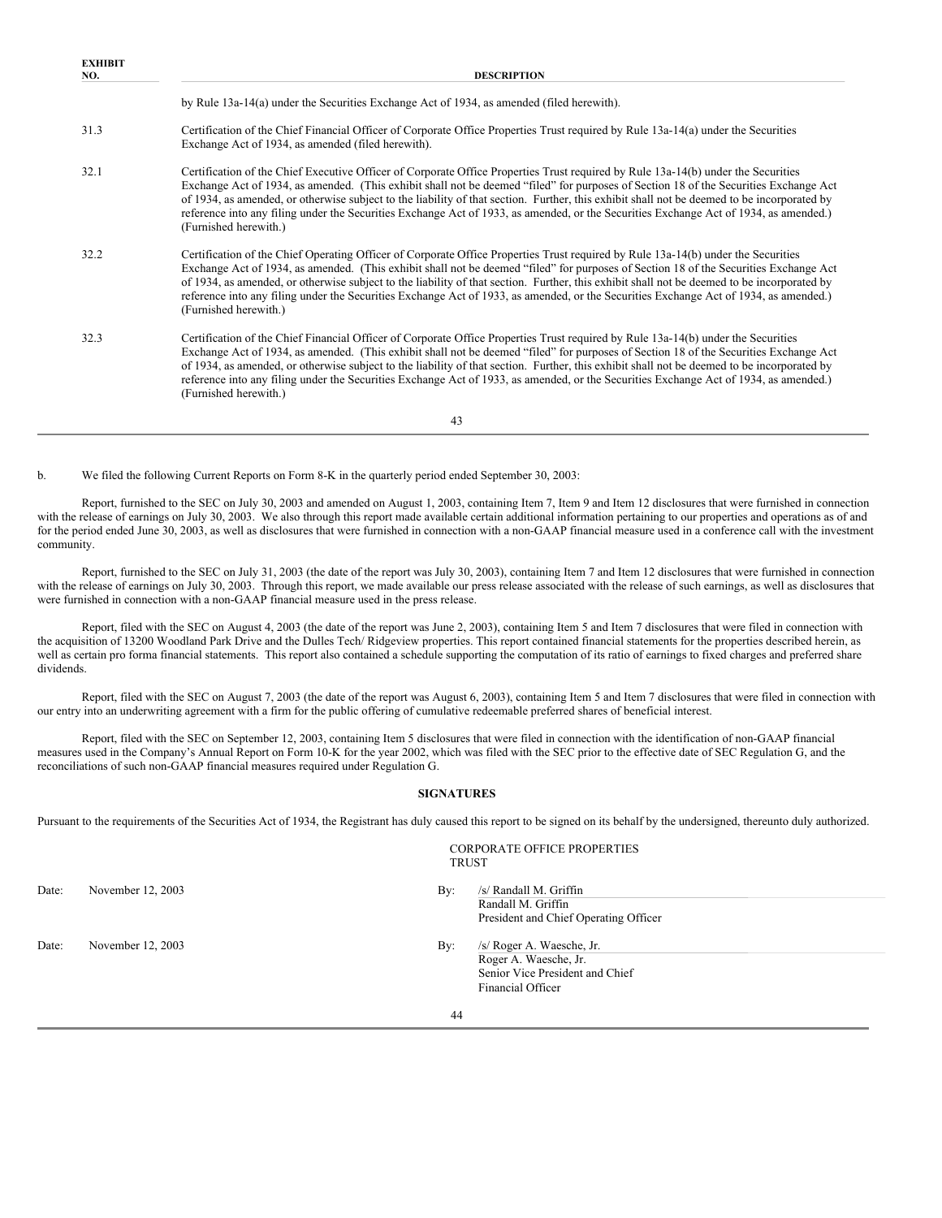| EXHIBIT NO. | DESCRIPTION |
| --- | --- |
| | by Rule 13a-14(a) under the Securities Exchange Act of 1934, as amended (filed herewith). |
| 31.3 | Certification of the Chief Financial Officer of Corporate Office Properties Trust required by Rule 13a-14(a) under the Securities Exchange Act of 1934, as amended (filed herewith). |
| 32.1 | Certification of the Chief Executive Officer of Corporate Office Properties Trust required by Rule 13a-14(b) under the Securities Exchange Act of 1934, as amended. (This exhibit shall not be deemed "filed" for purposes of Section 18 of the Securities Exchange Act of 1934, as amended, or otherwise subject to the liability of that section. Further, this exhibit shall not be deemed to be incorporated by reference into any filing under the Securities Exchange Act of 1933, as amended, or the Securities Exchange Act of 1934, as amended.) (Furnished herewith.) |
| 32.2 | Certification of the Chief Operating Officer of Corporate Office Properties Trust required by Rule 13a-14(b) under the Securities Exchange Act of 1934, as amended. (This exhibit shall not be deemed "filed" for purposes of Section 18 of the Securities Exchange Act of 1934, as amended, or otherwise subject to the liability of that section. Further, this exhibit shall not be deemed to be incorporated by reference into any filing under the Securities Exchange Act of 1933, as amended, or the Securities Exchange Act of 1934, as amended.) (Furnished herewith.) |
| 32.3 | Certification of the Chief Financial Officer of Corporate Office Properties Trust required by Rule 13a-14(b) under the Securities Exchange Act of 1934, as amended. (This exhibit shall not be deemed "filed" for purposes of Section 18 of the Securities Exchange Act of 1934, as amended, or otherwise subject to the liability of that section. Further, this exhibit shall not be deemed to be incorporated by reference into any filing under the Securities Exchange Act of 1933, as amended, or the Securities Exchange Act of 1934, as amended.) (Furnished herewith.) |

b. We filed the following Current Reports on Form 8-K in the quarterly period ended September 30, 2003:

Report, furnished to the SEC on July 30, 2003 and amended on August 1, 2003, containing Item 7, Item 9 and Item 12 disclosures that were furnished in connection with the release of earnings on July 30, 2003. We also through this report made available certain additional information pertaining to our properties and operations as of and for the period ended June 30, 2003, as well as disclosures that were furnished in connection with a non-GAAP financial measure used in a conference call with the investment community.

Report, furnished to the SEC on July 31, 2003 (the date of the report was July 30, 2003), containing Item 7 and Item 12 disclosures that were furnished in connection with the release of earnings on July 30, 2003. Through this report, we made available our press release associated with the release of such earnings, as well as disclosures that were furnished in connection with a non-GAAP financial measure used in the press release.

Report, filed with the SEC on August 4, 2003 (the date of the report was June 2, 2003), containing Item 5 and Item 7 disclosures that were filed in connection with the acquisition of 13200 Woodland Park Drive and the Dulles Tech/ Ridgeview properties. This report contained financial statements for the properties described herein, as well as certain pro forma financial statements. This report also contained a schedule supporting the computation of its ratio of earnings to fixed charges and preferred share dividends.

Report, filed with the SEC on August 7, 2003 (the date of the report was August 6, 2003), containing Item 5 and Item 7 disclosures that were filed in connection with our entry into an underwriting agreement with a firm for the public offering of cumulative redeemable preferred shares of beneficial interest.

Report, filed with the SEC on September 12, 2003, containing Item 5 disclosures that were filed in connection with the identification of non-GAAP financial measures used in the Company's Annual Report on Form 10-K for the year 2002, which was filed with the SEC prior to the effective date of SEC Regulation G, and the reconciliations of such non-GAAP financial measures required under Regulation G.

## SIGNATURES

Pursuant to the requirements of the Securities Act of 1934, the Registrant has duly caused this report to be signed on its behalf by the undersigned, thereunto duly authorized.

CORPORATE OFFICE PROPERTIES TRUST

Date: November 12, 2003

By: /s/ Randall M. Griffin
Randall M. Griffin
President and Chief Operating Officer

Date: November 12, 2003

By: /s/ Roger A. Waesche, Jr.
Roger A. Waesche, Jr.
Senior Vice President and Chief Financial Officer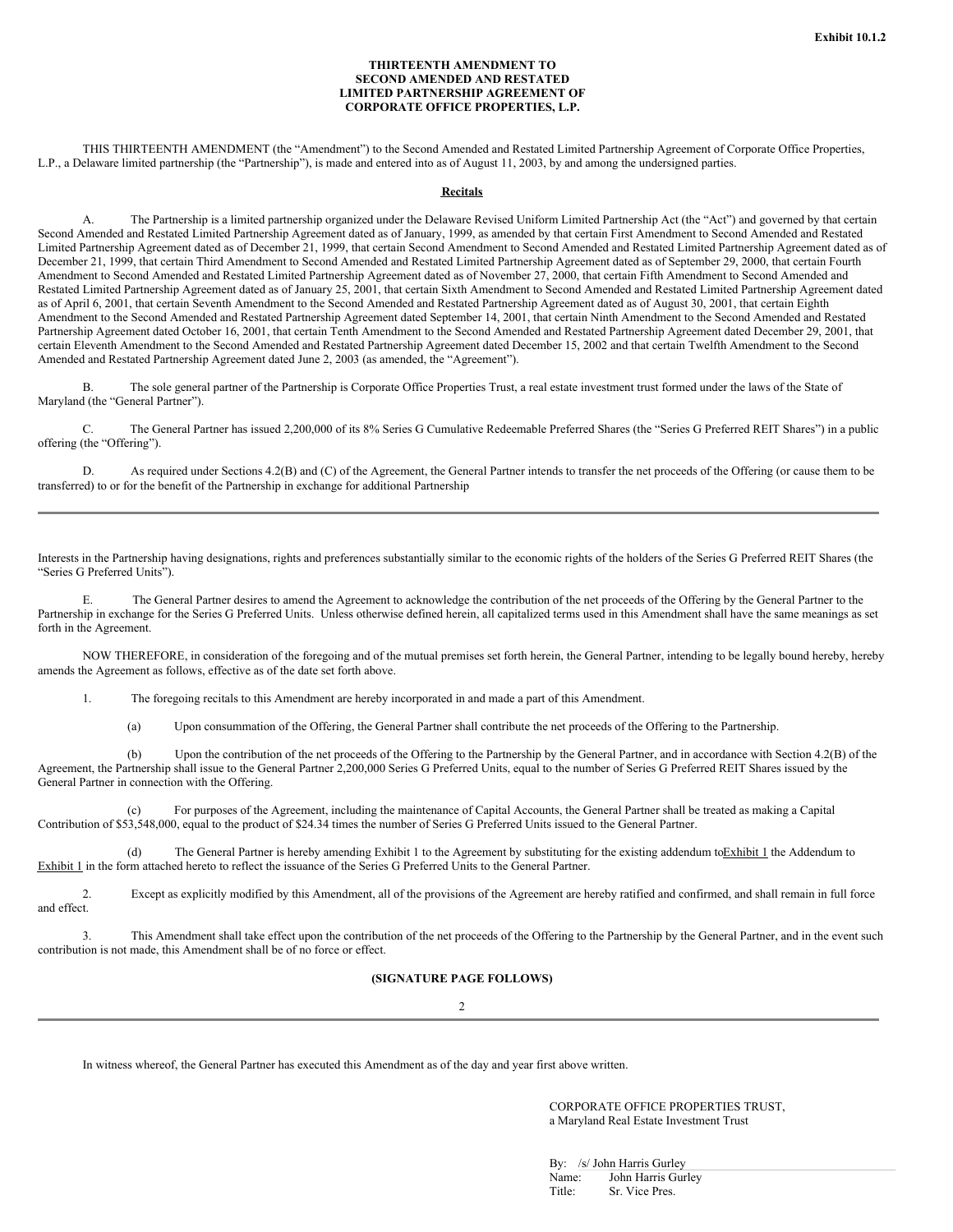Exhibit 10.1.2

**THIRTEENTH AMENDMENT TO
SECOND AMENDED AND RESTATED
LIMITED PARTNERSHIP AGREEMENT OF
CORPORATE OFFICE PROPERTIES, L.P.**

THIS THIRTEENTH AMENDMENT (the "Amendment") to the Second Amended and Restated Limited Partnership Agreement of Corporate Office Properties, L.P., a Delaware limited partnership (the "Partnership"), is made and entered into as of August 11, 2003, by and among the undersigned parties.

**Recitals**

A. The Partnership is a limited partnership organized under the Delaware Revised Uniform Limited Partnership Act (the "Act") and governed by that certain Second Amended and Restated Limited Partnership Agreement dated as of January, 1999, as amended by that certain First Amendment to Second Amended and Restated Limited Partnership Agreement dated as of December 21, 1999, that certain Second Amendment to Second Amended and Restated Limited Partnership Agreement dated as of December 21, 1999, that certain Third Amendment to Second Amended and Restated Limited Partnership Agreement dated as of September 29, 2000, that certain Fourth Amendment to Second Amended and Restated Limited Partnership Agreement dated as of November 27, 2000, that certain Fifth Amendment to Second Amended and Restated Limited Partnership Agreement dated as of January 25, 2001, that certain Sixth Amendment to Second Amended and Restated Limited Partnership Agreement dated as of April 6, 2001, that certain Seventh Amendment to the Second Amended and Restated Partnership Agreement dated as of August 30, 2001, that certain Eighth Amendment to the Second Amended and Restated Partnership Agreement dated September 14, 2001, that certain Ninth Amendment to the Second Amended and Restated Partnership Agreement dated October 16, 2001, that certain Tenth Amendment to the Second Amended and Restated Partnership Agreement dated December 29, 2001, that certain Eleventh Amendment to the Second Amended and Restated Partnership Agreement dated December 15, 2002 and that certain Twelfth Amendment to the Second Amended and Restated Partnership Agreement dated June 2, 2003 (as amended, the "Agreement").

B. The sole general partner of the Partnership is Corporate Office Properties Trust, a real estate investment trust formed under the laws of the State of Maryland (the "General Partner").

C. The General Partner has issued 2,200,000 of its 8% Series G Cumulative Redeemable Preferred Shares (the "Series G Preferred REIT Shares") in a public offering (the "Offering").

D. As required under Sections 4.2(B) and (C) of the Agreement, the General Partner intends to transfer the net proceeds of the Offering (or cause them to be transferred) to or for the benefit of the Partnership in exchange for additional Partnership Interests in the Partnership having designations, rights and preferences substantially similar to the economic rights of the holders of the Series G Preferred REIT Shares (the "Series G Preferred Units").

E. The General Partner desires to amend the Agreement to acknowledge the contribution of the net proceeds of the Offering by the General Partner to the Partnership in exchange for the Series G Preferred Units. Unless otherwise defined herein, all capitalized terms used in this Amendment shall have the same meanings as set forth in the Agreement.

NOW THEREFORE, in consideration of the foregoing and of the mutual premises set forth herein, the General Partner, intending to be legally bound hereby, hereby amends the Agreement as follows, effective as of the date set forth above.

1. The foregoing recitals to this Amendment are hereby incorporated in and made a part of this Amendment.

(a) Upon consummation of the Offering, the General Partner shall contribute the net proceeds of the Offering to the Partnership.

(b) Upon the contribution of the net proceeds of the Offering to the Partnership by the General Partner, and in accordance with Section 4.2(B) of the Agreement, the Partnership shall issue to the General Partner 2,200,000 Series G Preferred Units, equal to the number of Series G Preferred REIT Shares issued by the General Partner in connection with the Offering.

(c) For purposes of the Agreement, including the maintenance of Capital Accounts, the General Partner shall be treated as making a Capital Contribution of $53,548,000, equal to the product of $24.34 times the number of Series G Preferred Units issued to the General Partner.

(d) The General Partner is hereby amending Exhibit 1 to the Agreement by substituting for the existing addendum to Exhibit 1 the Addendum to Exhibit 1 in the form attached hereto to reflect the issuance of the Series G Preferred Units to the General Partner.

2. Except as explicitly modified by this Amendment, all of the provisions of the Agreement are hereby ratified and confirmed, and shall remain in full force and effect.

3. This Amendment shall take effect upon the contribution of the net proceeds of the Offering to the Partnership by the General Partner, and in the event such contribution is not made, this Amendment shall be of no force or effect.

**(SIGNATURE PAGE FOLLOWS)**

In witness whereof, the General Partner has executed this Amendment as of the day and year first above written.

CORPORATE OFFICE PROPERTIES TRUST,
a Maryland Real Estate Investment Trust

By: /s/ John Harris Gurley
Name: John Harris Gurley
Title: Sr. Vice Pres.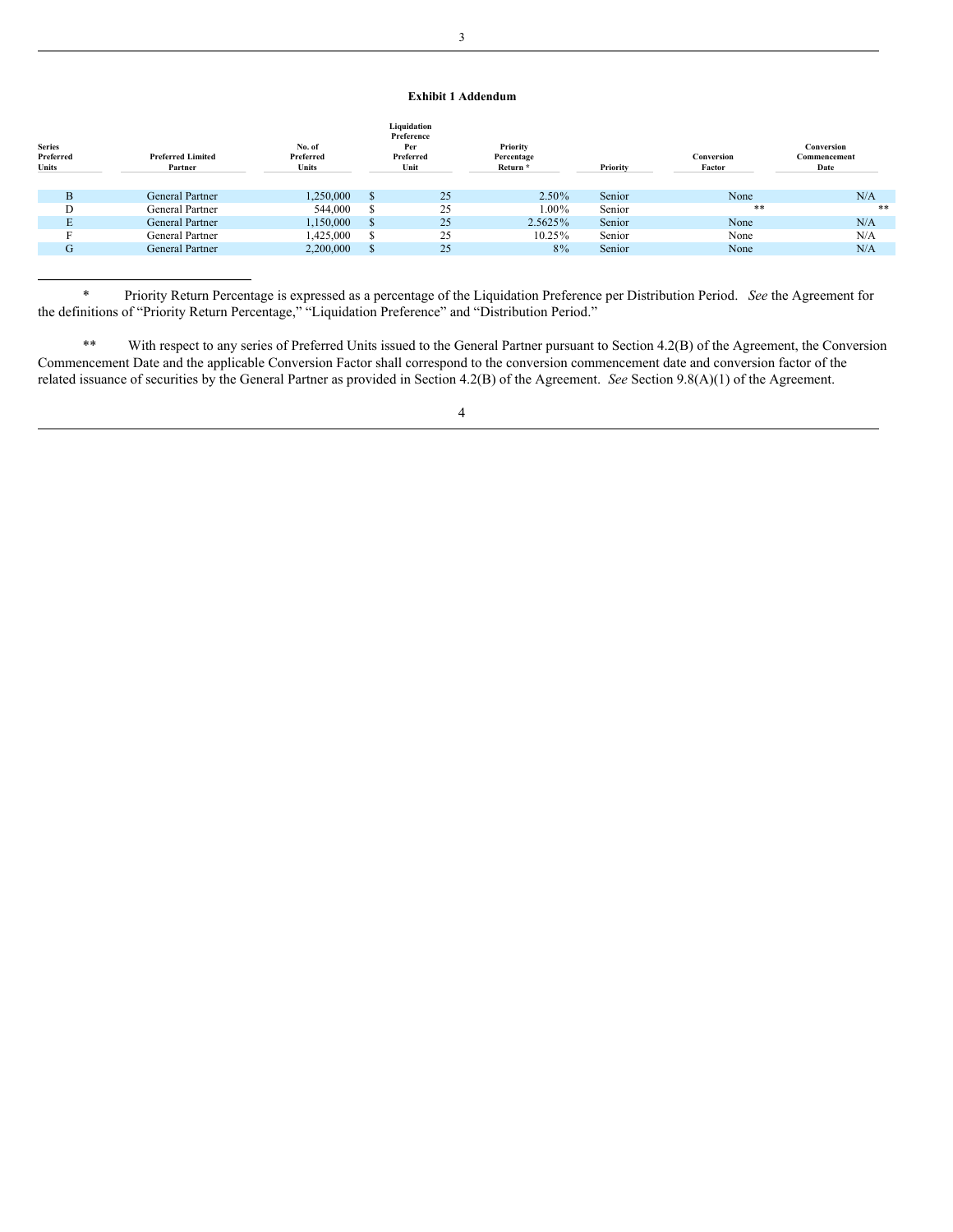**Exhibit 1 Addendum**

| Series Preferred Units | Preferred Limited Partner | No. of Preferred Units | Liquidation Preference Per Preferred Unit | Priority Percentage Return * | Priority | Conversion Factor | Conversion Commencement Date |
|---|---|---|---|---|---|---|---|
| B | General Partner | 1,250,000 | $ 25 | 2.50% | Senior | None | N/A |
| D | General Partner | 544,000 | $ 25 | 1.00% | Senior | ** | ** |
| E | General Partner | 1,150,000 | $ 25 | 2.5625% | Senior | None | N/A |
| F | General Partner | 1,425,000 | $ 25 | 10.25% | Senior | None | N/A |
| G | General Partner | 2,200,000 | $ 25 | 8% | Senior | None | N/A |

\* Priority Return Percentage is expressed as a percentage of the Liquidation Preference per Distribution Period. *See* the Agreement for the definitions of "Priority Return Percentage," "Liquidation Preference" and "Distribution Period."

\*\* With respect to any series of Preferred Units issued to the General Partner pursuant to Section 4.2(B) of the Agreement, the Conversion Commencement Date and the applicable Conversion Factor shall correspond to the conversion commencement date and conversion factor of the related issuance of securities by the General Partner as provided in Section 4.2(B) of the Agreement. *See* Section 9.8(A)(1) of the Agreement.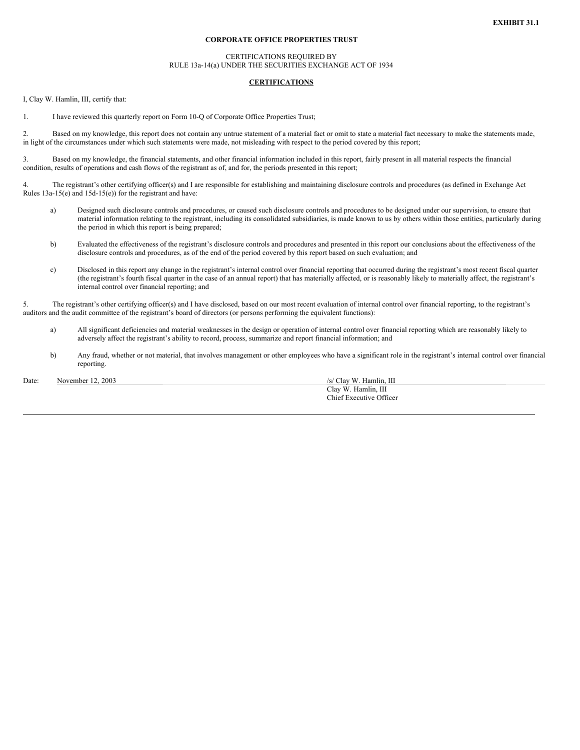**EXHIBIT 31.1**

**CORPORATE OFFICE PROPERTIES TRUST**

CERTIFICATIONS REQUIRED BY
RULE 13a-14(a) UNDER THE SECURITIES EXCHANGE ACT OF 1934

**CERTIFICATIONS**

I, Clay W. Hamlin, III, certify that:

1. I have reviewed this quarterly report on Form 10-Q of Corporate Office Properties Trust;

2. Based on my knowledge, this report does not contain any untrue statement of a material fact or omit to state a material fact necessary to make the statements made, in light of the circumstances under which such statements were made, not misleading with respect to the period covered by this report;

3. Based on my knowledge, the financial statements, and other financial information included in this report, fairly present in all material respects the financial condition, results of operations and cash flows of the registrant as of, and for, the periods presented in this report;

4. The registrant's other certifying officer(s) and I are responsible for establishing and maintaining disclosure controls and procedures (as defined in Exchange Act Rules 13a-15(e) and 15d-15(e)) for the registrant and have:

   a) Designed such disclosure controls and procedures, or caused such disclosure controls and procedures to be designed under our supervision, to ensure that material information relating to the registrant, including its consolidated subsidiaries, is made known to us by others within those entities, particularly during the period in which this report is being prepared;

   b) Evaluated the effectiveness of the registrant's disclosure controls and procedures and presented in this report our conclusions about the effectiveness of the disclosure controls and procedures, as of the end of the period covered by this report based on such evaluation; and

   c) Disclosed in this report any change in the registrant's internal control over financial reporting that occurred during the registrant's most recent fiscal quarter (the registrant's fourth fiscal quarter in the case of an annual report) that has materially affected, or is reasonably likely to materially affect, the registrant's internal control over financial reporting; and

5. The registrant's other certifying officer(s) and I have disclosed, based on our most recent evaluation of internal control over financial reporting, to the registrant's auditors and the audit committee of the registrant's board of directors (or persons performing the equivalent functions):

   a) All significant deficiencies and material weaknesses in the design or operation of internal control over financial reporting which are reasonably likely to adversely affect the registrant's ability to record, process, summarize and report financial information; and

   b) Any fraud, whether or not material, that involves management or other employees who have a significant role in the registrant's internal control over financial reporting.

Date: November 12, 2003

/s/ Clay W. Hamlin, III
Clay W. Hamlin, III
Chief Executive Officer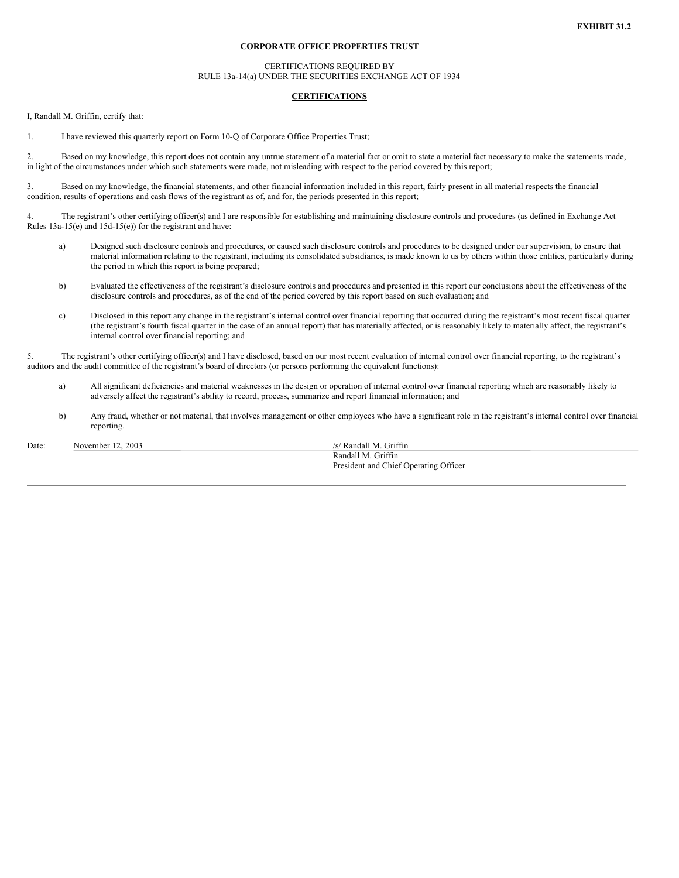**EXHIBIT 31.2**

**CORPORATE OFFICE PROPERTIES TRUST**

CERTIFICATIONS REQUIRED BY
RULE 13a-14(a) UNDER THE SECURITIES EXCHANGE ACT OF 1934

**CERTIFICATIONS**

I, Randall M. Griffin, certify that:

1. I have reviewed this quarterly report on Form 10-Q of Corporate Office Properties Trust;

2. Based on my knowledge, this report does not contain any untrue statement of a material fact or omit to state a material fact necessary to make the statements made, in light of the circumstances under which such statements were made, not misleading with respect to the period covered by this report;

3. Based on my knowledge, the financial statements, and other financial information included in this report, fairly present in all material respects the financial condition, results of operations and cash flows of the registrant as of, and for, the periods presented in this report;

4. The registrant's other certifying officer(s) and I are responsible for establishing and maintaining disclosure controls and procedures (as defined in Exchange Act Rules 13a-15(e) and 15d-15(e)) for the registrant and have:

   a) Designed such disclosure controls and procedures, or caused such disclosure controls and procedures to be designed under our supervision, to ensure that material information relating to the registrant, including its consolidated subsidiaries, is made known to us by others within those entities, particularly during the period in which this report is being prepared;

   b) Evaluated the effectiveness of the registrant's disclosure controls and procedures and presented in this report our conclusions about the effectiveness of the disclosure controls and procedures, as of the end of the period covered by this report based on such evaluation; and

   c) Disclosed in this report any change in the registrant's internal control over financial reporting that occurred during the registrant's most recent fiscal quarter (the registrant's fourth fiscal quarter in the case of an annual report) that has materially affected, or is reasonably likely to materially affect, the registrant's internal control over financial reporting; and

5. The registrant's other certifying officer(s) and I have disclosed, based on our most recent evaluation of internal control over financial reporting, to the registrant's auditors and the audit committee of the registrant's board of directors (or persons performing the equivalent functions):

   a) All significant deficiencies and material weaknesses in the design or operation of internal control over financial reporting which are reasonably likely to adversely affect the registrant's ability to record, process, summarize and report financial information; and

   b) Any fraud, whether or not material, that involves management or other employees who have a significant role in the registrant's internal control over financial reporting.

Date: November 12, 2003

/s/ Randall M. Griffin
Randall M. Griffin
President and Chief Operating Officer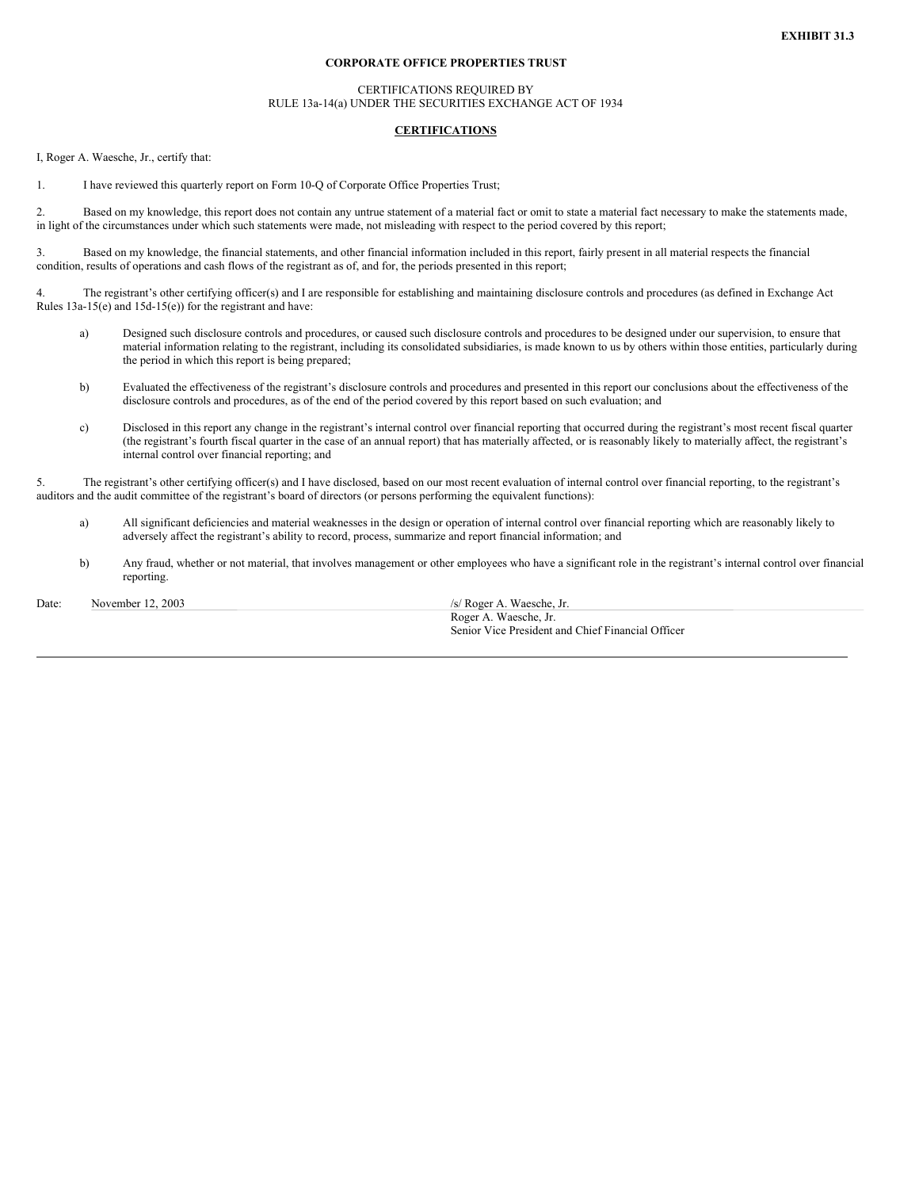**EXHIBIT 31.3**

**CORPORATE OFFICE PROPERTIES TRUST**

CERTIFICATIONS REQUIRED BY
RULE 13a-14(a) UNDER THE SECURITIES EXCHANGE ACT OF 1934

**CERTIFICATIONS**

I, Roger A. Waesche, Jr., certify that:

1. I have reviewed this quarterly report on Form 10-Q of Corporate Office Properties Trust;

2. Based on my knowledge, this report does not contain any untrue statement of a material fact or omit to state a material fact necessary to make the statements made, in light of the circumstances under which such statements were made, not misleading with respect to the period covered by this report;

3. Based on my knowledge, the financial statements, and other financial information included in this report, fairly present in all material respects the financial condition, results of operations and cash flows of the registrant as of, and for, the periods presented in this report;

4. The registrant's other certifying officer(s) and I are responsible for establishing and maintaining disclosure controls and procedures (as defined in Exchange Act Rules 13a-15(e) and 15d-15(e)) for the registrant and have:

   a) Designed such disclosure controls and procedures, or caused such disclosure controls and procedures to be designed under our supervision, to ensure that material information relating to the registrant, including its consolidated subsidiaries, is made known to us by others within those entities, particularly during the period in which this report is being prepared;

   b) Evaluated the effectiveness of the registrant's disclosure controls and procedures and presented in this report our conclusions about the effectiveness of the disclosure controls and procedures, as of the end of the period covered by this report based on such evaluation; and

   c) Disclosed in this report any change in the registrant's internal control over financial reporting that occurred during the registrant's most recent fiscal quarter (the registrant's fourth fiscal quarter in the case of an annual report) that has materially affected, or is reasonably likely to materially affect, the registrant's internal control over financial reporting; and

5. The registrant's other certifying officer(s) and I have disclosed, based on our most recent evaluation of internal control over financial reporting, to the registrant's auditors and the audit committee of the registrant's board of directors (or persons performing the equivalent functions):

   a) All significant deficiencies and material weaknesses in the design or operation of internal control over financial reporting which are reasonably likely to adversely affect the registrant's ability to record, process, summarize and report financial information; and

   b) Any fraud, whether or not material, that involves management or other employees who have a significant role in the registrant's internal control over financial reporting.

Date: November 12, 2003

/s/ Roger A. Waesche, Jr.
Roger A. Waesche, Jr.
Senior Vice President and Chief Financial Officer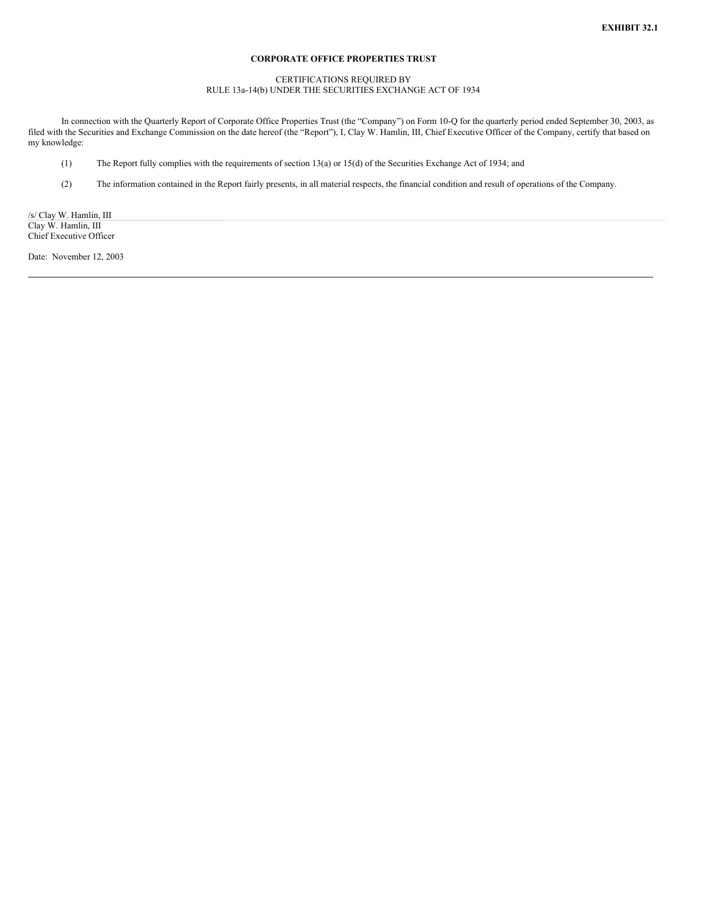**EXHIBIT 32.1**

**CORPORATE OFFICE PROPERTIES TRUST**

CERTIFICATIONS REQUIRED BY
RULE 13a-14(b) UNDER THE SECURITIES EXCHANGE ACT OF 1934

In connection with the Quarterly Report of Corporate Office Properties Trust (the "Company") on Form 10-Q for the quarterly period ended September 30, 2003, as filed with the Securities and Exchange Commission on the date hereof (the "Report"), I, Clay W. Hamlin, III, Chief Executive Officer of the Company, certify that based on my knowledge:

(1) The Report fully complies with the requirements of section 13(a) or 15(d) of the Securities Exchange Act of 1934; and

(2) The information contained in the Report fairly presents, in all material respects, the financial condition and result of operations of the Company.

/s/ Clay W. Hamlin, III
Clay W. Hamlin, III
Chief Executive Officer

Date: November 12, 2003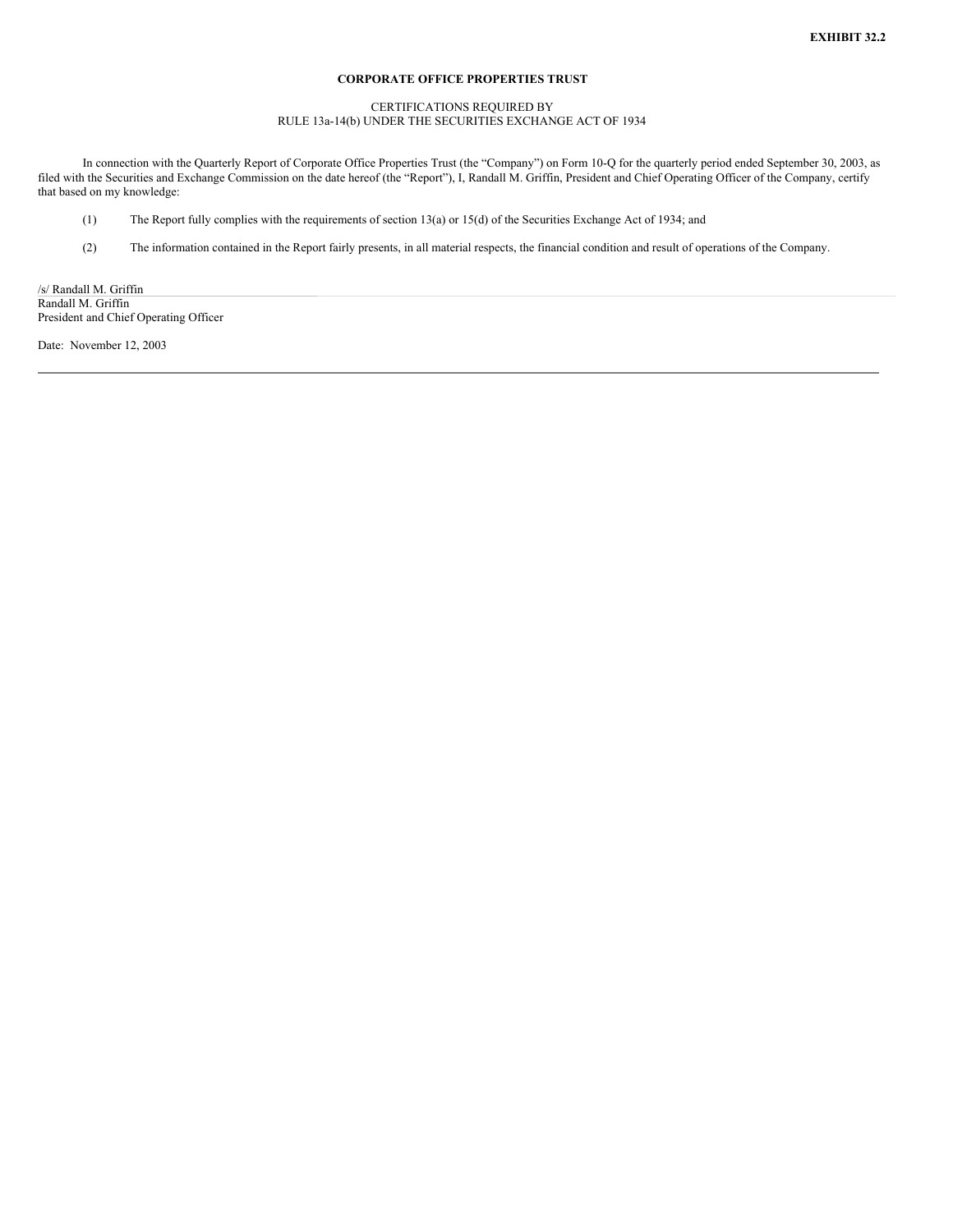**EXHIBIT 32.2**

**CORPORATE OFFICE PROPERTIES TRUST**

CERTIFICATIONS REQUIRED BY
RULE 13a-14(b) UNDER THE SECURITIES EXCHANGE ACT OF 1934

In connection with the Quarterly Report of Corporate Office Properties Trust (the "Company") on Form 10-Q for the quarterly period ended September 30, 2003, as filed with the Securities and Exchange Commission on the date hereof (the "Report"), I, Randall M. Griffin, President and Chief Operating Officer of the Company, certify that based on my knowledge:

(1) The Report fully complies with the requirements of section 13(a) or 15(d) of the Securities Exchange Act of 1934; and

(2) The information contained in the Report fairly presents, in all material respects, the financial condition and result of operations of the Company.

/s/ Randall M. Griffin
Randall M. Griffin
President and Chief Operating Officer

Date: November 12, 2003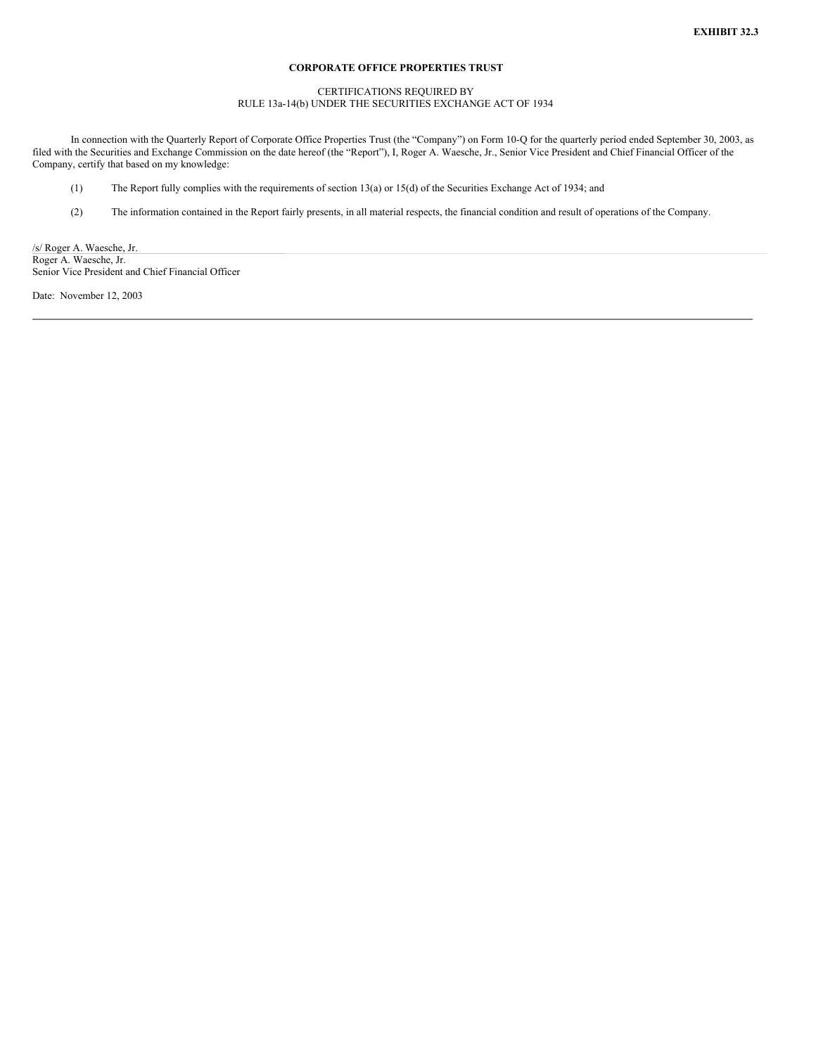**EXHIBIT 32.3**

**CORPORATE OFFICE PROPERTIES TRUST**

CERTIFICATIONS REQUIRED BY
RULE 13a-14(b) UNDER THE SECURITIES EXCHANGE ACT OF 1934

In connection with the Quarterly Report of Corporate Office Properties Trust (the "Company") on Form 10-Q for the quarterly period ended September 30, 2003, as filed with the Securities and Exchange Commission on the date hereof (the "Report"), I, Roger A. Waesche, Jr., Senior Vice President and Chief Financial Officer of the Company, certify that based on my knowledge:

(1) The Report fully complies with the requirements of section 13(a) or 15(d) of the Securities Exchange Act of 1934; and

(2) The information contained in the Report fairly presents, in all material respects, the financial condition and result of operations of the Company.

/s/ Roger A. Waesche, Jr.
Roger A. Waesche, Jr.
Senior Vice President and Chief Financial Officer

Date: November 12, 2003